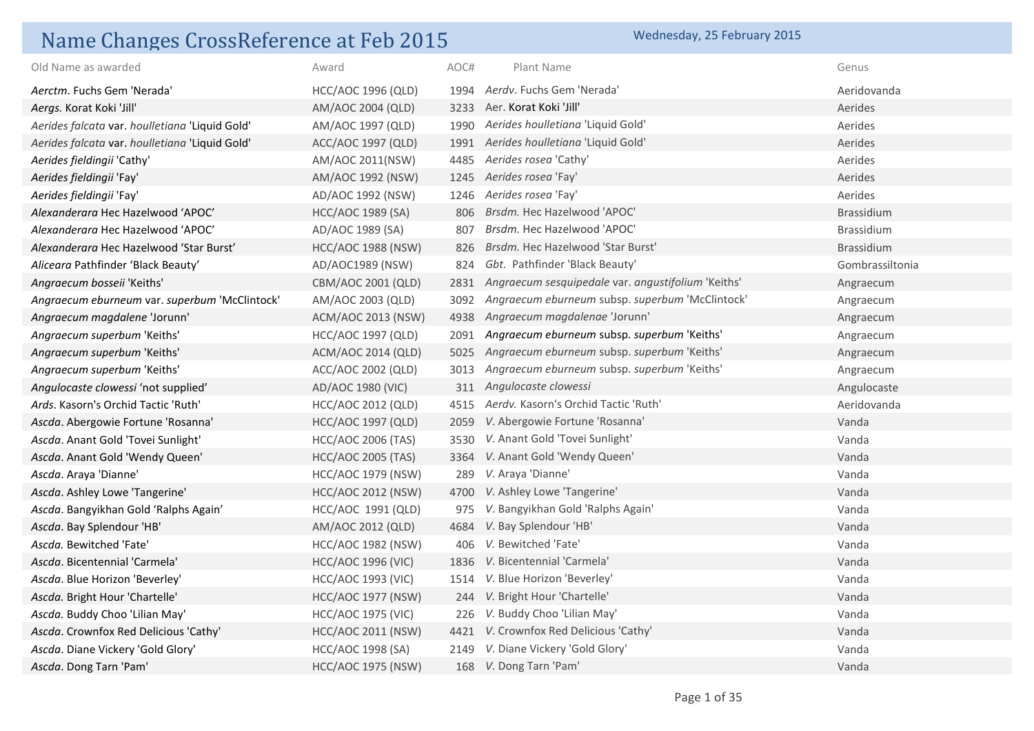# Name Changes CrossReference at Feb 2015

Wednesday, 25 February 2015

| Old Name as awarded | Award | AOC# | Plant Name | Genus |
|---|---|---|---|---|
| *Aerctm*. Fuchs Gem 'Nerada' | HCC/AOC 1996 (QLD) | 1994 | *Aerdv*. Fuchs Gem 'Nerada' | Aeridovanda |
| *Aergs.* Korat Koki 'Jill' | AM/AOC 2004 (QLD) | 3233 | Aer. Korat Koki 'Jill' | Aerides |
| *Aerides falcata* var. *houlletiana* 'Liquid Gold' | AM/AOC 1997 (QLD) | 1990 | *Aerides houlletiana* 'Liquid Gold' | Aerides |
| *Aerides falcata* var. *houlletiana* 'Liquid Gold' | ACC/AOC 1997 (QLD) | 1991 | *Aerides houlletiana* 'Liquid Gold' | Aerides |
| *Aerides fieldingii* 'Cathy' | AM/AOC 2011(NSW) | 4485 | *Aerides rosea* 'Cathy' | Aerides |
| *Aerides fieldingii* 'Fay' | AM/AOC 1992 (NSW) | 1245 | *Aerides rosea* 'Fay' | Aerides |
| *Aerides fieldingii* 'Fay' | AD/AOC 1992 (NSW) | 1246 | *Aerides rosea* 'Fay' | Aerides |
| *Alexanderara* Hec Hazelwood 'APOC' | HCC/AOC 1989 (SA) | 806 | *Brsdm.* Hec Hazelwood 'APOC' | Brassidium |
| *Alexanderara* Hec Hazelwood 'APOC' | AD/AOC 1989 (SA) | 807 | *Brsdm.* Hec Hazelwood 'APOC' | Brassidium |
| *Alexanderara* Hec Hazelwood 'Star Burst' | HCC/AOC 1988 (NSW) | 826 | *Brsdm.* Hec Hazelwood 'Star Burst' | Brassidium |
| *Aliceara* Pathfinder 'Black Beauty' | AD/AOC1989 (NSW) | 824 | *Gbt.* Pathfinder 'Black Beauty' | Gombrassiltonia |
| *Angraecum bosseii* 'Keiths' | CBM/AOC 2001 (QLD) | 2831 | *Angraecum sesquipedale* var. *angustifolium* 'Keiths' | Angraecum |
| *Angraecum eburneum* var. *superbum* 'McClintock' | AM/AOC 2003 (QLD) | 3092 | *Angraecum eburneum* subsp. *superbum* 'McClintock' | Angraecum |
| *Angraecum magdalene* 'Jorunn' | ACM/AOC 2013 (NSW) | 4938 | *Angraecum magdalenae* 'Jorunn' | Angraecum |
| *Angraecum superbum* 'Keiths' | HCC/AOC 1997 (QLD) | 2091 | *Angraecum eburneum* subsp. *superbum* 'Keiths' | Angraecum |
| *Angraecum superbum* 'Keiths' | ACM/AOC 2014 (QLD) | 5025 | *Angraecum eburneum* subsp. *superbum* 'Keiths' | Angraecum |
| *Angraecum superbum* 'Keiths' | ACC/AOC 2002 (QLD) | 3013 | *Angraecum eburneum* subsp. *superbum* 'Keiths' | Angraecum |
| *Angulocaste clowessi* 'not supplied' | AD/AOC 1980 (VIC) | 311 | *Angulocaste clowessi* | Angulocaste |
| *Ards*. Kasorn's Orchid Tactic 'Ruth' | HCC/AOC 2012 (QLD) | 4515 | *Aerdv.* Kasorn's Orchid Tactic 'Ruth' | Aeridovanda |
| *Ascda*. Abergowie Fortune 'Rosanna' | HCC/AOC 1997 (QLD) | 2059 | *V.* Abergowie Fortune 'Rosanna' | Vanda |
| *Ascda*. Anant Gold 'Tovei Sunlight' | HCC/AOC 2006 (TAS) | 3530 | *V.* Anant Gold 'Tovei Sunlight' | Vanda |
| *Ascda*. Anant Gold 'Wendy Queen' | HCC/AOC 2005 (TAS) | 3364 | *V.* Anant Gold 'Wendy Queen' | Vanda |
| *Ascda*. Araya 'Dianne' | HCC/AOC 1979 (NSW) | 289 | *V.* Araya 'Dianne' | Vanda |
| *Ascda*. Ashley Lowe 'Tangerine' | HCC/AOC 2012 (NSW) | 4700 | *V.* Ashley Lowe 'Tangerine' | Vanda |
| *Ascda*. Bangyikhan Gold 'Ralphs Again' | HCC/AOC 1991 (QLD) | 975 | *V.* Bangyikhan Gold 'Ralphs Again' | Vanda |
| *Ascda*. Bay Splendour 'HB' | AM/AOC 2012 (QLD) | 4684 | *V.* Bay Splendour 'HB' | Vanda |
| *Ascda*. Bewitched 'Fate' | HCC/AOC 1982 (NSW) | 406 | *V.* Bewitched 'Fate' | Vanda |
| *Ascda*. Bicentennial 'Carmela' | HCC/AOC 1996 (VIC) | 1836 | *V.* Bicentennial 'Carmela' | Vanda |
| *Ascda*. Blue Horizon 'Beverley' | HCC/AOC 1993 (VIC) | 1514 | *V.* Blue Horizon 'Beverley' | Vanda |
| *Ascda*. Bright Hour 'Chartelle' | HCC/AOC 1977 (NSW) | 244 | *V.* Bright Hour 'Chartelle' | Vanda |
| *Ascda*. Buddy Choo 'Lilian May' | HCC/AOC 1975 (VIC) | 226 | *V.* Buddy Choo 'Lilian May' | Vanda |
| *Ascda*. Crownfox Red Delicious 'Cathy' | HCC/AOC 2011 (NSW) | 4421 | *V.* Crownfox Red Delicious 'Cathy' | Vanda |
| *Ascda*. Diane Vickery 'Gold Glory' | HCC/AOC 1998 (SA) | 2149 | *V.* Diane Vickery 'Gold Glory' | Vanda |
| *Ascda*. Dong Tarn 'Pam' | HCC/AOC 1975 (NSW) | 168 | *V.* Dong Tarn 'Pam' | Vanda |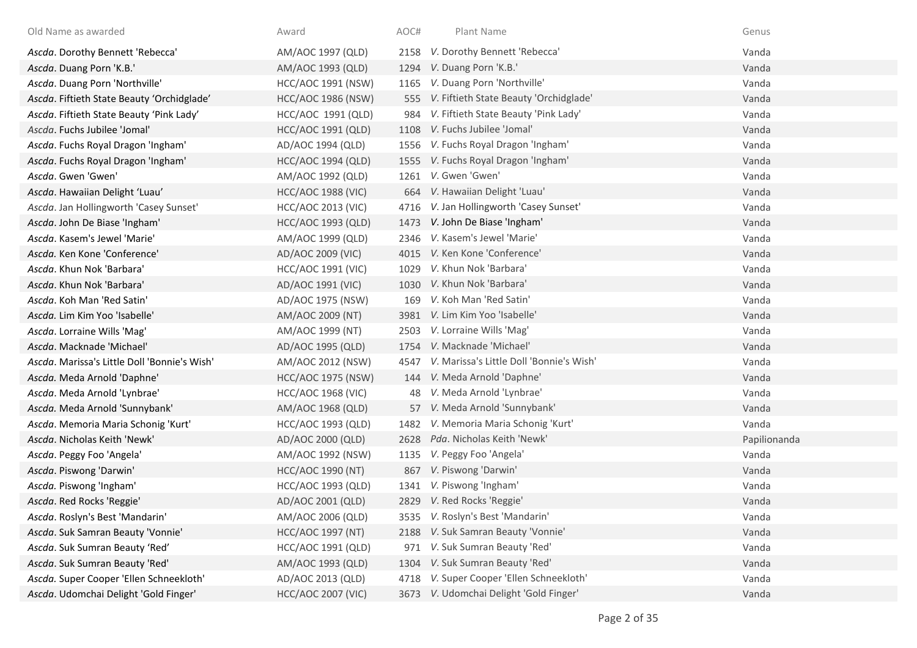| Old Name as awarded | Award | AOC# | Plant Name | Genus |
|---|---|---|---|---|
| *Ascda*. Dorothy Bennett 'Rebecca' | AM/AOC 1997 (QLD) | 2158 | *V*. Dorothy Bennett 'Rebecca' | Vanda |
| *Ascda*. Duang Porn 'K.B.' | AM/AOC 1993 (QLD) | 1294 | *V*. Duang Porn 'K.B.' | Vanda |
| *Ascda*. Duang Porn 'Northville' | HCC/AOC 1991 (NSW) | 1165 | *V*. Duang Porn 'Northville' | Vanda |
| *Ascda*. Fiftieth State Beauty 'Orchidglade' | HCC/AOC 1986 (NSW) | 555 | *V*. Fiftieth State Beauty 'Orchidglade' | Vanda |
| *Ascda*. Fiftieth State Beauty 'Pink Lady' | HCC/AOC 1991 (QLD) | 984 | *V*. Fiftieth State Beauty 'Pink Lady' | Vanda |
| *Ascda*. Fuchs Jubilee 'Jomal' | HCC/AOC 1991 (QLD) | 1108 | *V*. Fuchs Jubilee 'Jomal' | Vanda |
| *Ascda*. Fuchs Royal Dragon 'Ingham' | AD/AOC 1994 (QLD) | 1556 | *V*. Fuchs Royal Dragon 'Ingham' | Vanda |
| *Ascda*. Fuchs Royal Dragon 'Ingham' | HCC/AOC 1994 (QLD) | 1555 | *V*. Fuchs Royal Dragon 'Ingham' | Vanda |
| *Ascda*. Gwen 'Gwen' | AM/AOC 1992 (QLD) | 1261 | *V*. Gwen 'Gwen' | Vanda |
| *Ascda*. Hawaiian Delight 'Luau' | HCC/AOC 1988 (VIC) | 664 | *V*. Hawaiian Delight 'Luau' | Vanda |
| *Ascda*. Jan Hollingworth 'Casey Sunset' | HCC/AOC 2013 (VIC) | 4716 | *V*. Jan Hollingworth 'Casey Sunset' | Vanda |
| *Ascda*. John De Biase 'Ingham' | HCC/AOC 1993 (QLD) | 1473 | *V*. John De Biase 'Ingham' | Vanda |
| *Ascda*. Kasem's Jewel 'Marie' | AM/AOC 1999 (QLD) | 2346 | *V*. Kasem's Jewel 'Marie' | Vanda |
| *Ascda*. Ken Kone 'Conference' | AD/AOC 2009 (VIC) | 4015 | *V*. Ken Kone 'Conference' | Vanda |
| *Ascda*. Khun Nok 'Barbara' | HCC/AOC 1991 (VIC) | 1029 | *V*. Khun Nok 'Barbara' | Vanda |
| *Ascda*. Khun Nok 'Barbara' | AD/AOC 1991 (VIC) | 1030 | *V*. Khun Nok 'Barbara' | Vanda |
| *Ascda*. Koh Man 'Red Satin' | AD/AOC 1975 (NSW) | 169 | *V*. Koh Man 'Red Satin' | Vanda |
| *Ascda*. Lim Kim Yoo 'Isabelle' | AM/AOC 2009 (NT) | 3981 | *V*. Lim Kim Yoo 'Isabelle' | Vanda |
| *Ascda*. Lorraine Wills 'Mag' | AM/AOC 1999 (NT) | 2503 | *V*. Lorraine Wills 'Mag' | Vanda |
| *Ascda*. Macknade 'Michael' | AD/AOC 1995 (QLD) | 1754 | *V*. Macknade 'Michael' | Vanda |
| *Ascda*. Marissa's Little Doll 'Bonnie's Wish' | AM/AOC 2012 (NSW) | 4547 | *V*. Marissa's Little Doll 'Bonnie's Wish' | Vanda |
| *Ascda*. Meda Arnold 'Daphne' | HCC/AOC 1975 (NSW) | 144 | *V*. Meda Arnold 'Daphne' | Vanda |
| *Ascda*. Meda Arnold 'Lynbrae' | HCC/AOC 1968 (VIC) | 48 | *V*. Meda Arnold 'Lynbrae' | Vanda |
| *Ascda*. Meda Arnold 'Sunnybank' | AM/AOC 1968 (QLD) | 57 | *V*. Meda Arnold 'Sunnybank' | Vanda |
| *Ascda*. Memoria Maria Schonig 'Kurt' | HCC/AOC 1993 (QLD) | 1482 | *V*. Memoria Maria Schonig 'Kurt' | Vanda |
| *Ascda*. Nicholas Keith 'Newk' | AD/AOC 2000 (QLD) | 2628 | *Pda*. Nicholas Keith 'Newk' | Papilionanda |
| *Ascda*. Peggy Foo 'Angela' | AM/AOC 1992 (NSW) | 1135 | *V*. Peggy Foo 'Angela' | Vanda |
| *Ascda*. Piswong 'Darwin' | HCC/AOC 1990 (NT) | 867 | *V*. Piswong 'Darwin' | Vanda |
| *Ascda*. Piswong 'Ingham' | HCC/AOC 1993 (QLD) | 1341 | *V*. Piswong 'Ingham' | Vanda |
| *Ascda*. Red Rocks 'Reggie' | AD/AOC 2001 (QLD) | 2829 | *V*. Red Rocks 'Reggie' | Vanda |
| *Ascda*. Roslyn's Best 'Mandarin' | AM/AOC 2006 (QLD) | 3535 | *V*. Roslyn's Best 'Mandarin' | Vanda |
| *Ascda*. Suk Samran Beauty 'Vonnie' | HCC/AOC 1997 (NT) | 2188 | *V*. Suk Samran Beauty 'Vonnie' | Vanda |
| *Ascda*. Suk Sumran Beauty 'Red' | HCC/AOC 1991 (QLD) | 971 | *V*. Suk Sumran Beauty 'Red' | Vanda |
| *Ascda*. Suk Sumran Beauty 'Red' | AM/AOC 1993 (QLD) | 1304 | *V*. Suk Sumran Beauty 'Red' | Vanda |
| *Ascda*. Super Cooper 'Ellen Schneekloth' | AD/AOC 2013 (QLD) | 4718 | *V*. Super Cooper 'Ellen Schneekloth' | Vanda |
| *Ascda*. Udomchai Delight 'Gold Finger' | HCC/AOC 2007 (VIC) | 3673 | *V*. Udomchai Delight 'Gold Finger' | Vanda |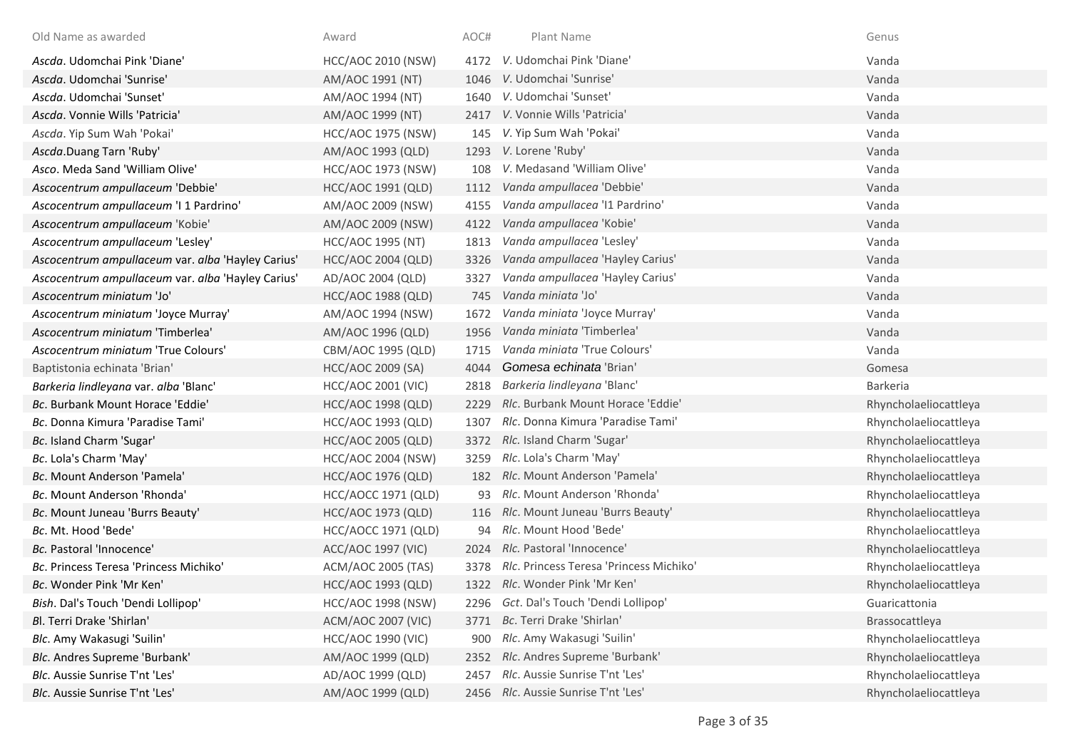| Old Name as awarded | Award | AOC# | Plant Name | Genus |
|---|---|---|---|---|
| *Ascda*. Udomchai Pink 'Diane' | HCC/AOC 2010 (NSW) | 4172 | *V*. Udomchai Pink 'Diane' | Vanda |
| *Ascda*. Udomchai 'Sunrise' | AM/AOC 1991 (NT) | 1046 | *V*. Udomchai 'Sunrise' | Vanda |
| *Ascda*. Udomchai 'Sunset' | AM/AOC 1994 (NT) | 1640 | *V*. Udomchai 'Sunset' | Vanda |
| *Ascda*. Vonnie Wills 'Patricia' | AM/AOC 1999 (NT) | 2417 | *V*. Vonnie Wills 'Patricia' | Vanda |
| *Ascda*. Yip Sum Wah 'Pokai' | HCC/AOC 1975 (NSW) | 145 | *V*. Yip Sum Wah 'Pokai' | Vanda |
| *Ascda*.Duang Tarn 'Ruby' | AM/AOC 1993 (QLD) | 1293 | *V*. Lorene 'Ruby' | Vanda |
| *Asco*. Meda Sand 'William Olive' | HCC/AOC 1973 (NSW) | 108 | *V*. Medasand 'William Olive' | Vanda |
| *Ascocentrum ampullaceum* 'Debbie' | HCC/AOC 1991 (QLD) | 1112 | *Vanda ampullacea* 'Debbie' | Vanda |
| *Ascocentrum ampullaceum* 'I 1 Pardrino' | AM/AOC 2009 (NSW) | 4155 | *Vanda ampullacea* 'I1 Pardrino' | Vanda |
| *Ascocentrum ampullaceum* 'Kobie' | AM/AOC 2009 (NSW) | 4122 | *Vanda ampullacea* 'Kobie' | Vanda |
| *Ascocentrum ampullaceum* 'Lesley' | HCC/AOC 1995 (NT) | 1813 | *Vanda ampullacea* 'Lesley' | Vanda |
| *Ascocentrum ampullaceum* var. *alba* 'Hayley Carius' | HCC/AOC 2004 (QLD) | 3326 | *Vanda ampullacea* 'Hayley Carius' | Vanda |
| *Ascocentrum ampullaceum* var. *alba* 'Hayley Carius' | AD/AOC 2004 (QLD) | 3327 | *Vanda ampullacea* 'Hayley Carius' | Vanda |
| *Ascocentrum miniatum* 'Jo' | HCC/AOC 1988 (QLD) | 745 | *Vanda miniata* 'Jo' | Vanda |
| *Ascocentrum miniatum* 'Joyce Murray' | AM/AOC 1994 (NSW) | 1672 | *Vanda miniata* 'Joyce Murray' | Vanda |
| *Ascocentrum miniatum* 'Timberlea' | AM/AOC 1996 (QLD) | 1956 | *Vanda miniata* 'Timberlea' | Vanda |
| *Ascocentrum miniatum* 'True Colours' | CBM/AOC 1995 (QLD) | 1715 | *Vanda miniata* 'True Colours' | Vanda |
| Baptistonia echinata 'Brian' | HCC/AOC 2009 (SA) | 4044 | *Gomesa echinata* 'Brian' | Gomesa |
| *Barkeria lindleyana* var. *alba* 'Blanc' | HCC/AOC 2001 (VIC) | 2818 | *Barkeria lindleyana* 'Blanc' | Barkeria |
| *Bc*. Burbank Mount Horace 'Eddie' | HCC/AOC 1998 (QLD) | 2229 | *Rlc*. Burbank Mount Horace 'Eddie' | Rhyncholaeliocattleya |
| *Bc*. Donna Kimura 'Paradise Tami' | HCC/AOC 1993 (QLD) | 1307 | *Rlc*. Donna Kimura 'Paradise Tami' | Rhyncholaeliocattleya |
| *Bc*. Island Charm 'Sugar' | HCC/AOC 2005 (QLD) | 3372 | *Rlc.* Island Charm 'Sugar' | Rhyncholaeliocattleya |
| *Bc*. Lola's Charm 'May' | HCC/AOC 2004 (NSW) | 3259 | *Rlc*. Lola's Charm 'May' | Rhyncholaeliocattleya |
| *Bc*. Mount Anderson 'Pamela' | HCC/AOC 1976 (QLD) | 182 | *Rlc*. Mount Anderson 'Pamela' | Rhyncholaeliocattleya |
| *Bc*. Mount Anderson 'Rhonda' | HCC/AOCC 1971 (QLD) | 93 | *Rlc*. Mount Anderson 'Rhonda' | Rhyncholaeliocattleya |
| *Bc*. Mount Juneau 'Burrs Beauty' | HCC/AOC 1973 (QLD) | 116 | *Rlc*. Mount Juneau 'Burrs Beauty' | Rhyncholaeliocattleya |
| *Bc*. Mt. Hood 'Bede' | HCC/AOCC 1971 (QLD) | 94 | *Rlc*. Mount Hood 'Bede' | Rhyncholaeliocattleya |
| *Bc.* Pastoral 'Innocence' | ACC/AOC 1997 (VIC) | 2024 | *Rlc.* Pastoral 'Innocence' | Rhyncholaeliocattleya |
| *Bc*. Princess Teresa 'Princess Michiko' | ACM/AOC 2005 (TAS) | 3378 | *Rlc*. Princess Teresa 'Princess Michiko' | Rhyncholaeliocattleya |
| *Bc*. Wonder Pink 'Mr Ken' | HCC/AOC 1993 (QLD) | 1322 | *Rlc*. Wonder Pink 'Mr Ken' | Rhyncholaeliocattleya |
| *Bish*. Dal's Touch 'Dendi Lollipop' | HCC/AOC 1998 (NSW) | 2296 | *Gct*. Dal's Touch 'Dendi Lollipop' | Guaricattonia |
| *Bl*. Terri Drake 'Shirlan' | ACM/AOC 2007 (VIC) | 3771 | *Bc*. Terri Drake 'Shirlan' | Brassocattleya |
| *Blc*. Amy Wakasugi 'Suilin' | HCC/AOC 1990 (VIC) | 900 | *Rlc*. Amy Wakasugi 'Suilin' | Rhyncholaeliocattleya |
| *Blc*. Andres Supreme 'Burbank' | AM/AOC 1999 (QLD) | 2352 | *Rlc*. Andres Supreme 'Burbank' | Rhyncholaeliocattleya |
| *Blc*. Aussie Sunrise T'nt 'Les' | AD/AOC 1999 (QLD) | 2457 | *Rlc*. Aussie Sunrise T'nt 'Les' | Rhyncholaeliocattleya |
| *Blc*. Aussie Sunrise T'nt 'Les' | AM/AOC 1999 (QLD) | 2456 | *Rlc*. Aussie Sunrise T'nt 'Les' | Rhyncholaeliocattleya |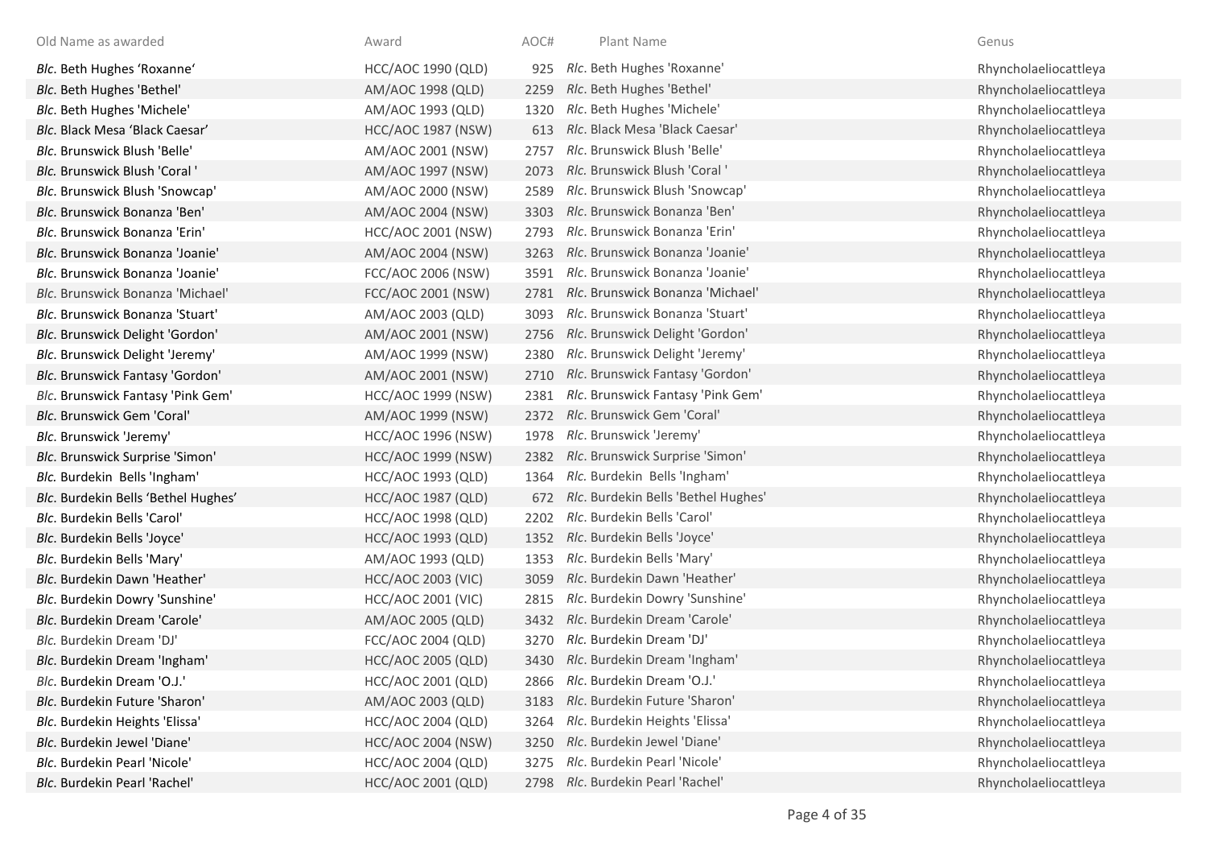| Old Name as awarded | Award | AOC# | Plant Name | Genus |
|---|---|---|---|---|
| *Blc*. Beth Hughes ‘Roxanne‘ | HCC/AOC 1990 (QLD) | 925 | *Rlc*. Beth Hughes 'Roxanne' | Rhyncholaeliocattleya |
| *Blc*. Beth Hughes 'Bethel' | AM/AOC 1998 (QLD) | 2259 | *Rlc*. Beth Hughes 'Bethel' | Rhyncholaeliocattleya |
| *Blc*. Beth Hughes 'Michele' | AM/AOC 1993 (QLD) | 1320 | *Rlc*. Beth Hughes 'Michele' | Rhyncholaeliocattleya |
| *Blc*. Black Mesa ‘Black Caesar’ | HCC/AOC 1987 (NSW) | 613 | *Rlc*. Black Mesa 'Black Caesar' | Rhyncholaeliocattleya |
| *Blc*. Brunswick Blush 'Belle' | AM/AOC 2001 (NSW) | 2757 | *Rlc*. Brunswick Blush 'Belle' | Rhyncholaeliocattleya |
| *Blc.* Brunswick Blush 'Coral ' | AM/AOC 1997 (NSW) | 2073 | *Rlc.* Brunswick Blush 'Coral ' | Rhyncholaeliocattleya |
| *Blc*. Brunswick Blush 'Snowcap' | AM/AOC 2000 (NSW) | 2589 | *Rlc*. Brunswick Blush 'Snowcap' | Rhyncholaeliocattleya |
| *Blc*. Brunswick Bonanza 'Ben' | AM/AOC 2004 (NSW) | 3303 | *Rlc*. Brunswick Bonanza 'Ben' | Rhyncholaeliocattleya |
| *Blc*. Brunswick Bonanza 'Erin' | HCC/AOC 2001 (NSW) | 2793 | *Rlc*. Brunswick Bonanza 'Erin' | Rhyncholaeliocattleya |
| *Blc*. Brunswick Bonanza 'Joanie' | AM/AOC 2004 (NSW) | 3263 | *Rlc*. Brunswick Bonanza 'Joanie' | Rhyncholaeliocattleya |
| *Blc*. Brunswick Bonanza 'Joanie' | FCC/AOC 2006 (NSW) | 3591 | *Rlc*. Brunswick Bonanza 'Joanie' | Rhyncholaeliocattleya |
| *Blc*. Brunswick Bonanza 'Michael' | FCC/AOC 2001 (NSW) | 2781 | *Rlc*. Brunswick Bonanza 'Michael' | Rhyncholaeliocattleya |
| *Blc*. Brunswick Bonanza 'Stuart' | AM/AOC 2003 (QLD) | 3093 | *Rlc*. Brunswick Bonanza 'Stuart' | Rhyncholaeliocattleya |
| *Blc*. Brunswick Delight 'Gordon' | AM/AOC 2001 (NSW) | 2756 | *Rlc*. Brunswick Delight 'Gordon' | Rhyncholaeliocattleya |
| *Blc*. Brunswick Delight 'Jeremy' | AM/AOC 1999 (NSW) | 2380 | *Rlc*. Brunswick Delight 'Jeremy' | Rhyncholaeliocattleya |
| *Blc*. Brunswick Fantasy 'Gordon' | AM/AOC 2001 (NSW) | 2710 | *Rlc*. Brunswick Fantasy 'Gordon' | Rhyncholaeliocattleya |
| *Blc*. Brunswick Fantasy 'Pink Gem' | HCC/AOC 1999 (NSW) | 2381 | *Rlc*. Brunswick Fantasy 'Pink Gem' | Rhyncholaeliocattleya |
| *Blc*. Brunswick Gem 'Coral' | AM/AOC 1999 (NSW) | 2372 | *Rlc*. Brunswick Gem 'Coral' | Rhyncholaeliocattleya |
| *Blc*. Brunswick 'Jeremy' | HCC/AOC 1996 (NSW) | 1978 | *Rlc*. Brunswick 'Jeremy' | Rhyncholaeliocattleya |
| *Blc*. Brunswick Surprise 'Simon' | HCC/AOC 1999 (NSW) | 2382 | *Rlc*. Brunswick Surprise 'Simon' | Rhyncholaeliocattleya |
| *Blc.* Burdekin  Bells 'Ingham' | HCC/AOC 1993 (QLD) | 1364 | *Rlc.* Burdekin  Bells 'Ingham' | Rhyncholaeliocattleya |
| *Blc*. Burdekin Bells ‘Bethel Hughes’ | HCC/AOC 1987 (QLD) | 672 | *Rlc*. Burdekin Bells 'Bethel Hughes' | Rhyncholaeliocattleya |
| *Blc*. Burdekin Bells 'Carol' | HCC/AOC 1998 (QLD) | 2202 | *Rlc*. Burdekin Bells 'Carol' | Rhyncholaeliocattleya |
| *Blc*. Burdekin Bells 'Joyce' | HCC/AOC 1993 (QLD) | 1352 | *Rlc*. Burdekin Bells 'Joyce' | Rhyncholaeliocattleya |
| *Blc*. Burdekin Bells 'Mary' | AM/AOC 1993 (QLD) | 1353 | *Rlc*. Burdekin Bells 'Mary' | Rhyncholaeliocattleya |
| *Blc*. Burdekin Dawn 'Heather' | HCC/AOC 2003 (VIC) | 3059 | *Rlc*. Burdekin Dawn 'Heather' | Rhyncholaeliocattleya |
| *Blc*. Burdekin Dowry 'Sunshine' | HCC/AOC 2001 (VIC) | 2815 | *Rlc*. Burdekin Dowry 'Sunshine' | Rhyncholaeliocattleya |
| *Blc*. Burdekin Dream 'Carole' | AM/AOC 2005 (QLD) | 3432 | *Rlc*. Burdekin Dream 'Carole' | Rhyncholaeliocattleya |
| *Blc.* Burdekin Dream 'DJ' | FCC/AOC 2004 (QLD) | 3270 | *Rlc.* Burdekin Dream 'DJ' | Rhyncholaeliocattleya |
| *Blc*. Burdekin Dream 'Ingham' | HCC/AOC 2005 (QLD) | 3430 | *Rlc*. Burdekin Dream 'Ingham' | Rhyncholaeliocattleya |
| *Blc*. Burdekin Dream 'O.J.' | HCC/AOC 2001 (QLD) | 2866 | *Rlc*. Burdekin Dream 'O.J.' | Rhyncholaeliocattleya |
| *Blc*. Burdekin Future 'Sharon' | AM/AOC 2003 (QLD) | 3183 | *Rlc*. Burdekin Future 'Sharon' | Rhyncholaeliocattleya |
| *Blc*. Burdekin Heights 'Elissa' | HCC/AOC 2004 (QLD) | 3264 | *Rlc*. Burdekin Heights 'Elissa' | Rhyncholaeliocattleya |
| *Blc*. Burdekin Jewel 'Diane' | HCC/AOC 2004 (NSW) | 3250 | *Rlc*. Burdekin Jewel 'Diane' | Rhyncholaeliocattleya |
| *Blc*. Burdekin Pearl 'Nicole' | HCC/AOC 2004 (QLD) | 3275 | *Rlc*. Burdekin Pearl 'Nicole' | Rhyncholaeliocattleya |
| *Blc*. Burdekin Pearl 'Rachel' | HCC/AOC 2001 (QLD) | 2798 | *Rlc*. Burdekin Pearl 'Rachel' | Rhyncholaeliocattleya |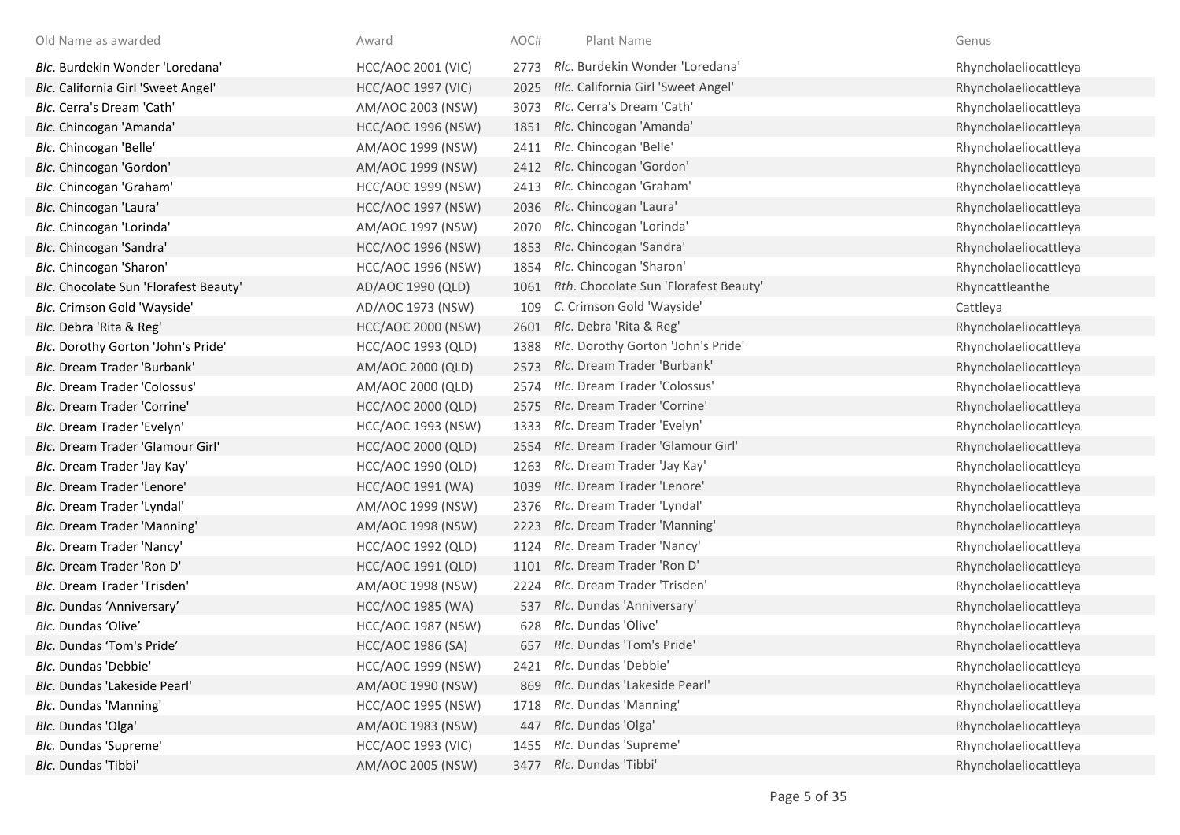| Old Name as awarded | Award | AOC# | Plant Name | Genus |
|---|---|---|---|---|
| *Blc*. Burdekin Wonder 'Loredana' | HCC/AOC 2001 (VIC) | 2773 | *Rlc*. Burdekin Wonder 'Loredana' | Rhyncholaeliocattleya |
| *Blc*. California Girl 'Sweet Angel' | HCC/AOC 1997 (VIC) | 2025 | *Rlc*. California Girl 'Sweet Angel' | Rhyncholaeliocattleya |
| *Blc*. Cerra's Dream 'Cath' | AM/AOC 2003 (NSW) | 3073 | *Rlc*. Cerra's Dream 'Cath' | Rhyncholaeliocattleya |
| *Blc*. Chincogan 'Amanda' | HCC/AOC 1996 (NSW) | 1851 | *Rlc*. Chincogan 'Amanda' | Rhyncholaeliocattleya |
| *Blc*. Chincogan 'Belle' | AM/AOC 1999 (NSW) | 2411 | *Rlc*. Chincogan 'Belle' | Rhyncholaeliocattleya |
| *Blc*. Chincogan 'Gordon' | AM/AOC 1999 (NSW) | 2412 | *Rlc*. Chincogan 'Gordon' | Rhyncholaeliocattleya |
| *Blc.* Chincogan 'Graham' | HCC/AOC 1999 (NSW) | 2413 | *Rlc.* Chincogan 'Graham' | Rhyncholaeliocattleya |
| *Blc*. Chincogan 'Laura' | HCC/AOC 1997 (NSW) | 2036 | *Rlc*. Chincogan 'Laura' | Rhyncholaeliocattleya |
| *Blc*. Chincogan 'Lorinda' | AM/AOC 1997 (NSW) | 2070 | *Rlc*. Chincogan 'Lorinda' | Rhyncholaeliocattleya |
| *Blc*. Chincogan 'Sandra' | HCC/AOC 1996 (NSW) | 1853 | *Rlc*. Chincogan 'Sandra' | Rhyncholaeliocattleya |
| *Blc*. Chincogan 'Sharon' | HCC/AOC 1996 (NSW) | 1854 | *Rlc*. Chincogan 'Sharon' | Rhyncholaeliocattleya |
| *Blc*. Chocolate Sun 'Florafest Beauty' | AD/AOC 1990 (QLD) | 1061 | *Rth*. Chocolate Sun 'Florafest Beauty' | Rhyncattleanthe |
| *Blc*. Crimson Gold 'Wayside' | AD/AOC 1973 (NSW) | 109 | *C*. Crimson Gold 'Wayside' | Cattleya |
| *Blc*. Debra 'Rita & Reg' | HCC/AOC 2000 (NSW) | 2601 | *Rlc*. Debra 'Rita & Reg' | Rhyncholaeliocattleya |
| *Blc*. Dorothy Gorton 'John's Pride' | HCC/AOC 1993 (QLD) | 1388 | *Rlc*. Dorothy Gorton 'John's Pride' | Rhyncholaeliocattleya |
| *Blc*. Dream Trader 'Burbank' | AM/AOC 2000 (QLD) | 2573 | *Rlc*. Dream Trader 'Burbank' | Rhyncholaeliocattleya |
| *Blc*. Dream Trader 'Colossus' | AM/AOC 2000 (QLD) | 2574 | *Rlc*. Dream Trader 'Colossus' | Rhyncholaeliocattleya |
| *Blc*. Dream Trader 'Corrine' | HCC/AOC 2000 (QLD) | 2575 | *Rlc*. Dream Trader 'Corrine' | Rhyncholaeliocattleya |
| *Blc*. Dream Trader 'Evelyn' | HCC/AOC 1993 (NSW) | 1333 | *Rlc*. Dream Trader 'Evelyn' | Rhyncholaeliocattleya |
| *Blc*. Dream Trader 'Glamour Girl' | HCC/AOC 2000 (QLD) | 2554 | *Rlc*. Dream Trader 'Glamour Girl' | Rhyncholaeliocattleya |
| *Blc*. Dream Trader 'Jay Kay' | HCC/AOC 1990 (QLD) | 1263 | *Rlc*. Dream Trader 'Jay Kay' | Rhyncholaeliocattleya |
| *Blc*. Dream Trader 'Lenore' | HCC/AOC 1991 (WA) | 1039 | *Rlc*. Dream Trader 'Lenore' | Rhyncholaeliocattleya |
| *Blc*. Dream Trader 'Lyndal' | AM/AOC 1999 (NSW) | 2376 | *Rlc*. Dream Trader 'Lyndal' | Rhyncholaeliocattleya |
| *Blc*. Dream Trader 'Manning' | AM/AOC 1998 (NSW) | 2223 | *Rlc*. Dream Trader 'Manning' | Rhyncholaeliocattleya |
| *Blc*. Dream Trader 'Nancy' | HCC/AOC 1992 (QLD) | 1124 | *Rlc*. Dream Trader 'Nancy' | Rhyncholaeliocattleya |
| *Blc*. Dream Trader 'Ron D' | HCC/AOC 1991 (QLD) | 1101 | *Rlc*. Dream Trader 'Ron D' | Rhyncholaeliocattleya |
| *Blc*. Dream Trader 'Trisden' | AM/AOC 1998 (NSW) | 2224 | *Rlc*. Dream Trader 'Trisden' | Rhyncholaeliocattleya |
| *Blc*. Dundas 'Anniversary' | HCC/AOC 1985 (WA) | 537 | *Rlc*. Dundas 'Anniversary' | Rhyncholaeliocattleya |
| *Blc*. Dundas 'Olive' | HCC/AOC 1987 (NSW) | 628 | *Rlc*. Dundas 'Olive' | Rhyncholaeliocattleya |
| *Blc*. Dundas 'Tom's Pride' | HCC/AOC 1986 (SA) | 657 | *Rlc*. Dundas 'Tom's Pride' | Rhyncholaeliocattleya |
| *Blc*. Dundas 'Debbie' | HCC/AOC 1999 (NSW) | 2421 | *Rlc*. Dundas 'Debbie' | Rhyncholaeliocattleya |
| *Blc*. Dundas 'Lakeside Pearl' | AM/AOC 1990 (NSW) | 869 | *Rlc*. Dundas 'Lakeside Pearl' | Rhyncholaeliocattleya |
| *Blc*. Dundas 'Manning' | HCC/AOC 1995 (NSW) | 1718 | *Rlc*. Dundas 'Manning' | Rhyncholaeliocattleya |
| *Blc*. Dundas 'Olga' | AM/AOC 1983 (NSW) | 447 | *Rlc*. Dundas 'Olga' | Rhyncholaeliocattleya |
| *Blc.* Dundas 'Supreme' | HCC/AOC 1993 (VIC) | 1455 | *Rlc.* Dundas 'Supreme' | Rhyncholaeliocattleya |
| *Blc*. Dundas 'Tibbi' | AM/AOC 2005 (NSW) | 3477 | *Rlc*. Dundas 'Tibbi' | Rhyncholaeliocattleya |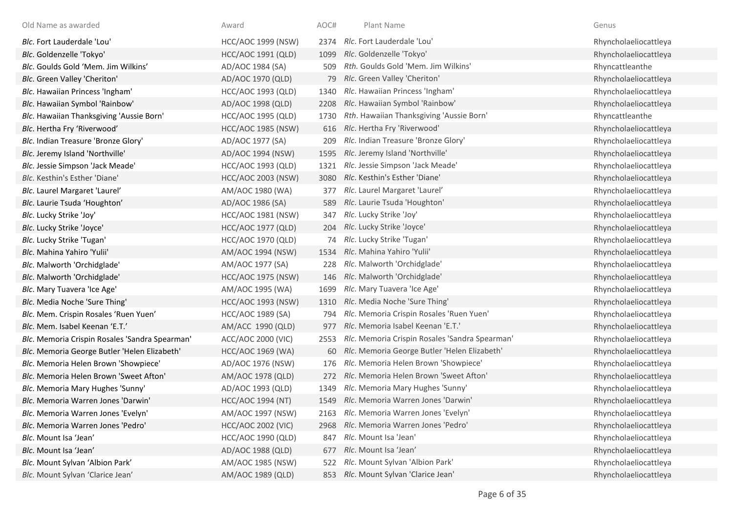| Old Name as awarded | Award | AOC# | Plant Name | Genus |
|---|---|---|---|---|
| *Blc*. Fort Lauderdale 'Lou' | HCC/AOC 1999 (NSW) | 2374 | *Rlc*. Fort Lauderdale 'Lou' | Rhyncholaeliocattleya |
| *Blc*. Goldenzelle 'Tokyo' | HCC/AOC 1991 (QLD) | 1099 | *Rlc*. Goldenzelle 'Tokyo' | Rhyncholaeliocattleya |
| *Blc*. Goulds Gold 'Mem. Jim Wilkins' | AD/AOC 1984 (SA) | 509 | *Rth.* Goulds Gold 'Mem. Jim Wilkins' | Rhyncattleanthe |
| *Blc*. Green Valley 'Cheriton' | AD/AOC 1970 (QLD) | 79 | *Rlc*. Green Valley 'Cheriton' | Rhyncholaeliocattleya |
| *Blc*. Hawaiian Princess 'Ingham' | HCC/AOC 1993 (QLD) | 1340 | *Rlc*. Hawaiian Princess 'Ingham' | Rhyncholaeliocattleya |
| *Blc*. Hawaiian Symbol 'Rainbow' | AD/AOC 1998 (QLD) | 2208 | *Rlc*. Hawaiian Symbol 'Rainbow' | Rhyncholaeliocattleya |
| *Blc*. Hawaiian Thanksgiving 'Aussie Born' | HCC/AOC 1995 (QLD) | 1730 | *Rth*. Hawaiian Thanksgiving 'Aussie Born' | Rhyncattleanthe |
| *Blc*. Hertha Fry 'Riverwood' | HCC/AOC 1985 (NSW) | 616 | *Rlc*. Hertha Fry 'Riverwood' | Rhyncholaeliocattleya |
| *Blc*. Indian Treasure 'Bronze Glory' | AD/AOC 1977 (SA) | 209 | *Rlc*. Indian Treasure 'Bronze Glory' | Rhyncholaeliocattleya |
| *Blc*. Jeremy Island 'Northville' | AD/AOC 1994 (NSW) | 1595 | *Rlc*. Jeremy Island 'Northville' | Rhyncholaeliocattleya |
| *Blc*. Jessie Simpson 'Jack Meade' | HCC/AOC 1993 (QLD) | 1321 | *Rlc*. Jessie Simpson 'Jack Meade' | Rhyncholaeliocattleya |
| *Blc*. Kesthin's Esther 'Diane' | HCC/AOC 2003 (NSW) | 3080 | *Rlc*. Kesthin's Esther 'Diane' | Rhyncholaeliocattleya |
| *Blc*. Laurel Margaret 'Laurel' | AM/AOC 1980 (WA) | 377 | *Rlc*. Laurel Margaret 'Laurel' | Rhyncholaeliocattleya |
| *Blc*. Laurie Tsuda 'Houghton' | AD/AOC 1986 (SA) | 589 | *Rlc*. Laurie Tsuda 'Houghton' | Rhyncholaeliocattleya |
| *Blc*. Lucky Strike 'Joy' | HCC/AOC 1981 (NSW) | 347 | *Rlc*. Lucky Strike 'Joy' | Rhyncholaeliocattleya |
| *Blc*. Lucky Strike 'Joyce' | HCC/AOC 1977 (QLD) | 204 | *Rlc*. Lucky Strike 'Joyce' | Rhyncholaeliocattleya |
| *Blc*. Lucky Strike 'Tugan' | HCC/AOC 1970 (QLD) | 74 | *Rlc*. Lucky Strike 'Tugan' | Rhyncholaeliocattleya |
| *Blc*. Mahina Yahiro 'Yulii' | AM/AOC 1994 (NSW) | 1534 | *Rlc*. Mahina Yahiro 'Yulii' | Rhyncholaeliocattleya |
| *Blc*. Malworth 'Orchidglade' | AM/AOC 1977 (SA) | 228 | *Rlc*. Malworth 'Orchidglade' | Rhyncholaeliocattleya |
| *Blc*. Malworth 'Orchidglade' | HCC/AOC 1975 (NSW) | 146 | *Rlc*. Malworth 'Orchidglade' | Rhyncholaeliocattleya |
| *Blc*. Mary Tuavera 'Ice Age' | AM/AOC 1995 (WA) | 1699 | *Rlc*. Mary Tuavera 'Ice Age' | Rhyncholaeliocattleya |
| *Blc*. Media Noche 'Sure Thing' | HCC/AOC 1993 (NSW) | 1310 | *Rlc*. Media Noche 'Sure Thing' | Rhyncholaeliocattleya |
| *Blc*. Mem. Crispin Rosales 'Ruen Yuen' | HCC/AOC 1989 (SA) | 794 | *Rlc*. Memoria Crispin Rosales 'Ruen Yuen' | Rhyncholaeliocattleya |
| *Blc*. Mem. Isabel Keenan 'E.T.' | AM/ACC 1990 (QLD) | 977 | *Rlc*. Memoria Isabel Keenan 'E.T.' | Rhyncholaeliocattleya |
| *Blc*. Memoria Crispin Rosales 'Sandra Spearman' | ACC/AOC 2000 (VIC) | 2553 | *Rlc*. Memoria Crispin Rosales 'Sandra Spearman' | Rhyncholaeliocattleya |
| *Blc*. Memoria George Butler 'Helen Elizabeth' | HCC/AOC 1969 (WA) | 60 | *Rlc*. Memoria George Butler 'Helen Elizabeth' | Rhyncholaeliocattleya |
| *Blc*. Memoria Helen Brown 'Showpiece' | AD/AOC 1976 (NSW) | 176 | *Rlc*. Memoria Helen Brown 'Showpiece' | Rhyncholaeliocattleya |
| *Blc*. Memoria Helen Brown 'Sweet Afton' | AM/AOC 1978 (QLD) | 272 | *Rlc*. Memoria Helen Brown 'Sweet Afton' | Rhyncholaeliocattleya |
| *Blc*. Memoria Mary Hughes 'Sunny' | AD/AOC 1993 (QLD) | 1349 | *Rlc*. Memoria Mary Hughes 'Sunny' | Rhyncholaeliocattleya |
| *Blc*. Memoria Warren Jones 'Darwin' | HCC/AOC 1994 (NT) | 1549 | *Rlc*. Memoria Warren Jones 'Darwin' | Rhyncholaeliocattleya |
| *Blc*. Memoria Warren Jones 'Evelyn' | AM/AOC 1997 (NSW) | 2163 | *Rlc*. Memoria Warren Jones 'Evelyn' | Rhyncholaeliocattleya |
| *Blc*. Memoria Warren Jones 'Pedro' | HCC/AOC 2002 (VIC) | 2968 | *Rlc*. Memoria Warren Jones 'Pedro' | Rhyncholaeliocattleya |
| *Blc*. Mount Isa 'Jean' | HCC/AOC 1990 (QLD) | 847 | *Rlc*. Mount Isa 'Jean' | Rhyncholaeliocattleya |
| *Blc*. Mount Isa 'Jean' | AD/AOC 1988 (QLD) | 677 | *Rlc*. Mount Isa 'Jean' | Rhyncholaeliocattleya |
| *Blc*. Mount Sylvan 'Albion Park' | AM/AOC 1985 (NSW) | 522 | *Rlc*. Mount Sylvan 'Albion Park' | Rhyncholaeliocattleya |
| *Blc*. Mount Sylvan 'Clarice Jean' | AM/AOC 1989 (QLD) | 853 | *Rlc*. Mount Sylvan 'Clarice Jean' | Rhyncholaeliocattleya |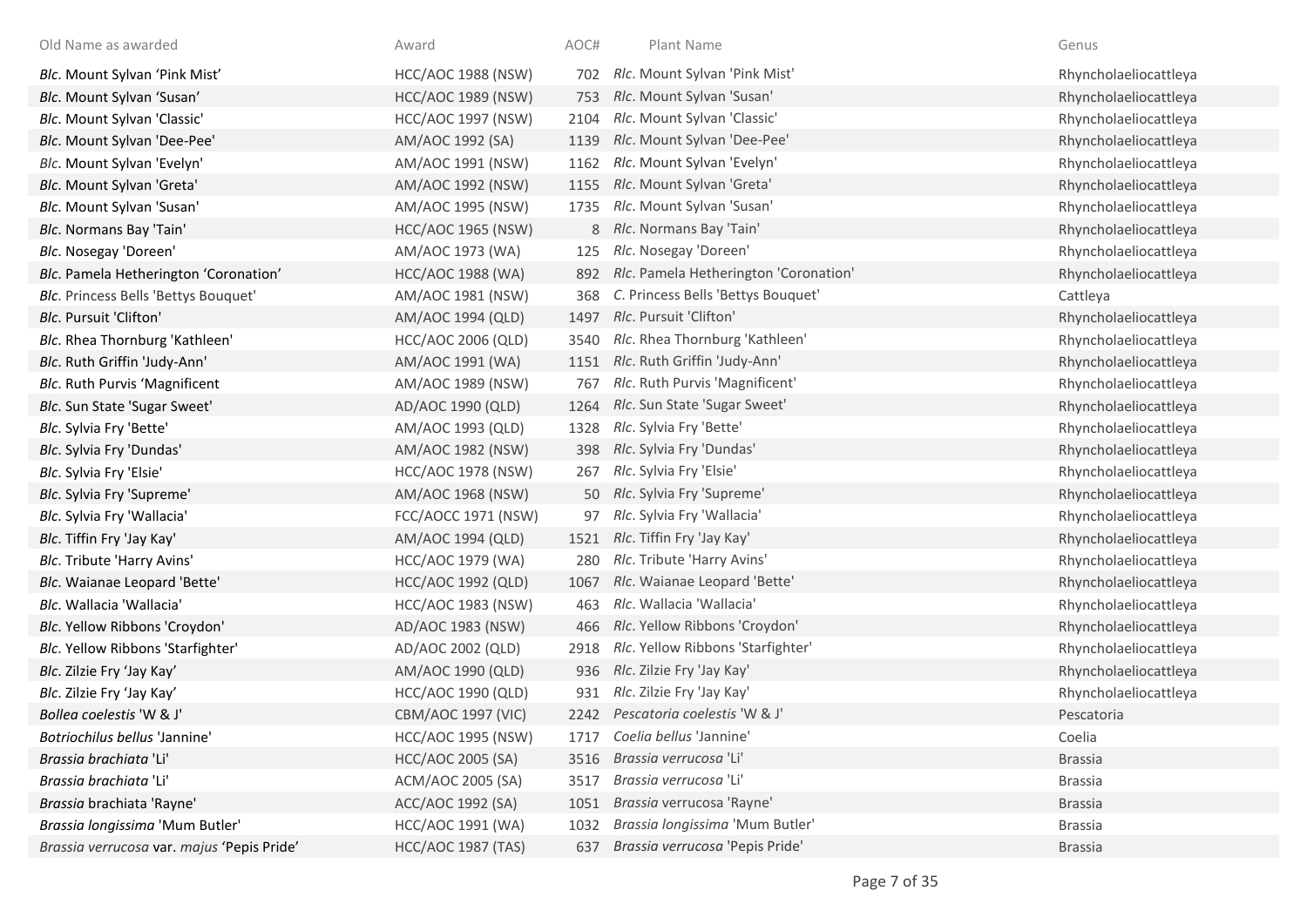| Old Name as awarded | Award | AOC# | Plant Name | Genus |
|---|---|---|---|---|
| *Blc*. Mount Sylvan ‘Pink Mist’ | HCC/AOC 1988 (NSW) | 702 | *Rlc*. Mount Sylvan 'Pink Mist' | Rhyncholaeliocattleya |
| *Blc*. Mount Sylvan ‘Susan’ | HCC/AOC 1989 (NSW) | 753 | *Rlc*. Mount Sylvan 'Susan' | Rhyncholaeliocattleya |
| *Blc*. Mount Sylvan 'Classic' | HCC/AOC 1997 (NSW) | 2104 | *Rlc*. Mount Sylvan 'Classic' | Rhyncholaeliocattleya |
| *Blc*. Mount Sylvan 'Dee-Pee' | AM/AOC 1992 (SA) | 1139 | *Rlc*. Mount Sylvan 'Dee-Pee' | Rhyncholaeliocattleya |
| *Blc*. Mount Sylvan 'Evelyn' | AM/AOC 1991 (NSW) | 1162 | *Rlc*. Mount Sylvan 'Evelyn' | Rhyncholaeliocattleya |
| *Blc*. Mount Sylvan 'Greta' | AM/AOC 1992 (NSW) | 1155 | *Rlc*. Mount Sylvan 'Greta' | Rhyncholaeliocattleya |
| *Blc*. Mount Sylvan 'Susan' | AM/AOC 1995 (NSW) | 1735 | *Rlc*. Mount Sylvan 'Susan' | Rhyncholaeliocattleya |
| *Blc*. Normans Bay 'Tain' | HCC/AOC 1965 (NSW) | 8 | *Rlc*. Normans Bay 'Tain' | Rhyncholaeliocattleya |
| *Blc*. Nosegay 'Doreen' | AM/AOC 1973 (WA) | 125 | *Rlc*. Nosegay 'Doreen' | Rhyncholaeliocattleya |
| *Blc*. Pamela Hetherington ‘Coronation’ | HCC/AOC 1988 (WA) | 892 | *Rlc*. Pamela Hetherington 'Coronation' | Rhyncholaeliocattleya |
| *Blc*. Princess Bells 'Bettys Bouquet' | AM/AOC 1981 (NSW) | 368 | *C*. Princess Bells 'Bettys Bouquet' | Cattleya |
| *Blc*. Pursuit 'Clifton' | AM/AOC 1994 (QLD) | 1497 | *Rlc*. Pursuit 'Clifton' | Rhyncholaeliocattleya |
| *Blc*. Rhea Thornburg 'Kathleen' | HCC/AOC 2006 (QLD) | 3540 | *Rlc*. Rhea Thornburg 'Kathleen' | Rhyncholaeliocattleya |
| *Blc*. Ruth Griffin 'Judy-Ann' | AM/AOC 1991 (WA) | 1151 | *Rlc*. Ruth Griffin 'Judy-Ann' | Rhyncholaeliocattleya |
| *Blc*. Ruth Purvis ‘Magnificent | AM/AOC 1989 (NSW) | 767 | *Rlc*. Ruth Purvis 'Magnificent' | Rhyncholaeliocattleya |
| *Blc*. Sun State 'Sugar Sweet' | AD/AOC 1990 (QLD) | 1264 | *Rlc*. Sun State 'Sugar Sweet' | Rhyncholaeliocattleya |
| *Blc*. Sylvia Fry 'Bette' | AM/AOC 1993 (QLD) | 1328 | *Rlc*. Sylvia Fry 'Bette' | Rhyncholaeliocattleya |
| *Blc*. Sylvia Fry 'Dundas' | AM/AOC 1982 (NSW) | 398 | *Rlc*. Sylvia Fry 'Dundas' | Rhyncholaeliocattleya |
| *Blc*. Sylvia Fry 'Elsie' | HCC/AOC 1978 (NSW) | 267 | *Rlc*. Sylvia Fry 'Elsie' | Rhyncholaeliocattleya |
| *Blc*. Sylvia Fry 'Supreme' | AM/AOC 1968 (NSW) | 50 | *Rlc*. Sylvia Fry 'Supreme' | Rhyncholaeliocattleya |
| *Blc*. Sylvia Fry 'Wallacia' | FCC/AOCC 1971 (NSW) | 97 | *Rlc*. Sylvia Fry 'Wallacia' | Rhyncholaeliocattleya |
| *Blc*. Tiffin Fry 'Jay Kay' | AM/AOC 1994 (QLD) | 1521 | *Rlc*. Tiffin Fry 'Jay Kay' | Rhyncholaeliocattleya |
| *Blc*. Tribute 'Harry Avins' | HCC/AOC 1979 (WA) | 280 | *Rlc*. Tribute 'Harry Avins' | Rhyncholaeliocattleya |
| *Blc*. Waianae Leopard 'Bette' | HCC/AOC 1992 (QLD) | 1067 | *Rlc*. Waianae Leopard 'Bette' | Rhyncholaeliocattleya |
| *Blc*. Wallacia 'Wallacia' | HCC/AOC 1983 (NSW) | 463 | *Rlc*. Wallacia 'Wallacia' | Rhyncholaeliocattleya |
| *Blc*. Yellow Ribbons 'Croydon' | AD/AOC 1983 (NSW) | 466 | *Rlc*. Yellow Ribbons 'Croydon' | Rhyncholaeliocattleya |
| *Blc*. Yellow Ribbons 'Starfighter' | AD/AOC 2002 (QLD) | 2918 | *Rlc*. Yellow Ribbons 'Starfighter' | Rhyncholaeliocattleya |
| *Blc*. Zilzie Fry ‘Jay Kay’ | AM/AOC 1990 (QLD) | 936 | *Rlc*. Zilzie Fry 'Jay Kay' | Rhyncholaeliocattleya |
| *Blc*. Zilzie Fry ‘Jay Kay’ | HCC/AOC 1990 (QLD) | 931 | *Rlc*. Zilzie Fry 'Jay Kay' | Rhyncholaeliocattleya |
| *Bollea coelestis* 'W & J' | CBM/AOC 1997 (VIC) | 2242 | *Pescatoria coelestis* 'W & J' | Pescatoria |
| *Botriochilus bellus* 'Jannine' | HCC/AOC 1995 (NSW) | 1717 | *Coelia bellus* 'Jannine' | Coelia |
| *Brassia brachiata* 'Li' | HCC/AOC 2005 (SA) | 3516 | *Brassia verrucosa* 'Li' | Brassia |
| *Brassia brachiata* 'Li' | ACM/AOC 2005 (SA) | 3517 | *Brassia verrucosa* 'Li' | Brassia |
| *Brassia* brachiata 'Rayne' | ACC/AOC 1992 (SA) | 1051 | *Brassia* verrucosa 'Rayne' | Brassia |
| *Brassia longissima* 'Mum Butler' | HCC/AOC 1991 (WA) | 1032 | *Brassia longissima* 'Mum Butler' | Brassia |
| *Brassia verrucosa* var. *majus* ‘Pepis Pride’ | HCC/AOC 1987 (TAS) | 637 | *Brassia verrucosa* 'Pepis Pride' | Brassia |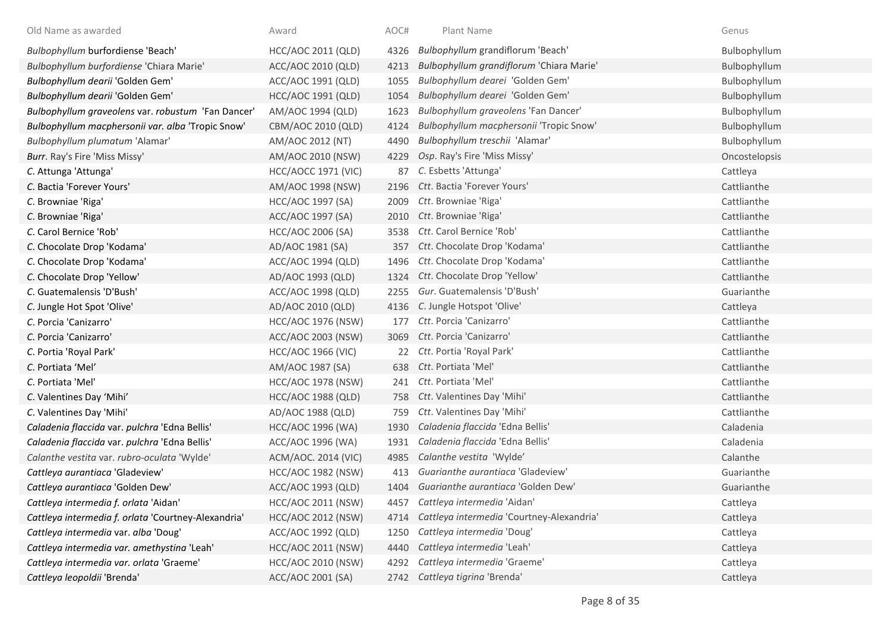| Old Name as awarded | Award | AOC# | Plant Name | Genus |
|---|---|---|---|---|
| *Bulbophyllum* burfordiense 'Beach' | HCC/AOC 2011 (QLD) | 4326 | *Bulbophyllum* grandiflorum 'Beach' | Bulbophyllum |
| *Bulbophyllum burfordiense* 'Chiara Marie' | ACC/AOC 2010 (QLD) | 4213 | *Bulbophyllum grandiflorum* 'Chiara Marie' | Bulbophyllum |
| *Bulbophyllum dearii* 'Golden Gem' | ACC/AOC 1991 (QLD) | 1055 | *Bulbophyllum dearei* 'Golden Gem' | Bulbophyllum |
| *Bulbophyllum dearii* 'Golden Gem' | HCC/AOC 1991 (QLD) | 1054 | *Bulbophyllum dearei* 'Golden Gem' | Bulbophyllum |
| *Bulbophyllum graveolens* var. *robustum* 'Fan Dancer' | AM/AOC 1994 (QLD) | 1623 | *Bulbophyllum graveolens* 'Fan Dancer' | Bulbophyllum |
| *Bulbophyllum macphersonii var. alba* 'Tropic Snow' | CBM/AOC 2010 (QLD) | 4124 | *Bulbophyllum macphersonii* 'Tropic Snow' | Bulbophyllum |
| *Bulbophyllum plumatum* 'Alamar' | AM/AOC 2012 (NT) | 4490 | *Bulbophyllum treschii* 'Alamar' | Bulbophyllum |
| *Burr*. Ray's Fire 'Miss Missy' | AM/AOC 2010 (NSW) | 4229 | *Osp*. Ray's Fire 'Miss Missy' | Oncostelopsis |
| *C*. Attunga 'Attunga' | HCC/AOCC 1971 (VIC) | 87 | *C*. Esbetts 'Attunga' | Cattleya |
| *C*. Bactia 'Forever Yours' | AM/AOC 1998 (NSW) | 2196 | *Ctt*. Bactia 'Forever Yours' | Cattlianthe |
| *C*. Browniae 'Riga' | HCC/AOC 1997 (SA) | 2009 | *Ctt*. Browniae 'Riga' | Cattlianthe |
| *C*. Browniae 'Riga' | ACC/AOC 1997 (SA) | 2010 | *Ctt*. Browniae 'Riga' | Cattlianthe |
| *C*. Carol Bernice 'Rob' | HCC/AOC 2006 (SA) | 3538 | *Ctt*. Carol Bernice 'Rob' | Cattlianthe |
| *C*. Chocolate Drop 'Kodama' | AD/AOC 1981 (SA) | 357 | *Ctt*. Chocolate Drop 'Kodama' | Cattlianthe |
| *C*. Chocolate Drop 'Kodama' | ACC/AOC 1994 (QLD) | 1496 | *Ctt*. Chocolate Drop 'Kodama' | Cattlianthe |
| *C*. Chocolate Drop 'Yellow' | AD/AOC 1993 (QLD) | 1324 | *Ctt*. Chocolate Drop 'Yellow' | Cattlianthe |
| *C*. Guatemalensis 'D'Bush' | ACC/AOC 1998 (QLD) | 2255 | *Gur*. Guatemalensis 'D'Bush' | Guarianthe |
| *C*. Jungle Hot Spot 'Olive' | AD/AOC 2010 (QLD) | 4136 | *C*. Jungle Hotspot 'Olive' | Cattleya |
| *C*. Porcia 'Canizarro' | HCC/AOC 1976 (NSW) | 177 | *Ctt*. Porcia 'Canizarro' | Cattlianthe |
| *C*. Porcia 'Canizarro' | ACC/AOC 2003 (NSW) | 3069 | *Ctt*. Porcia 'Canizarro' | Cattlianthe |
| *C*. Portia 'Royal Park' | HCC/AOC 1966 (VIC) | 22 | *Ctt*. Portia 'Royal Park' | Cattlianthe |
| *C*. Portiata 'Mel' | AM/AOC 1987 (SA) | 638 | *Ctt*. Portiata 'Mel' | Cattlianthe |
| *C*. Portiata 'Mel' | HCC/AOC 1978 (NSW) | 241 | *Ctt*. Portiata 'Mel' | Cattlianthe |
| *C*. Valentines Day 'Mihi' | HCC/AOC 1988 (QLD) | 758 | *Ctt*. Valentines Day 'Mihi' | Cattlianthe |
| *C*. Valentines Day 'Mihi' | AD/AOC 1988 (QLD) | 759 | *Ctt*. Valentines Day 'Mihi' | Cattlianthe |
| *Caladenia flaccida* var. *pulchra* 'Edna Bellis' | HCC/AOC 1996 (WA) | 1930 | *Caladenia flaccida* 'Edna Bellis' | Caladenia |
| *Caladenia flaccida* var. *pulchra* 'Edna Bellis' | ACC/AOC 1996 (WA) | 1931 | *Caladenia flaccida* 'Edna Bellis' | Caladenia |
| *Calanthe vestita* var. *rubro-oculata* 'Wylde' | ACM/AOC. 2014 (VIC) | 4985 | *Calanthe vestita* 'Wylde' | Calanthe |
| *Cattleya aurantiaca* 'Gladeview' | HCC/AOC 1982 (NSW) | 413 | *Guarianthe aurantiaca* 'Gladeview' | Guarianthe |
| *Cattleya aurantiaca* 'Golden Dew' | ACC/AOC 1993 (QLD) | 1404 | *Guarianthe aurantiaca* 'Golden Dew' | Guarianthe |
| *Cattleya intermedia f. orlata* 'Aidan' | HCC/AOC 2011 (NSW) | 4457 | *Cattleya intermedia* 'Aidan' | Cattleya |
| *Cattleya intermedia f. orlata* 'Courtney-Alexandria' | HCC/AOC 2012 (NSW) | 4714 | *Cattleya intermedia* 'Courtney-Alexandria' | Cattleya |
| *Cattleya intermedia* var. *alba* 'Doug' | ACC/AOC 1992 (QLD) | 1250 | *Cattleya intermedia* 'Doug' | Cattleya |
| *Cattleya intermedia var. amethystina* 'Leah' | HCC/AOC 2011 (NSW) | 4440 | *Cattleya intermedia* 'Leah' | Cattleya |
| *Cattleya intermedia var. orlata* 'Graeme' | HCC/AOC 2010 (NSW) | 4292 | *Cattleya intermedia* 'Graeme' | Cattleya |
| *Cattleya leopoldii* 'Brenda' | ACC/AOC 2001 (SA) | 2742 | *Cattleya tigrina* 'Brenda' | Cattleya |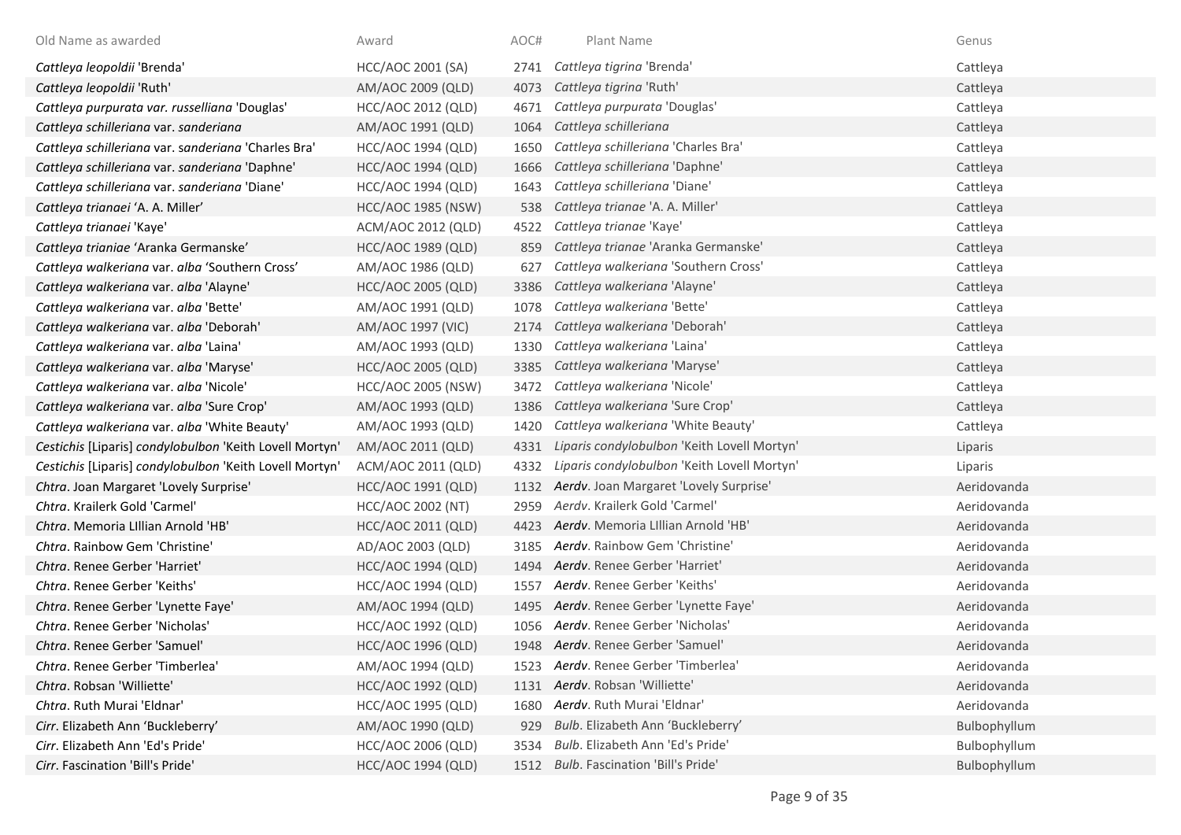| Old Name as awarded | Award | AOC# | Plant Name | Genus |
|---|---|---|---|---|
| *Cattleya leopoldii* 'Brenda' | HCC/AOC 2001 (SA) | 2741 | *Cattleya tigrina* 'Brenda' | Cattleya |
| *Cattleya leopoldii* 'Ruth' | AM/AOC 2009 (QLD) | 4073 | *Cattleya tigrina* 'Ruth' | Cattleya |
| *Cattleya purpurata var. russelliana* 'Douglas' | HCC/AOC 2012 (QLD) | 4671 | *Cattleya purpurata* 'Douglas' | Cattleya |
| *Cattleya schilleriana* var. *sanderiana* | AM/AOC 1991 (QLD) | 1064 | *Cattleya schilleriana* | Cattleya |
| *Cattleya schilleriana* var. *sanderiana* 'Charles Bra' | HCC/AOC 1994 (QLD) | 1650 | *Cattleya schilleriana* 'Charles Bra' | Cattleya |
| *Cattleya schilleriana* var. *sanderiana* 'Daphne' | HCC/AOC 1994 (QLD) | 1666 | *Cattleya schilleriana* 'Daphne' | Cattleya |
| *Cattleya schilleriana* var. *sanderiana* 'Diane' | HCC/AOC 1994 (QLD) | 1643 | *Cattleya schilleriana* 'Diane' | Cattleya |
| *Cattleya trianaei* 'A. A. Miller' | HCC/AOC 1985 (NSW) | 538 | *Cattleya trianae* 'A. A. Miller' | Cattleya |
| *Cattleya trianaei* 'Kaye' | ACM/AOC 2012 (QLD) | 4522 | *Cattleya trianae* 'Kaye' | Cattleya |
| *Cattleya trianiae* 'Aranka Germanske' | HCC/AOC 1989 (QLD) | 859 | *Cattleya trianae* 'Aranka Germanske' | Cattleya |
| *Cattleya walkeriana* var. *alba* 'Southern Cross' | AM/AOC 1986 (QLD) | 627 | *Cattleya walkeriana* 'Southern Cross' | Cattleya |
| *Cattleya walkeriana* var. *alba* 'Alayne' | HCC/AOC 2005 (QLD) | 3386 | *Cattleya walkeriana* 'Alayne' | Cattleya |
| *Cattleya walkeriana* var. *alba* 'Bette' | AM/AOC 1991 (QLD) | 1078 | *Cattleya walkeriana* 'Bette' | Cattleya |
| *Cattleya walkeriana* var. *alba* 'Deborah' | AM/AOC 1997 (VIC) | 2174 | *Cattleya walkeriana* 'Deborah' | Cattleya |
| *Cattleya walkeriana* var. *alba* 'Laina' | AM/AOC 1993 (QLD) | 1330 | *Cattleya walkeriana* 'Laina' | Cattleya |
| *Cattleya walkeriana* var. *alba* 'Maryse' | HCC/AOC 2005 (QLD) | 3385 | *Cattleya walkeriana* 'Maryse' | Cattleya |
| *Cattleya walkeriana* var. *alba* 'Nicole' | HCC/AOC 2005 (NSW) | 3472 | *Cattleya walkeriana* 'Nicole' | Cattleya |
| *Cattleya walkeriana* var. *alba* 'Sure Crop' | AM/AOC 1993 (QLD) | 1386 | *Cattleya walkeriana* 'Sure Crop' | Cattleya |
| *Cattleya walkeriana* var. *alba* 'White Beauty' | AM/AOC 1993 (QLD) | 1420 | *Cattleya walkeriana* 'White Beauty' | Cattleya |
| *Cestichis* [Liparis] *condylobulbon* 'Keith Lovell Mortyn' | AM/AOC 2011 (QLD) | 4331 | *Liparis condylobulbon* 'Keith Lovell Mortyn' | Liparis |
| *Cestichis* [Liparis] *condylobulbon* 'Keith Lovell Mortyn' | ACM/AOC 2011 (QLD) | 4332 | *Liparis condylobulbon* 'Keith Lovell Mortyn' | Liparis |
| *Chtra*. Joan Margaret 'Lovely Surprise' | HCC/AOC 1991 (QLD) | 1132 | *Aerdv*. Joan Margaret 'Lovely Surprise' | Aeridovanda |
| *Chtra*. Krailerk Gold 'Carmel' | HCC/AOC 2002 (NT) | 2959 | *Aerdv*. Krailerk Gold 'Carmel' | Aeridovanda |
| *Chtra*. Memoria LIllian Arnold 'HB' | HCC/AOC 2011 (QLD) | 4423 | *Aerdv*. Memoria LIllian Arnold 'HB' | Aeridovanda |
| *Chtra*. Rainbow Gem 'Christine' | AD/AOC 2003 (QLD) | 3185 | *Aerdv*. Rainbow Gem 'Christine' | Aeridovanda |
| *Chtra*. Renee Gerber 'Harriet' | HCC/AOC 1994 (QLD) | 1494 | *Aerdv*. Renee Gerber 'Harriet' | Aeridovanda |
| *Chtra*. Renee Gerber 'Keiths' | HCC/AOC 1994 (QLD) | 1557 | *Aerdv*. Renee Gerber 'Keiths' | Aeridovanda |
| *Chtra*. Renee Gerber 'Lynette Faye' | AM/AOC 1994 (QLD) | 1495 | *Aerdv*. Renee Gerber 'Lynette Faye' | Aeridovanda |
| *Chtra*. Renee Gerber 'Nicholas' | HCC/AOC 1992 (QLD) | 1056 | *Aerdv*. Renee Gerber 'Nicholas' | Aeridovanda |
| *Chtra*. Renee Gerber 'Samuel' | HCC/AOC 1996 (QLD) | 1948 | *Aerdv*. Renee Gerber 'Samuel' | Aeridovanda |
| *Chtra*. Renee Gerber 'Timberlea' | AM/AOC 1994 (QLD) | 1523 | *Aerdv*. Renee Gerber 'Timberlea' | Aeridovanda |
| *Chtra*. Robsan 'Williette' | HCC/AOC 1992 (QLD) | 1131 | *Aerdv*. Robsan 'Williette' | Aeridovanda |
| *Chtra*. Ruth Murai 'Eldnar' | HCC/AOC 1995 (QLD) | 1680 | *Aerdv*. Ruth Murai 'Eldnar' | Aeridovanda |
| *Cirr*. Elizabeth Ann 'Buckleberry' | AM/AOC 1990 (QLD) | 929 | *Bulb*. Elizabeth Ann 'Buckleberry' | Bulbophyllum |
| *Cirr*. Elizabeth Ann 'Ed's Pride' | HCC/AOC 2006 (QLD) | 3534 | *Bulb*. Elizabeth Ann 'Ed's Pride' | Bulbophyllum |
| *Cirr*. Fascination 'Bill's Pride' | HCC/AOC 1994 (QLD) | 1512 | *Bulb*. Fascination 'Bill's Pride' | Bulbophyllum |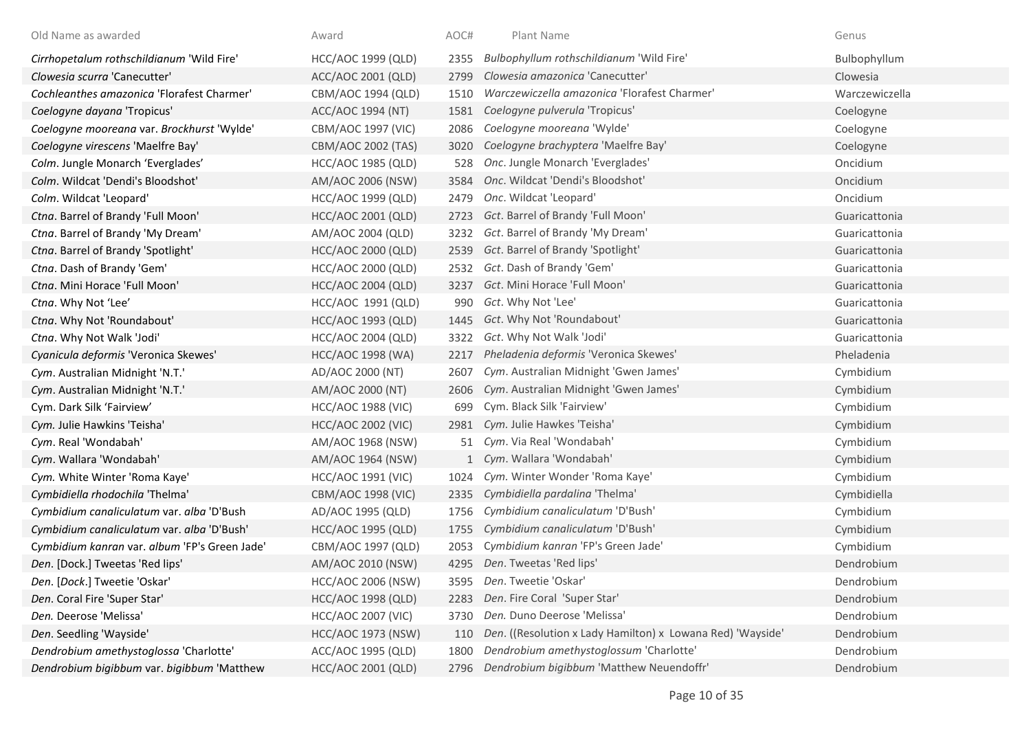| Old Name as awarded | Award | AOC# | Plant Name | Genus |
|---|---|---|---|---|
| *Cirrhopetalum rothschildianum* 'Wild Fire' | HCC/AOC 1999 (QLD) | 2355 | *Bulbophyllum rothschildianum* 'Wild Fire' | Bulbophyllum |
| *Clowesia scurra* 'Canecutter' | ACC/AOC 2001 (QLD) | 2799 | *Clowesia amazonica* 'Canecutter' | Clowesia |
| *Cochleanthes amazonica* 'Florafest Charmer' | CBM/AOC 1994 (QLD) | 1510 | *Warczewiczella amazonica* 'Florafest Charmer' | Warczewiczella |
| *Coelogyne dayana* 'Tropicus' | ACC/AOC 1994 (NT) | 1581 | *Coelogyne pulverula* 'Tropicus' | Coelogyne |
| *Coelogyne mooreana* var. *Brockhurst* 'Wylde' | CBM/AOC 1997 (VIC) | 2086 | *Coelogyne mooreana* 'Wylde' | Coelogyne |
| *Coelogyne virescens* 'Maelfre Bay' | CBM/AOC 2002 (TAS) | 3020 | *Coelogyne brachyptera* 'Maelfre Bay' | Coelogyne |
| *Colm*. Jungle Monarch 'Everglades' | HCC/AOC 1985 (QLD) | 528 | *Onc*. Jungle Monarch 'Everglades' | Oncidium |
| *Colm*. Wildcat 'Dendi's Bloodshot' | AM/AOC 2006 (NSW) | 3584 | *Onc*. Wildcat 'Dendi's Bloodshot' | Oncidium |
| *Colm*. Wildcat 'Leopard' | HCC/AOC 1999 (QLD) | 2479 | *Onc*. Wildcat 'Leopard' | Oncidium |
| *Ctna*. Barrel of Brandy 'Full Moon' | HCC/AOC 2001 (QLD) | 2723 | *Gct*. Barrel of Brandy 'Full Moon' | Guaricattonia |
| *Ctna*. Barrel of Brandy 'My Dream' | AM/AOC 2004 (QLD) | 3232 | *Gct*. Barrel of Brandy 'My Dream' | Guaricattonia |
| *Ctna*. Barrel of Brandy 'Spotlight' | HCC/AOC 2000 (QLD) | 2539 | *Gct*. Barrel of Brandy 'Spotlight' | Guaricattonia |
| *Ctna*. Dash of Brandy 'Gem' | HCC/AOC 2000 (QLD) | 2532 | *Gct*. Dash of Brandy 'Gem' | Guaricattonia |
| *Ctna*. Mini Horace 'Full Moon' | HCC/AOC 2004 (QLD) | 3237 | *Gct*. Mini Horace 'Full Moon' | Guaricattonia |
| *Ctna*. Why Not 'Lee' | HCC/AOC 1991 (QLD) | 990 | *Gct*. Why Not 'Lee' | Guaricattonia |
| *Ctna*. Why Not 'Roundabout' | HCC/AOC 1993 (QLD) | 1445 | *Gct*. Why Not 'Roundabout' | Guaricattonia |
| *Ctna*. Why Not Walk 'Jodi' | HCC/AOC 2004 (QLD) | 3322 | *Gct*. Why Not Walk 'Jodi' | Guaricattonia |
| *Cyanicula deformis* 'Veronica Skewes' | HCC/AOC 1998 (WA) | 2217 | *Pheladenia deformis* 'Veronica Skewes' | Pheladenia |
| *Cym*. Australian Midnight 'N.T.' | AD/AOC 2000 (NT) | 2607 | *Cym*. Australian Midnight 'Gwen James' | Cymbidium |
| *Cym*. Australian Midnight 'N.T.' | AM/AOC 2000 (NT) | 2606 | *Cym*. Australian Midnight 'Gwen James' | Cymbidium |
| Cym. Dark Silk 'Fairview' | HCC/AOC 1988 (VIC) | 699 | Cym. Black Silk 'Fairview' | Cymbidium |
| *Cym.* Julie Hawkins 'Teisha' | HCC/AOC 2002 (VIC) | 2981 | *Cym.* Julie Hawkes 'Teisha' | Cymbidium |
| *Cym*. Real 'Wondabah' | AM/AOC 1968 (NSW) | 51 | *Cym*. Via Real 'Wondabah' | Cymbidium |
| *Cym*. Wallara 'Wondabah' | AM/AOC 1964 (NSW) | 1 | *Cym*. Wallara 'Wondabah' | Cymbidium |
| *Cym.* White Winter 'Roma Kaye' | HCC/AOC 1991 (VIC) | 1024 | *Cym.* Winter Wonder 'Roma Kaye' | Cymbidium |
| *Cymbidiella rhodochila* 'Thelma' | CBM/AOC 1998 (VIC) | 2335 | *Cymbidiella pardalina* 'Thelma' | Cymbidiella |
| *Cymbidium canaliculatum* var. *alba* 'D'Bush | AD/AOC 1995 (QLD) | 1756 | *Cymbidium canaliculatum* 'D'Bush' | Cymbidium |
| *Cymbidium canaliculatum* var. *alba* 'D'Bush' | HCC/AOC 1995 (QLD) | 1755 | *Cymbidium canaliculatum* 'D'Bush' | Cymbidium |
| *Cymbidium kanran* var. *album* 'FP's Green Jade' | CBM/AOC 1997 (QLD) | 2053 | *Cymbidium kanran* 'FP's Green Jade' | Cymbidium |
| *Den*. [*Dock*.] Tweetas 'Red lips' | AM/AOC 2010 (NSW) | 4295 | *Den*. Tweetas 'Red lips' | Dendrobium |
| *Den*. [*Dock*.] Tweetie 'Oskar' | HCC/AOC 2006 (NSW) | 3595 | *Den*. Tweetie 'Oskar' | Dendrobium |
| *Den*. Coral Fire 'Super Star' | HCC/AOC 1998 (QLD) | 2283 | *Den*. Fire Coral 'Super Star' | Dendrobium |
| *Den.* Deerose 'Melissa' | HCC/AOC 2007 (VIC) | 3730 | *Den.* Duno Deerose 'Melissa' | Dendrobium |
| *Den*. Seedling 'Wayside' | HCC/AOC 1973 (NSW) | 110 | *Den*. ((Resolution x Lady Hamilton) x Lowana Red) 'Wayside' | Dendrobium |
| *Dendrobium amethystoglossa* 'Charlotte' | ACC/AOC 1995 (QLD) | 1800 | *Dendrobium amethystoglossum* 'Charlotte' | Dendrobium |
| *Dendrobium bigibbum* var. *bigibbum* 'Matthew | HCC/AOC 2001 (QLD) | 2796 | *Dendrobium bigibbum* 'Matthew Neuendoffr' | Dendrobium |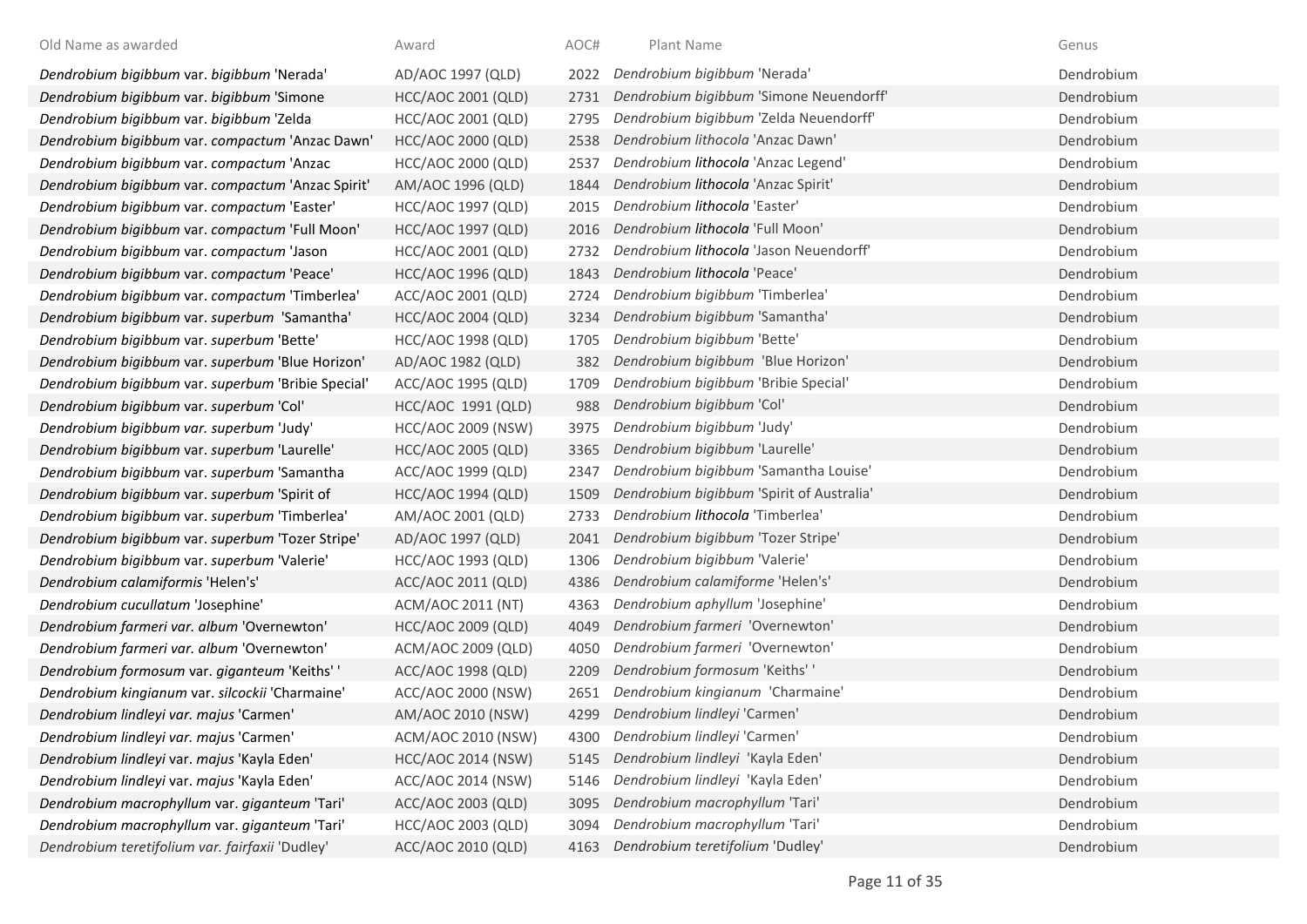| Old Name as awarded | Award | AOC# | Plant Name | Genus |
|---|---|---|---|---|
| *Dendrobium bigibbum* var. *bigibbum* 'Nerada' | AD/AOC 1997 (QLD) | 2022 | *Dendrobium bigibbum* 'Nerada' | Dendrobium |
| *Dendrobium bigibbum* var. *bigibbum* 'Simone | HCC/AOC 2001 (QLD) | 2731 | *Dendrobium bigibbum* 'Simone Neuendorff' | Dendrobium |
| *Dendrobium bigibbum* var. *bigibbum* 'Zelda | HCC/AOC 2001 (QLD) | 2795 | *Dendrobium bigibbum* 'Zelda Neuendorff' | Dendrobium |
| *Dendrobium bigibbum* var. *compactum* 'Anzac Dawn' | HCC/AOC 2000 (QLD) | 2538 | *Dendrobium lithocola* 'Anzac Dawn' | Dendrobium |
| *Dendrobium bigibbum* var. *compactum* 'Anzac | HCC/AOC 2000 (QLD) | 2537 | *Dendrobium* ***lithocola*** 'Anzac Legend' | Dendrobium |
| *Dendrobium bigibbum* var. *compactum* 'Anzac Spirit' | AM/AOC 1996 (QLD) | 1844 | *Dendrobium* ***lithocola*** 'Anzac Spirit' | Dendrobium |
| *Dendrobium bigibbum* var. *compactum* 'Easter' | HCC/AOC 1997 (QLD) | 2015 | *Dendrobium* ***lithocola*** 'Easter' | Dendrobium |
| *Dendrobium bigibbum* var. *compactum* 'Full Moon' | HCC/AOC 1997 (QLD) | 2016 | *Dendrobium* ***lithocola*** 'Full Moon' | Dendrobium |
| *Dendrobium bigibbum* var. *compactum* 'Jason | HCC/AOC 2001 (QLD) | 2732 | *Dendrobium* ***lithocola*** 'Jason Neuendorff' | Dendrobium |
| *Dendrobium bigibbum* var. *compactum* 'Peace' | HCC/AOC 1996 (QLD) | 1843 | *Dendrobium* ***lithocola*** 'Peace' | Dendrobium |
| *Dendrobium bigibbum* var. *compactum* 'Timberlea' | ACC/AOC 2001 (QLD) | 2724 | *Dendrobium bigibbum* 'Timberlea' | Dendrobium |
| *Dendrobium bigibbum* var. *superbum* 'Samantha' | HCC/AOC 2004 (QLD) | 3234 | *Dendrobium bigibbum* 'Samantha' | Dendrobium |
| *Dendrobium bigibbum* var. *superbum* 'Bette' | HCC/AOC 1998 (QLD) | 1705 | *Dendrobium bigibbum* 'Bette' | Dendrobium |
| *Dendrobium bigibbum* var. *superbum* 'Blue Horizon' | AD/AOC 1982 (QLD) | 382 | *Dendrobium bigibbum* 'Blue Horizon' | Dendrobium |
| *Dendrobium bigibbum* var. *superbum* 'Bribie Special' | ACC/AOC 1995 (QLD) | 1709 | *Dendrobium bigibbum* 'Bribie Special' | Dendrobium |
| *Dendrobium bigibbum* var. *superbum* 'Col' | HCC/AOC 1991 (QLD) | 988 | *Dendrobium bigibbum* 'Col' | Dendrobium |
| *Dendrobium bigibbum var. superbum* 'Judy' | HCC/AOC 2009 (NSW) | 3975 | *Dendrobium bigibbum* 'Judy' | Dendrobium |
| *Dendrobium bigibbum* var. *superbum* 'Laurelle' | HCC/AOC 2005 (QLD) | 3365 | *Dendrobium bigibbum* 'Laurelle' | Dendrobium |
| *Dendrobium bigibbum* var. *superbum* 'Samantha | ACC/AOC 1999 (QLD) | 2347 | *Dendrobium bigibbum* 'Samantha Louise' | Dendrobium |
| *Dendrobium bigibbum* var. *superbum* 'Spirit of | HCC/AOC 1994 (QLD) | 1509 | *Dendrobium bigibbum* 'Spirit of Australia' | Dendrobium |
| *Dendrobium bigibbum* var. *superbum* 'Timberlea' | AM/AOC 2001 (QLD) | 2733 | *Dendrobium* ***lithocola*** 'Timberlea' | Dendrobium |
| *Dendrobium bigibbum* var. *superbum* 'Tozer Stripe' | AD/AOC 1997 (QLD) | 2041 | *Dendrobium bigibbum* 'Tozer Stripe' | Dendrobium |
| *Dendrobium bigibbum* var. *superbum* 'Valerie' | HCC/AOC 1993 (QLD) | 1306 | *Dendrobium bigibbum* 'Valerie' | Dendrobium |
| *Dendrobium calamiformis* 'Helen's' | ACC/AOC 2011 (QLD) | 4386 | *Dendrobium calamiforme* 'Helen's' | Dendrobium |
| *Dendrobium cucullatum* 'Josephine' | ACM/AOC 2011 (NT) | 4363 | *Dendrobium aphyllum* 'Josephine' | Dendrobium |
| *Dendrobium farmeri var. album* 'Overnewton' | HCC/AOC 2009 (QLD) | 4049 | *Dendrobium farmeri* 'Overnewton' | Dendrobium |
| *Dendrobium farmeri var. album* 'Overnewton' | ACM/AOC 2009 (QLD) | 4050 | *Dendrobium farmeri* 'Overnewton' | Dendrobium |
| *Dendrobium formosum* var. *giganteum* 'Keiths' ' | ACC/AOC 1998 (QLD) | 2209 | *Dendrobium formosum* 'Keiths' ' | Dendrobium |
| *Dendrobium kingianum* var. *silcockii* 'Charmaine' | ACC/AOC 2000 (NSW) | 2651 | *Dendrobium kingianum* 'Charmaine' | Dendrobium |
| *Dendrobium lindleyi var. majus* 'Carmen' | AM/AOC 2010 (NSW) | 4299 | *Dendrobium lindleyi* 'Carmen' | Dendrobium |
| *Dendrobium lindleyi var. majus* 'Carmen' | ACM/AOC 2010 (NSW) | 4300 | *Dendrobium lindleyi* 'Carmen' | Dendrobium |
| *Dendrobium lindleyi* var. *majus* 'Kayla Eden' | HCC/AOC 2014 (NSW) | 5145 | *Dendrobium lindleyi* 'Kayla Eden' | Dendrobium |
| *Dendrobium lindleyi* var. *majus* 'Kayla Eden' | ACC/AOC 2014 (NSW) | 5146 | *Dendrobium lindleyi* 'Kayla Eden' | Dendrobium |
| *Dendrobium macrophyllum* var. *giganteum* 'Tari' | ACC/AOC 2003 (QLD) | 3095 | *Dendrobium macrophyllum* 'Tari' | Dendrobium |
| *Dendrobium macrophyllum* var. *giganteum* 'Tari' | HCC/AOC 2003 (QLD) | 3094 | *Dendrobium macrophyllum* 'Tari' | Dendrobium |
| *Dendrobium teretifolium var. fairfaxii* 'Dudley' | ACC/AOC 2010 (QLD) | 4163 | *Dendrobium teretifolium* 'Dudley' | Dendrobium |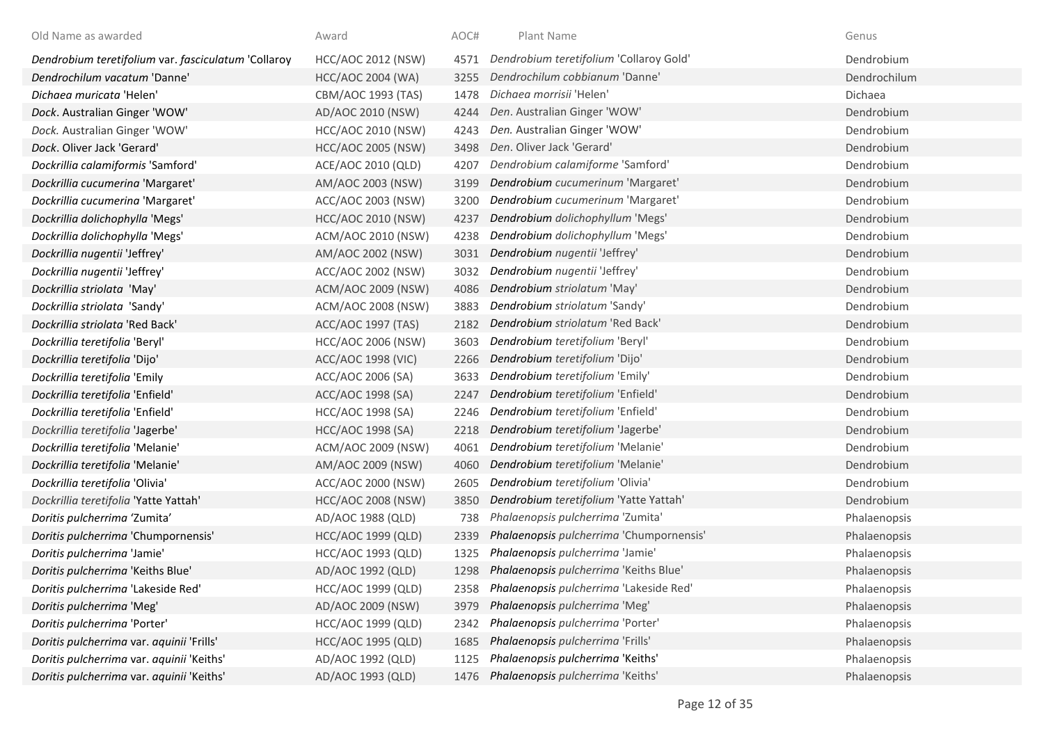| Old Name as awarded | Award | AOC# | Plant Name | Genus |
|---|---|---|---|---|
| *Dendrobium teretifolium* var. *fasciculatum* 'Collaroy | HCC/AOC 2012 (NSW) | 4571 | *Dendrobium teretifolium* 'Collaroy Gold' | Dendrobium |
| *Dendrochilum vacatum* 'Danne' | HCC/AOC 2004 (WA) | 3255 | *Dendrochilum cobbianum* 'Danne' | Dendrochilum |
| *Dichaea muricata* 'Helen' | CBM/AOC 1993 (TAS) | 1478 | *Dichaea morrisii* 'Helen' | Dichaea |
| *Dock*. Australian Ginger 'WOW' | AD/AOC 2010 (NSW) | 4244 | *Den*. Australian Ginger 'WOW' | Dendrobium |
| *Dock.* Australian Ginger 'WOW' | HCC/AOC 2010 (NSW) | 4243 | *Den.* Australian Ginger 'WOW' | Dendrobium |
| *Dock*. Oliver Jack 'Gerard' | HCC/AOC 2005 (NSW) | 3498 | *Den*. Oliver Jack 'Gerard' | Dendrobium |
| *Dockrillia calamiformis* 'Samford' | ACE/AOC 2010 (QLD) | 4207 | *Dendrobium calamiforme* 'Samford' | Dendrobium |
| *Dockrillia cucumerina* 'Margaret' | AM/AOC 2003 (NSW) | 3199 | ***Dendrobium*** *cucumerinum* 'Margaret' | Dendrobium |
| *Dockrillia cucumerina* 'Margaret' | ACC/AOC 2003 (NSW) | 3200 | ***Dendrobium*** *cucumerinum* 'Margaret' | Dendrobium |
| *Dockrillia dolichophylla* 'Megs' | HCC/AOC 2010 (NSW) | 4237 | ***Dendrobium*** *dolichophyllum* 'Megs' | Dendrobium |
| *Dockrillia dolichophylla* 'Megs' | ACM/AOC 2010 (NSW) | 4238 | ***Dendrobium*** *dolichophyllum* 'Megs' | Dendrobium |
| *Dockrillia nugentii* 'Jeffrey' | AM/AOC 2002 (NSW) | 3031 | ***Dendrobium*** *nugentii* 'Jeffrey' | Dendrobium |
| *Dockrillia nugentii* 'Jeffrey' | ACC/AOC 2002 (NSW) | 3032 | ***Dendrobium*** *nugentii* 'Jeffrey' | Dendrobium |
| *Dockrillia striolata* 'May' | ACM/AOC 2009 (NSW) | 4086 | ***Dendrobium*** *striolatum* 'May' | Dendrobium |
| *Dockrillia striolata* 'Sandy' | ACM/AOC 2008 (NSW) | 3883 | ***Dendrobium*** *striolatum* 'Sandy' | Dendrobium |
| *Dockrillia striolata* 'Red Back' | ACC/AOC 1997 (TAS) | 2182 | ***Dendrobium*** *striolatum* 'Red Back' | Dendrobium |
| *Dockrillia teretifolia* 'Beryl' | HCC/AOC 2006 (NSW) | 3603 | ***Dendrobium*** *teretifolium* 'Beryl' | Dendrobium |
| *Dockrillia teretifolia* 'Dijo' | ACC/AOC 1998 (VIC) | 2266 | ***Dendrobium*** *teretifolium* 'Dijo' | Dendrobium |
| *Dockrillia teretifolia* 'Emily | ACC/AOC 2006 (SA) | 3633 | ***Dendrobium*** *teretifolium* 'Emily' | Dendrobium |
| *Dockrillia teretifolia* 'Enfield' | ACC/AOC 1998 (SA) | 2247 | ***Dendrobium*** *teretifolium* 'Enfield' | Dendrobium |
| *Dockrillia teretifolia* 'Enfield' | HCC/AOC 1998 (SA) | 2246 | ***Dendrobium*** *teretifolium* 'Enfield' | Dendrobium |
| *Dockrillia teretifolia* 'Jagerbe' | HCC/AOC 1998 (SA) | 2218 | ***Dendrobium*** *teretifolium* 'Jagerbe' | Dendrobium |
| *Dockrillia teretifolia* 'Melanie' | ACM/AOC 2009 (NSW) | 4061 | ***Dendrobium*** *teretifolium* 'Melanie' | Dendrobium |
| *Dockrillia teretifolia* 'Melanie' | AM/AOC 2009 (NSW) | 4060 | ***Dendrobium*** *teretifolium* 'Melanie' | Dendrobium |
| *Dockrillia teretifolia* 'Olivia' | ACC/AOC 2000 (NSW) | 2605 | ***Dendrobium*** *teretifolium* 'Olivia' | Dendrobium |
| *Dockrillia teretifolia* 'Yatte Yattah' | HCC/AOC 2008 (NSW) | 3850 | ***Dendrobium*** *teretifolium* 'Yatte Yattah' | Dendrobium |
| *Doritis pulcherrima* 'Zumita' | AD/AOC 1988 (QLD) | 738 | *Phalaenopsis pulcherrima* 'Zumita' | Phalaenopsis |
| *Doritis pulcherrima* 'Chumpornensis' | HCC/AOC 1999 (QLD) | 2339 | ***Phalaenopsis*** *pulcherrima* 'Chumpornensis' | Phalaenopsis |
| *Doritis pulcherrima* 'Jamie' | HCC/AOC 1993 (QLD) | 1325 | ***Phalaenopsis*** *pulcherrima* 'Jamie' | Phalaenopsis |
| *Doritis pulcherrima* 'Keiths Blue' | AD/AOC 1992 (QLD) | 1298 | ***Phalaenopsis*** *pulcherrima* 'Keiths Blue' | Phalaenopsis |
| *Doritis pulcherrima* 'Lakeside Red' | HCC/AOC 1999 (QLD) | 2358 | ***Phalaenopsis*** *pulcherrima* 'Lakeside Red' | Phalaenopsis |
| *Doritis pulcherrima* 'Meg' | AD/AOC 2009 (NSW) | 3979 | ***Phalaenopsis*** *pulcherrima* 'Meg' | Phalaenopsis |
| *Doritis pulcherrima* 'Porter' | HCC/AOC 1999 (QLD) | 2342 | ***Phalaenopsis*** *pulcherrima* 'Porter' | Phalaenopsis |
| *Doritis pulcherrima* var. *aquinii* 'Frills' | HCC/AOC 1995 (QLD) | 1685 | ***Phalaenopsis*** *pulcherrima* 'Frills' | Phalaenopsis |
| *Doritis pulcherrima* var. *aquinii* 'Keiths' | AD/AOC 1992 (QLD) | 1125 | ***Phalaenopsis*** ***pulcherrima*** 'Keiths' | Phalaenopsis |
| *Doritis pulcherrima* var. *aquinii* 'Keiths' | AD/AOC 1993 (QLD) | 1476 | ***Phalaenopsis*** *pulcherrima* 'Keiths' | Phalaenopsis |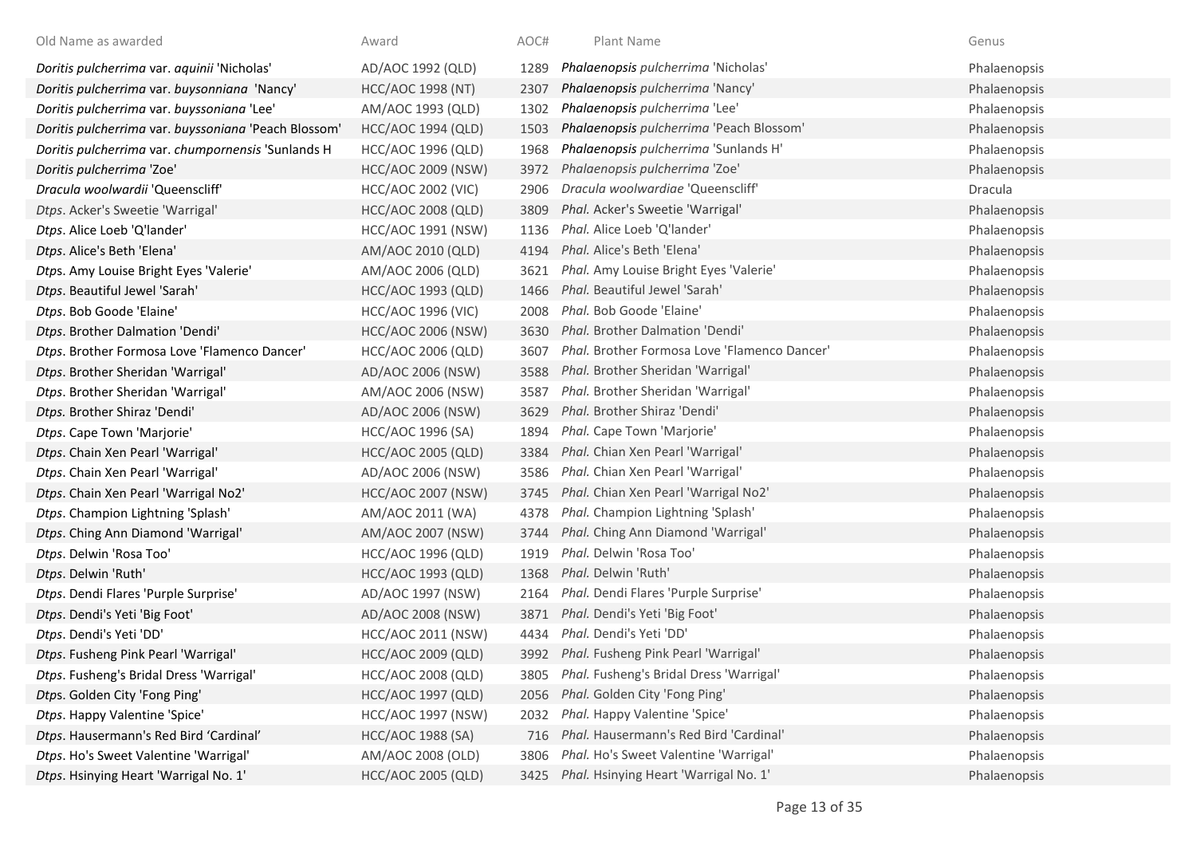| Old Name as awarded | Award | AOC# | Plant Name | Genus |
|---|---|---|---|---|
| *Doritis pulcherrima* var. *aquinii* 'Nicholas' | AD/AOC 1992 (QLD) | 1289 | *Phalaenopsis pulcherrima* 'Nicholas' | Phalaenopsis |
| *Doritis pulcherrima* var. *buysonniana* 'Nancy' | HCC/AOC 1998 (NT) | 2307 | *Phalaenopsis pulcherrima* 'Nancy' | Phalaenopsis |
| *Doritis pulcherrima* var. *buyssoniana* 'Lee' | AM/AOC 1993 (QLD) | 1302 | *Phalaenopsis pulcherrima* 'Lee' | Phalaenopsis |
| *Doritis pulcherrima* var. *buyssoniana* 'Peach Blossom' | HCC/AOC 1994 (QLD) | 1503 | *Phalaenopsis pulcherrima* 'Peach Blossom' | Phalaenopsis |
| *Doritis pulcherrima* var. *chumpornensis* 'Sunlands H | HCC/AOC 1996 (QLD) | 1968 | *Phalaenopsis pulcherrima* 'Sunlands H' | Phalaenopsis |
| *Doritis pulcherrima* 'Zoe' | HCC/AOC 2009 (NSW) | 3972 | *Phalaenopsis pulcherrima* 'Zoe' | Phalaenopsis |
| *Dracula woolwardii* 'Queenscliff' | HCC/AOC 2002 (VIC) | 2906 | *Dracula woolwardiae* 'Queenscliff' | Dracula |
| *Dtps*. Acker's Sweetie 'Warrigal' | HCC/AOC 2008 (QLD) | 3809 | *Phal.* Acker's Sweetie 'Warrigal' | Phalaenopsis |
| *Dtps*. Alice Loeb 'Q'lander' | HCC/AOC 1991 (NSW) | 1136 | *Phal.* Alice Loeb 'Q'lander' | Phalaenopsis |
| *Dtps*. Alice's Beth 'Elena' | AM/AOC 2010 (QLD) | 4194 | *Phal.* Alice's Beth 'Elena' | Phalaenopsis |
| *Dtps*. Amy Louise Bright Eyes 'Valerie' | AM/AOC 2006 (QLD) | 3621 | *Phal.* Amy Louise Bright Eyes 'Valerie' | Phalaenopsis |
| *Dtps*. Beautiful Jewel 'Sarah' | HCC/AOC 1993 (QLD) | 1466 | *Phal.* Beautiful Jewel 'Sarah' | Phalaenopsis |
| *Dtps*. Bob Goode 'Elaine' | HCC/AOC 1996 (VIC) | 2008 | *Phal.* Bob Goode 'Elaine' | Phalaenopsis |
| *Dtps*. Brother Dalmation 'Dendi' | HCC/AOC 2006 (NSW) | 3630 | *Phal.* Brother Dalmation 'Dendi' | Phalaenopsis |
| *Dtps*. Brother Formosa Love 'Flamenco Dancer' | HCC/AOC 2006 (QLD) | 3607 | *Phal.* Brother Formosa Love 'Flamenco Dancer' | Phalaenopsis |
| *Dtps*. Brother Sheridan 'Warrigal' | AD/AOC 2006 (NSW) | 3588 | *Phal.* Brother Sheridan 'Warrigal' | Phalaenopsis |
| *Dtps*. Brother Sheridan 'Warrigal' | AM/AOC 2006 (NSW) | 3587 | *Phal.* Brother Sheridan 'Warrigal' | Phalaenopsis |
| *Dtps.* Brother Shiraz 'Dendi' | AD/AOC 2006 (NSW) | 3629 | *Phal.* Brother Shiraz 'Dendi' | Phalaenopsis |
| *Dtps*. Cape Town 'Marjorie' | HCC/AOC 1996 (SA) | 1894 | *Phal.* Cape Town 'Marjorie' | Phalaenopsis |
| *Dtps*. Chain Xen Pearl 'Warrigal' | HCC/AOC 2005 (QLD) | 3384 | *Phal.* Chian Xen Pearl 'Warrigal' | Phalaenopsis |
| *Dtps*. Chain Xen Pearl 'Warrigal' | AD/AOC 2006 (NSW) | 3586 | *Phal.* Chian Xen Pearl 'Warrigal' | Phalaenopsis |
| *Dtps*. Chain Xen Pearl 'Warrigal No2' | HCC/AOC 2007 (NSW) | 3745 | *Phal.* Chian Xen Pearl 'Warrigal No2' | Phalaenopsis |
| *Dtps*. Champion Lightning 'Splash' | AM/AOC 2011 (WA) | 4378 | *Phal.* Champion Lightning 'Splash' | Phalaenopsis |
| *Dtps*. Ching Ann Diamond 'Warrigal' | AM/AOC 2007 (NSW) | 3744 | *Phal.* Ching Ann Diamond 'Warrigal' | Phalaenopsis |
| *Dtps*. Delwin 'Rosa Too' | HCC/AOC 1996 (QLD) | 1919 | *Phal.* Delwin 'Rosa Too' | Phalaenopsis |
| *Dtps*. Delwin 'Ruth' | HCC/AOC 1993 (QLD) | 1368 | *Phal.* Delwin 'Ruth' | Phalaenopsis |
| *Dtps*. Dendi Flares 'Purple Surprise' | AD/AOC 1997 (NSW) | 2164 | *Phal.* Dendi Flares 'Purple Surprise' | Phalaenopsis |
| *Dtps*. Dendi's Yeti 'Big Foot' | AD/AOC 2008 (NSW) | 3871 | *Phal.* Dendi's Yeti 'Big Foot' | Phalaenopsis |
| *Dtps*. Dendi's Yeti 'DD' | HCC/AOC 2011 (NSW) | 4434 | *Phal.* Dendi's Yeti 'DD' | Phalaenopsis |
| *Dtps*. Fusheng Pink Pearl 'Warrigal' | HCC/AOC 2009 (QLD) | 3992 | *Phal.* Fusheng Pink Pearl 'Warrigal' | Phalaenopsis |
| *Dtps*. Fusheng's Bridal Dress 'Warrigal' | HCC/AOC 2008 (QLD) | 3805 | *Phal.* Fusheng's Bridal Dress 'Warrigal' | Phalaenopsis |
| *Dtps*. Golden City 'Fong Ping' | HCC/AOC 1997 (QLD) | 2056 | *Phal.* Golden City 'Fong Ping' | Phalaenopsis |
| *Dtps*. Happy Valentine 'Spice' | HCC/AOC 1997 (NSW) | 2032 | *Phal.* Happy Valentine 'Spice' | Phalaenopsis |
| *Dtps*. Hausermann's Red Bird 'Cardinal' | HCC/AOC 1988 (SA) | 716 | *Phal.* Hausermann's Red Bird 'Cardinal' | Phalaenopsis |
| *Dtps*. Ho's Sweet Valentine 'Warrigal' | AM/AOC 2008 (OLD) | 3806 | *Phal.* Ho's Sweet Valentine 'Warrigal' | Phalaenopsis |
| *Dtps*. Hsinying Heart 'Warrigal No. 1' | HCC/AOC 2005 (QLD) | 3425 | *Phal.* Hsinying Heart 'Warrigal No. 1' | Phalaenopsis |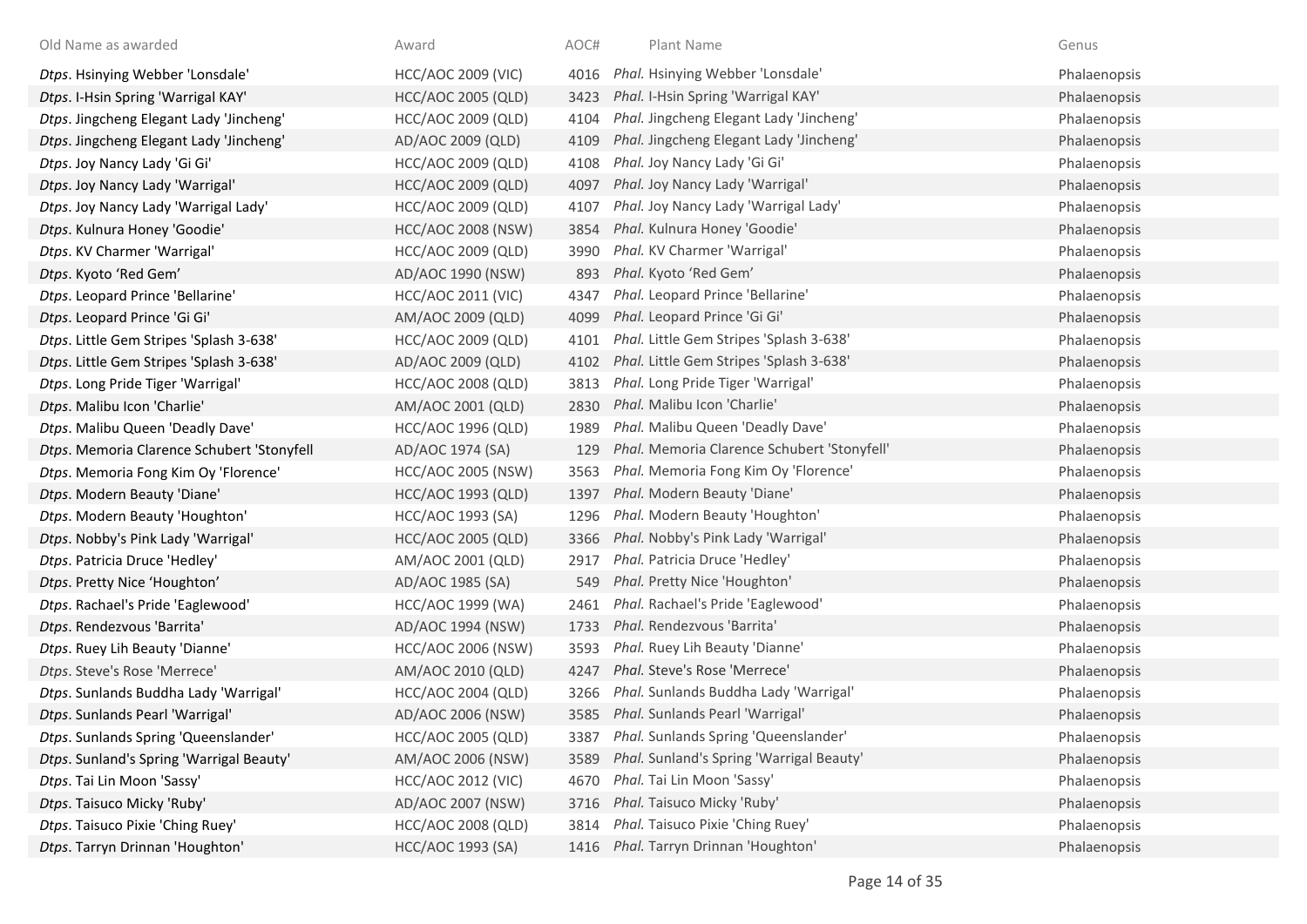| Old Name as awarded | Award | AOC# | Plant Name | Genus |
|---|---|---|---|---|
| *Dtps*. Hsinying Webber 'Lonsdale' | HCC/AOC 2009 (VIC) | 4016 | *Phal.* Hsinying Webber 'Lonsdale' | Phalaenopsis |
| *Dtps*. I-Hsin Spring 'Warrigal KAY' | HCC/AOC 2005 (QLD) | 3423 | *Phal.* I-Hsin Spring 'Warrigal KAY' | Phalaenopsis |
| *Dtps*. Jingcheng Elegant Lady 'Jincheng' | HCC/AOC 2009 (QLD) | 4104 | *Phal.* Jingcheng Elegant Lady 'Jincheng' | Phalaenopsis |
| *Dtps*. Jingcheng Elegant Lady 'Jincheng' | AD/AOC 2009 (QLD) | 4109 | *Phal.* Jingcheng Elegant Lady 'Jincheng' | Phalaenopsis |
| *Dtps*. Joy Nancy Lady 'Gi Gi' | HCC/AOC 2009 (QLD) | 4108 | *Phal.* Joy Nancy Lady 'Gi Gi' | Phalaenopsis |
| *Dtps*. Joy Nancy Lady 'Warrigal' | HCC/AOC 2009 (QLD) | 4097 | *Phal.* Joy Nancy Lady 'Warrigal' | Phalaenopsis |
| *Dtps*. Joy Nancy Lady 'Warrigal Lady' | HCC/AOC 2009 (QLD) | 4107 | *Phal.* Joy Nancy Lady 'Warrigal Lady' | Phalaenopsis |
| *Dtps*. Kulnura Honey 'Goodie' | HCC/AOC 2008 (NSW) | 3854 | *Phal.* Kulnura Honey 'Goodie' | Phalaenopsis |
| *Dtps*. KV Charmer 'Warrigal' | HCC/AOC 2009 (QLD) | 3990 | *Phal.* KV Charmer 'Warrigal' | Phalaenopsis |
| *Dtps*. Kyoto 'Red Gem' | AD/AOC 1990 (NSW) | 893 | *Phal.* Kyoto 'Red Gem' | Phalaenopsis |
| *Dtps*. Leopard Prince 'Bellarine' | HCC/AOC 2011 (VIC) | 4347 | *Phal.* Leopard Prince 'Bellarine' | Phalaenopsis |
| *Dtps*. Leopard Prince 'Gi Gi' | AM/AOC 2009 (QLD) | 4099 | *Phal.* Leopard Prince 'Gi Gi' | Phalaenopsis |
| *Dtps*. Little Gem Stripes 'Splash 3-638' | HCC/AOC 2009 (QLD) | 4101 | *Phal.* Little Gem Stripes 'Splash 3-638' | Phalaenopsis |
| *Dtps*. Little Gem Stripes 'Splash 3-638' | AD/AOC 2009 (QLD) | 4102 | *Phal.* Little Gem Stripes 'Splash 3-638' | Phalaenopsis |
| *Dtps*. Long Pride Tiger 'Warrigal' | HCC/AOC 2008 (QLD) | 3813 | *Phal.* Long Pride Tiger 'Warrigal' | Phalaenopsis |
| *Dtps*. Malibu Icon 'Charlie' | AM/AOC 2001 (QLD) | 2830 | *Phal.* Malibu Icon 'Charlie' | Phalaenopsis |
| *Dtps*. Malibu Queen 'Deadly Dave' | HCC/AOC 1996 (QLD) | 1989 | *Phal.* Malibu Queen 'Deadly Dave' | Phalaenopsis |
| *Dtps*. Memoria Clarence Schubert 'Stonyfell | AD/AOC 1974 (SA) | 129 | *Phal.* Memoria Clarence Schubert 'Stonyfell' | Phalaenopsis |
| *Dtps*. Memoria Fong Kim Oy 'Florence' | HCC/AOC 2005 (NSW) | 3563 | *Phal.* Memoria Fong Kim Oy 'Florence' | Phalaenopsis |
| *Dtps*. Modern Beauty 'Diane' | HCC/AOC 1993 (QLD) | 1397 | *Phal.* Modern Beauty 'Diane' | Phalaenopsis |
| *Dtps*. Modern Beauty 'Houghton' | HCC/AOC 1993 (SA) | 1296 | *Phal.* Modern Beauty 'Houghton' | Phalaenopsis |
| *Dtps*. Nobby's Pink Lady 'Warrigal' | HCC/AOC 2005 (QLD) | 3366 | *Phal.* Nobby's Pink Lady 'Warrigal' | Phalaenopsis |
| *Dtps*. Patricia Druce 'Hedley' | AM/AOC 2001 (QLD) | 2917 | *Phal.* Patricia Druce 'Hedley' | Phalaenopsis |
| *Dtps*. Pretty Nice 'Houghton' | AD/AOC 1985 (SA) | 549 | *Phal.* Pretty Nice 'Houghton' | Phalaenopsis |
| *Dtps*. Rachael's Pride 'Eaglewood' | HCC/AOC 1999 (WA) | 2461 | *Phal.* Rachael's Pride 'Eaglewood' | Phalaenopsis |
| *Dtps*. Rendezvous 'Barrita' | AD/AOC 1994 (NSW) | 1733 | *Phal.* Rendezvous 'Barrita' | Phalaenopsis |
| *Dtps*. Ruey Lih Beauty 'Dianne' | HCC/AOC 2006 (NSW) | 3593 | *Phal.* Ruey Lih Beauty 'Dianne' | Phalaenopsis |
| *Dtps*. Steve's Rose 'Merrece' | AM/AOC 2010 (QLD) | 4247 | *Phal.* Steve's Rose 'Merrece' | Phalaenopsis |
| *Dtps*. Sunlands Buddha Lady 'Warrigal' | HCC/AOC 2004 (QLD) | 3266 | *Phal.* Sunlands Buddha Lady 'Warrigal' | Phalaenopsis |
| *Dtps*. Sunlands Pearl 'Warrigal' | AD/AOC 2006 (NSW) | 3585 | *Phal.* Sunlands Pearl 'Warrigal' | Phalaenopsis |
| *Dtps*. Sunlands Spring 'Queenslander' | HCC/AOC 2005 (QLD) | 3387 | *Phal.* Sunlands Spring 'Queenslander' | Phalaenopsis |
| *Dtps*. Sunland's Spring 'Warrigal Beauty' | AM/AOC 2006 (NSW) | 3589 | *Phal.* Sunland's Spring 'Warrigal Beauty' | Phalaenopsis |
| *Dtps*. Tai Lin Moon 'Sassy' | HCC/AOC 2012 (VIC) | 4670 | *Phal.* Tai Lin Moon 'Sassy' | Phalaenopsis |
| *Dtps*. Taisuco Micky 'Ruby' | AD/AOC 2007 (NSW) | 3716 | *Phal.* Taisuco Micky 'Ruby' | Phalaenopsis |
| *Dtps*. Taisuco Pixie 'Ching Ruey' | HCC/AOC 2008 (QLD) | 3814 | *Phal.* Taisuco Pixie 'Ching Ruey' | Phalaenopsis |
| *Dtps*. Tarryn Drinnan 'Houghton' | HCC/AOC 1993 (SA) | 1416 | *Phal.* Tarryn Drinnan 'Houghton' | Phalaenopsis |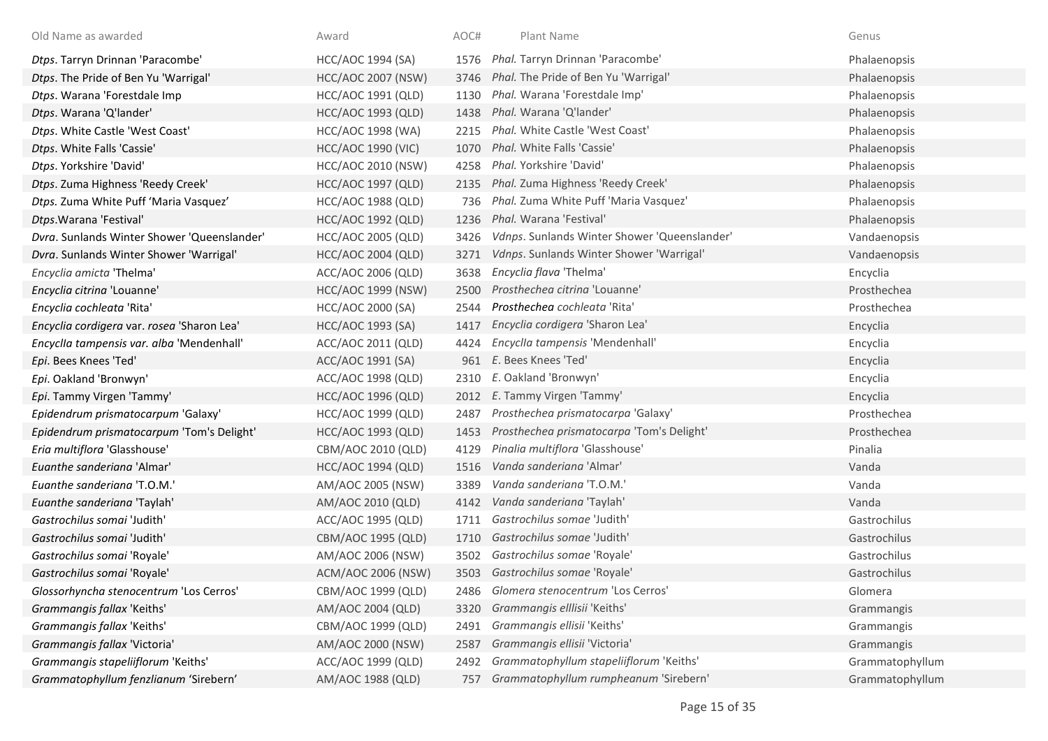| Old Name as awarded | Award | AOC# | Plant Name | Genus |
|---|---|---|---|---|
| *Dtps*. Tarryn Drinnan 'Paracombe' | HCC/AOC 1994 (SA) | 1576 | *Phal.* Tarryn Drinnan 'Paracombe' | Phalaenopsis |
| *Dtps*. The Pride of Ben Yu 'Warrigal' | HCC/AOC 2007 (NSW) | 3746 | *Phal.* The Pride of Ben Yu 'Warrigal' | Phalaenopsis |
| *Dtps*. Warana 'Forestdale Imp | HCC/AOC 1991 (QLD) | 1130 | *Phal.* Warana 'Forestdale Imp' | Phalaenopsis |
| *Dtps*. Warana 'Q'lander' | HCC/AOC 1993 (QLD) | 1438 | *Phal.* Warana 'Q'lander' | Phalaenopsis |
| *Dtps*. White Castle 'West Coast' | HCC/AOC 1998 (WA) | 2215 | *Phal.* White Castle 'West Coast' | Phalaenopsis |
| *Dtps*. White Falls 'Cassie' | HCC/AOC 1990 (VIC) | 1070 | *Phal.* White Falls 'Cassie' | Phalaenopsis |
| *Dtps*. Yorkshire 'David' | HCC/AOC 2010 (NSW) | 4258 | *Phal.* Yorkshire 'David' | Phalaenopsis |
| *Dtps*. Zuma Highness 'Reedy Creek' | HCC/AOC 1997 (QLD) | 2135 | *Phal.* Zuma Highness 'Reedy Creek' | Phalaenopsis |
| *Dtps.* Zuma White Puff 'Maria Vasquez' | HCC/AOC 1988 (QLD) | 736 | *Phal.* Zuma White Puff 'Maria Vasquez' | Phalaenopsis |
| *Dtps*.Warana 'Festival' | HCC/AOC 1992 (QLD) | 1236 | *Phal.* Warana 'Festival' | Phalaenopsis |
| *Dvra*. Sunlands Winter Shower 'Queenslander' | HCC/AOC 2005 (QLD) | 3426 | *Vdnps*. Sunlands Winter Shower 'Queenslander' | Vandaenopsis |
| *Dvra*. Sunlands Winter Shower 'Warrigal' | HCC/AOC 2004 (QLD) | 3271 | *Vdnps*. Sunlands Winter Shower 'Warrigal' | Vandaenopsis |
| *Encyclia amicta* 'Thelma' | ACC/AOC 2006 (QLD) | 3638 | *Encyclia flava* 'Thelma' | Encyclia |
| *Encyclia citrina* 'Louanne' | HCC/AOC 1999 (NSW) | 2500 | *Prosthechea citrina* 'Louanne' | Prosthechea |
| *Encyclia cochleata* 'Rita' | HCC/AOC 2000 (SA) | 2544 | ***Prosthechea** cochleata* 'Rita' | Prosthechea |
| *Encyclia cordigera* var. *rosea* 'Sharon Lea' | HCC/AOC 1993 (SA) | 1417 | *Encyclia cordigera* 'Sharon Lea' | Encyclia |
| *Encyclla tampensis var. alba* 'Mendenhall' | ACC/AOC 2011 (QLD) | 4424 | *Encyclla tampensis* 'Mendenhall' | Encyclia |
| *Epi*. Bees Knees 'Ted' | ACC/AOC 1991 (SA) | 961 | *E*. Bees Knees 'Ted' | Encyclia |
| *Epi*. Oakland 'Bronwyn' | ACC/AOC 1998 (QLD) | 2310 | *E*. Oakland 'Bronwyn' | Encyclia |
| *Epi*. Tammy Virgen 'Tammy' | HCC/AOC 1996 (QLD) | 2012 | *E*. Tammy Virgen 'Tammy' | Encyclia |
| *Epidendrum prismatocarpum* 'Galaxy' | HCC/AOC 1999 (QLD) | 2487 | *Prosthechea prismatocarpa* 'Galaxy' | Prosthechea |
| *Epidendrum prismatocarpum* 'Tom's Delight' | HCC/AOC 1993 (QLD) | 1453 | *Prosthechea prismatocarpa* 'Tom's Delight' | Prosthechea |
| *Eria multiflora* 'Glasshouse' | CBM/AOC 2010 (QLD) | 4129 | *Pinalia multiflora* 'Glasshouse' | Pinalia |
| *Euanthe sanderiana* 'Almar' | HCC/AOC 1994 (QLD) | 1516 | *Vanda sanderiana* 'Almar' | Vanda |
| *Euanthe sanderiana* 'T.O.M.' | AM/AOC 2005 (NSW) | 3389 | *Vanda sanderiana* 'T.O.M.' | Vanda |
| *Euanthe sanderiana* 'Taylah' | AM/AOC 2010 (QLD) | 4142 | *Vanda sanderiana* 'Taylah' | Vanda |
| *Gastrochilus somai* 'Judith' | ACC/AOC 1995 (QLD) | 1711 | *Gastrochilus somae* 'Judith' | Gastrochilus |
| *Gastrochilus somai* 'Judith' | CBM/AOC 1995 (QLD) | 1710 | *Gastrochilus somae* 'Judith' | Gastrochilus |
| *Gastrochilus somai* 'Royale' | AM/AOC 2006 (NSW) | 3502 | *Gastrochilus somae* 'Royale' | Gastrochilus |
| *Gastrochilus somai* 'Royale' | ACM/AOC 2006 (NSW) | 3503 | *Gastrochilus somae* 'Royale' | Gastrochilus |
| *Glossorhyncha stenocentrum* 'Los Cerros' | CBM/AOC 1999 (QLD) | 2486 | *Glomera stenocentrum* 'Los Cerros' | Glomera |
| *Grammangis fallax* 'Keiths' | AM/AOC 2004 (QLD) | 3320 | *Grammangis elllisii* 'Keiths' | Grammangis |
| *Grammangis fallax* 'Keiths' | CBM/AOC 1999 (QLD) | 2491 | *Grammangis ellisii* 'Keiths' | Grammangis |
| *Grammangis fallax* 'Victoria' | AM/AOC 2000 (NSW) | 2587 | *Grammangis ellisii* 'Victoria' | Grammangis |
| *Grammangis stapeliiflorum* 'Keiths' | ACC/AOC 1999 (QLD) | 2492 | *Grammatophyllum stapeliiflorum* 'Keiths' | Grammatophyllum |
| *Grammatophyllum fenzlianum* 'Sirebern' | AM/AOC 1988 (QLD) | 757 | *Grammatophyllum rumpheanum* 'Sirebern' | Grammatophyllum |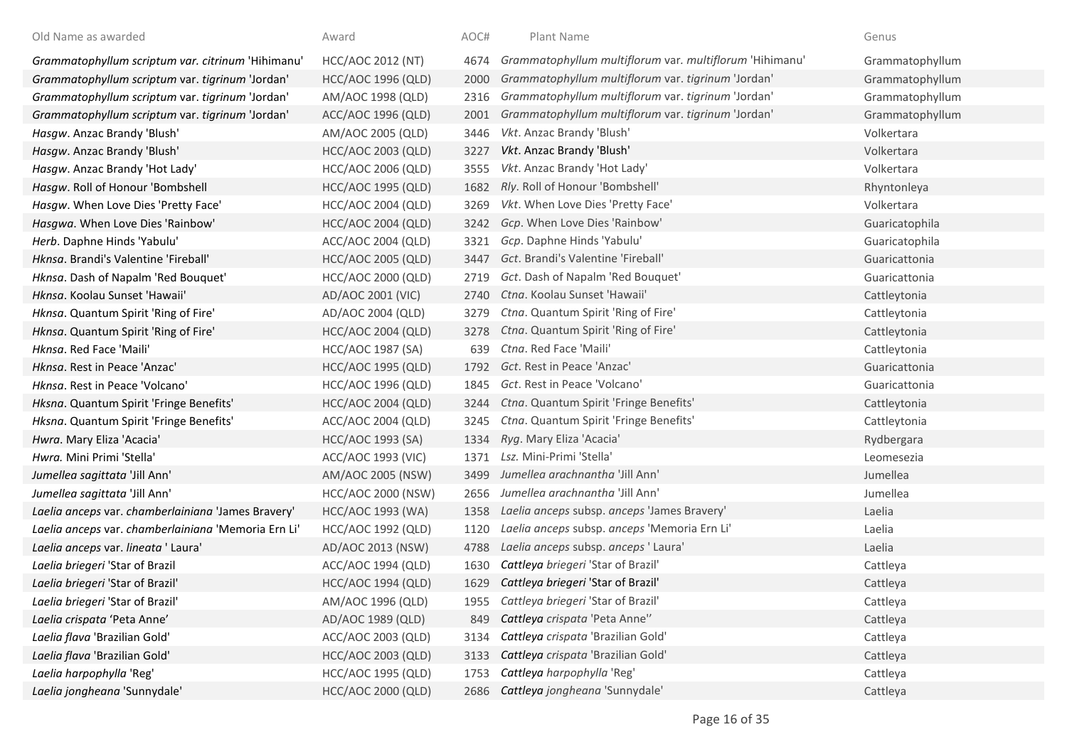| Old Name as awarded | Award | AOC# | Plant Name | Genus |
|---|---|---|---|---|
| *Grammatophyllum scriptum var. citrinum* 'Hihimanu' | HCC/AOC 2012 (NT) | 4674 | *Grammatophyllum multiflorum* var. *multiflorum* 'Hihimanu' | Grammatophyllum |
| *Grammatophyllum scriptum* var. *tigrinum* 'Jordan' | HCC/AOC 1996 (QLD) | 2000 | *Grammatophyllum multiflorum* var. *tigrinum* 'Jordan' | Grammatophyllum |
| *Grammatophyllum scriptum* var. *tigrinum* 'Jordan' | AM/AOC 1998 (QLD) | 2316 | *Grammatophyllum multiflorum* var. *tigrinum* 'Jordan' | Grammatophyllum |
| *Grammatophyllum scriptum* var. *tigrinum* 'Jordan' | ACC/AOC 1996 (QLD) | 2001 | *Grammatophyllum multiflorum* var. *tigrinum* 'Jordan' | Grammatophyllum |
| *Hasgw*. Anzac Brandy 'Blush' | AM/AOC 2005 (QLD) | 3446 | *Vkt*. Anzac Brandy 'Blush' | Volkertara |
| *Hasgw*. Anzac Brandy 'Blush' | HCC/AOC 2003 (QLD) | 3227 | *Vkt*. Anzac Brandy 'Blush' | Volkertara |
| *Hasgw*. Anzac Brandy 'Hot Lady' | HCC/AOC 2006 (QLD) | 3555 | *Vkt*. Anzac Brandy 'Hot Lady' | Volkertara |
| *Hasgw*. Roll of Honour 'Bombshell | HCC/AOC 1995 (QLD) | 1682 | *Rly*. Roll of Honour 'Bombshell' | Rhyntonleya |
| *Hasgw*. When Love Dies 'Pretty Face' | HCC/AOC 2004 (QLD) | 3269 | *Vkt*. When Love Dies 'Pretty Face' | Volkertara |
| *Hasgwa*. When Love Dies 'Rainbow' | HCC/AOC 2004 (QLD) | 3242 | *Gcp*. When Love Dies 'Rainbow' | Guaricatophila |
| *Herb*. Daphne Hinds 'Yabulu' | ACC/AOC 2004 (QLD) | 3321 | *Gcp*. Daphne Hinds 'Yabulu' | Guaricatophila |
| *Hknsa*. Brandi's Valentine 'Fireball' | HCC/AOC 2005 (QLD) | 3447 | *Gct*. Brandi's Valentine 'Fireball' | Guaricattonia |
| *Hknsa*. Dash of Napalm 'Red Bouquet' | HCC/AOC 2000 (QLD) | 2719 | *Gct*. Dash of Napalm 'Red Bouquet' | Guaricattonia |
| *Hknsa*. Koolau Sunset 'Hawaii' | AD/AOC 2001 (VIC) | 2740 | *Ctna*. Koolau Sunset 'Hawaii' | Cattleytonia |
| *Hknsa*. Quantum Spirit 'Ring of Fire' | AD/AOC 2004 (QLD) | 3279 | *Ctna*. Quantum Spirit 'Ring of Fire' | Cattleytonia |
| *Hknsa*. Quantum Spirit 'Ring of Fire' | HCC/AOC 2004 (QLD) | 3278 | *Ctna*. Quantum Spirit 'Ring of Fire' | Cattleytonia |
| *Hknsa*. Red Face 'Maili' | HCC/AOC 1987 (SA) | 639 | *Ctna*. Red Face 'Maili' | Cattleytonia |
| *Hknsa*. Rest in Peace 'Anzac' | HCC/AOC 1995 (QLD) | 1792 | *Gct*. Rest in Peace 'Anzac' | Guaricattonia |
| *Hknsa*. Rest in Peace 'Volcano' | HCC/AOC 1996 (QLD) | 1845 | *Gct*. Rest in Peace 'Volcano' | Guaricattonia |
| *Hksna*. Quantum Spirit 'Fringe Benefits' | HCC/AOC 2004 (QLD) | 3244 | *Ctna*. Quantum Spirit 'Fringe Benefits' | Cattleytonia |
| *Hksna*. Quantum Spirit 'Fringe Benefits' | ACC/AOC 2004 (QLD) | 3245 | *Ctna*. Quantum Spirit 'Fringe Benefits' | Cattleytonia |
| *Hwra*. Mary Eliza 'Acacia' | HCC/AOC 1993 (SA) | 1334 | *Ryg*. Mary Eliza 'Acacia' | Rydbergara |
| *Hwra.* Mini Primi 'Stella' | ACC/AOC 1993 (VIC) | 1371 | *Lsz.* Mini-Primi 'Stella' | Leomesezia |
| *Jumellea sagittata* 'Jill Ann' | AM/AOC 2005 (NSW) | 3499 | *Jumellea arachnantha* 'Jill Ann' | Jumellea |
| *Jumellea sagittata* 'Jill Ann' | HCC/AOC 2000 (NSW) | 2656 | *Jumellea arachnantha* 'Jill Ann' | Jumellea |
| *Laelia anceps* var. *chamberlainiana* 'James Bravery' | HCC/AOC 1993 (WA) | 1358 | *Laelia anceps* subsp. *anceps* 'James Bravery' | Laelia |
| *Laelia anceps* var. *chamberlainiana* 'Memoria Ern Li' | HCC/AOC 1992 (QLD) | 1120 | *Laelia anceps* subsp. *anceps* 'Memoria Ern Li' | Laelia |
| *Laelia anceps* var. *lineata* ' Laura' | AD/AOC 2013 (NSW) | 4788 | *Laelia anceps* subsp. *anceps* ' Laura' | Laelia |
| *Laelia briegeri* 'Star of Brazil | ACC/AOC 1994 (QLD) | 1630 | *Cattleya briegeri* 'Star of Brazil' | Cattleya |
| *Laelia briegeri* 'Star of Brazil' | HCC/AOC 1994 (QLD) | 1629 | *Cattleya briegeri* 'Star of Brazil' | Cattleya |
| *Laelia briegeri* 'Star of Brazil' | AM/AOC 1996 (QLD) | 1955 | *Cattleya briegeri* 'Star of Brazil' | Cattleya |
| *Laelia crispata* ‘Peta Anne’ | AD/AOC 1989 (QLD) | 849 | *Cattleya crispata* 'Peta Anne'' | Cattleya |
| *Laelia flava* 'Brazilian Gold' | ACC/AOC 2003 (QLD) | 3134 | *Cattleya crispata* 'Brazilian Gold' | Cattleya |
| *Laelia flava* 'Brazilian Gold' | HCC/AOC 2003 (QLD) | 3133 | *Cattleya crispata* 'Brazilian Gold' | Cattleya |
| *Laelia harpophylla* 'Reg' | HCC/AOC 1995 (QLD) | 1753 | *Cattleya harpophylla* 'Reg' | Cattleya |
| *Laelia jongheana* 'Sunnydale' | HCC/AOC 2000 (QLD) | 2686 | *Cattleya jongheana* 'Sunnydale' | Cattleya |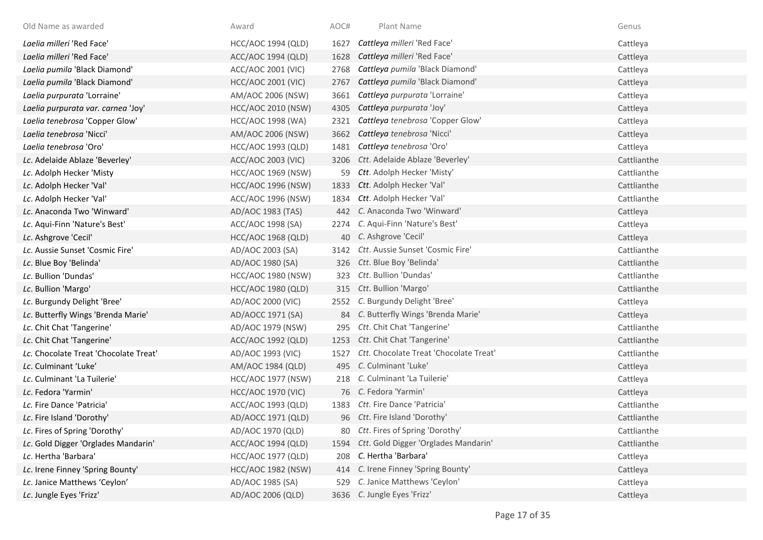| Old Name as awarded | Award | AOC# | Plant Name | Genus |
|---|---|---|---|---|
| *Laelia milleri* 'Red Face' | HCC/AOC 1994 (QLD) | 1627 | *Cattleya milleri* 'Red Face' | Cattleya |
| *Laelia milleri* 'Red Face' | ACC/AOC 1994 (QLD) | 1628 | *Cattleya milleri* 'Red Face' | Cattleya |
| *Laelia pumila* 'Black Diamond' | ACC/AOC 2001 (VIC) | 2768 | *Cattleya pumila* 'Black Diamond' | Cattleya |
| *Laelia pumila* 'Black Diamond' | HCC/AOC 2001 (VIC) | 2767 | *Cattleya pumila* 'Black Diamond' | Cattleya |
| *Laelia purpurata* 'Lorraine' | AM/AOC 2006 (NSW) | 3661 | *Cattleya purpurata* 'Lorraine' | Cattleya |
| *Laelia purpurata var. carnea* 'Joy' | HCC/AOC 2010 (NSW) | 4305 | *Cattleya purpurata* 'Joy' | Cattleya |
| *Laelia tenebrosa* 'Copper Glow' | HCC/AOC 1998 (WA) | 2321 | *Cattleya tenebrosa* 'Copper Glow' | Cattleya |
| *Laelia tenebrosa* 'Nicci' | AM/AOC 2006 (NSW) | 3662 | *Cattleya tenebrosa* 'Nicci' | Cattleya |
| *Laelia tenebrosa* 'Oro' | HCC/AOC 1993 (QLD) | 1481 | *Cattleya tenebrosa* 'Oro' | Cattleya |
| *Lc*. Adelaide Ablaze 'Beverley' | ACC/AOC 2003 (VIC) | 3206 | *Ctt*. Adelaide Ablaze 'Beverley' | Cattlianthe |
| *Lc*. Adolph Hecker 'Misty | HCC/AOC 1969 (NSW) | 59 | *Ctt*. Adolph Hecker 'Misty' | Cattlianthe |
| *Lc*. Adolph Hecker 'Val' | HCC/AOC 1996 (NSW) | 1833 | *Ctt*. Adolph Hecker 'Val' | Cattlianthe |
| *Lc*. Adolph Hecker 'Val' | ACC/AOC 1996 (NSW) | 1834 | *Ctt*. Adolph Hecker 'Val' | Cattlianthe |
| *Lc*. Anaconda Two 'Winward' | AD/AOC 1983 (TAS) | 442 | *C*. Anaconda Two 'Winward' | Cattleya |
| *Lc*. Aqui-Finn 'Nature's Best' | ACC/AOC 1998 (SA) | 2274 | *C*. Aqui-Finn 'Nature's Best' | Cattleya |
| *Lc*. Ashgrove 'Cecil' | HCC/AOC 1968 (QLD) | 40 | *C*. Ashgrove 'Cecil' | Cattleya |
| *Lc*. Aussie Sunset 'Cosmic Fire' | AD/AOC 2003 (SA) | 3142 | *Ctt*. Aussie Sunset 'Cosmic Fire' | Cattlianthe |
| *Lc*. Blue Boy 'Belinda' | AD/AOC 1980 (SA) | 326 | *Ctt*. Blue Boy 'Belinda' | Cattlianthe |
| *Lc*. Bullion 'Dundas' | HCC/AOC 1980 (NSW) | 323 | *Ctt*. Bullion 'Dundas' | Cattlianthe |
| *Lc*. Bullion 'Margo' | HCC/AOC 1980 (QLD) | 315 | *Ctt*. Bullion 'Margo' | Cattlianthe |
| *Lc*. Burgundy Delight 'Bree' | AD/AOC 2000 (VIC) | 2552 | *C*. Burgundy Delight 'Bree' | Cattleya |
| *Lc*. Butterfly Wings 'Brenda Marie' | AD/AOCC 1971 (SA) | 84 | *C*. Butterfly Wings 'Brenda Marie' | Cattleya |
| *Lc*. Chit Chat 'Tangerine' | AD/AOC 1979 (NSW) | 295 | *Ctt*. Chit Chat 'Tangerine' | Cattlianthe |
| *Lc*. Chit Chat 'Tangerine' | ACC/AOC 1992 (QLD) | 1253 | *Ctt*. Chit Chat 'Tangerine' | Cattlianthe |
| *Lc.* Chocolate Treat 'Chocolate Treat' | AD/AOC 1993 (VIC) | 1527 | *Ctt.* Chocolate Treat 'Chocolate Treat' | Cattlianthe |
| *Lc*. Culminant 'Luke' | AM/AOC 1984 (QLD) | 495 | *C*. Culminant 'Luke' | Cattleya |
| *Lc*. Culminant 'La Tuilerie' | HCC/AOC 1977 (NSW) | 218 | *C*. Culminant 'La Tuilerie' | Cattleya |
| *Lc*. Fedora 'Yarmin' | HCC/AOC 1970 (VIC) | 76 | *C*. Fedora 'Yarmin' | Cattleya |
| *Lc.* Fire Dance 'Patricia' | ACC/AOC 1993 (QLD) | 1383 | *Ctt.* Fire Dance 'Patricia' | Cattlianthe |
| *Lc*. Fire Island 'Dorothy' | AD/AOCC 1971 (QLD) | 96 | *Ctt*. Fire Island 'Dorothy' | Cattlianthe |
| *Lc.* Fires of Spring 'Dorothy' | AD/AOC 1970 (QLD) | 80 | *Ctt*. Fires of Spring 'Dorothy' | Cattlianthe |
| *Lc*. Gold Digger 'Orglades Mandarin' | ACC/AOC 1994 (QLD) | 1594 | *Ctt*. Gold Digger 'Orglades Mandarin' | Cattlianthe |
| *Lc*. Hertha 'Barbara' | HCC/AOC 1977 (QLD) | 208 | *C*. Hertha 'Barbara' | Cattleya |
| *Lc*. Irene Finney 'Spring Bounty' | HCC/AOC 1982 (NSW) | 414 | *C*. Irene Finney 'Spring Bounty' | Cattleya |
| *Lc*. Janice Matthews 'Ceylon' | AD/AOC 1985 (SA) | 529 | *C*. Janice Matthews 'Ceylon' | Cattleya |
| *Lc*. Jungle Eyes 'Frizz' | AD/AOC 2006 (QLD) | 3636 | *C*. Jungle Eyes 'Frizz' | Cattleya |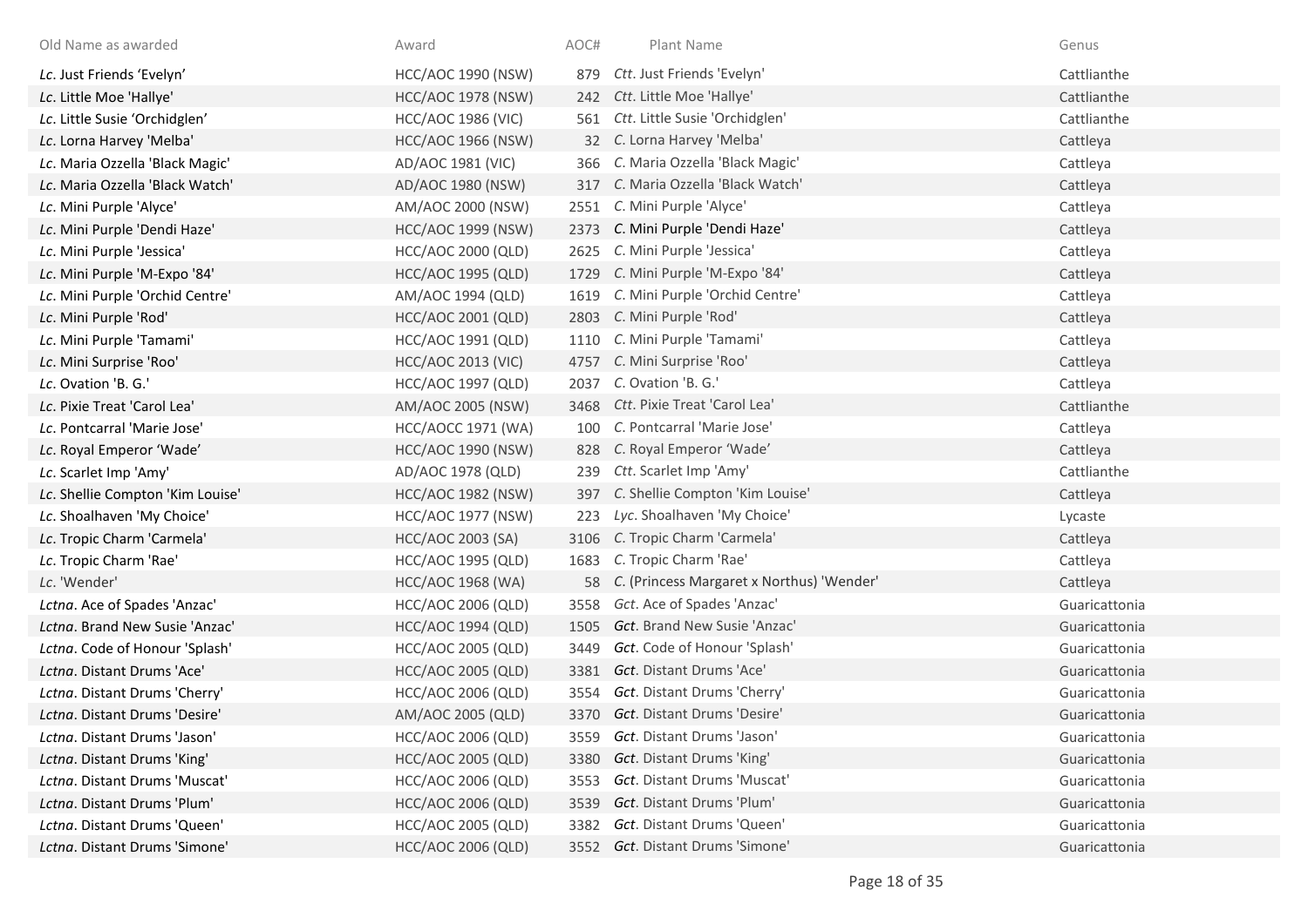| Old Name as awarded | Award | AOC# | Plant Name | Genus |
|---|---|---|---|---|
| *Lc*. Just Friends 'Evelyn' | HCC/AOC 1990 (NSW) | 879 | *Ctt*. Just Friends 'Evelyn' | Cattlianthe |
| *Lc*. Little Moe 'Hallye' | HCC/AOC 1978 (NSW) | 242 | *Ctt*. Little Moe 'Hallye' | Cattlianthe |
| *Lc*. Little Susie 'Orchidglen' | HCC/AOC 1986 (VIC) | 561 | *Ctt*. Little Susie 'Orchidglen' | Cattlianthe |
| *Lc*. Lorna Harvey 'Melba' | HCC/AOC 1966 (NSW) | 32 | *C*. Lorna Harvey 'Melba' | Cattleya |
| *Lc*. Maria Ozzella 'Black Magic' | AD/AOC 1981 (VIC) | 366 | *C*. Maria Ozzella 'Black Magic' | Cattleya |
| *Lc*. Maria Ozzella 'Black Watch' | AD/AOC 1980 (NSW) | 317 | *C*. Maria Ozzella 'Black Watch' | Cattleya |
| *Lc*. Mini Purple 'Alyce' | AM/AOC 2000 (NSW) | 2551 | *C*. Mini Purple 'Alyce' | Cattleya |
| *Lc*. Mini Purple 'Dendi Haze' | HCC/AOC 1999 (NSW) | 2373 | *C*. Mini Purple 'Dendi Haze' | Cattleya |
| *Lc*. Mini Purple 'Jessica' | HCC/AOC 2000 (QLD) | 2625 | *C*. Mini Purple 'Jessica' | Cattleya |
| *Lc*. Mini Purple 'M-Expo '84' | HCC/AOC 1995 (QLD) | 1729 | *C*. Mini Purple 'M-Expo '84' | Cattleya |
| *Lc*. Mini Purple 'Orchid Centre' | AM/AOC 1994 (QLD) | 1619 | *C*. Mini Purple 'Orchid Centre' | Cattleya |
| *Lc*. Mini Purple 'Rod' | HCC/AOC 2001 (QLD) | 2803 | *C*. Mini Purple 'Rod' | Cattleya |
| *Lc*. Mini Purple 'Tamami' | HCC/AOC 1991 (QLD) | 1110 | *C*. Mini Purple 'Tamami' | Cattleya |
| *Lc*. Mini Surprise 'Roo' | HCC/AOC 2013 (VIC) | 4757 | *C*. Mini Surprise 'Roo' | Cattleya |
| *Lc*. Ovation 'B. G.' | HCC/AOC 1997 (QLD) | 2037 | *C*. Ovation 'B. G.' | Cattleya |
| *Lc*. Pixie Treat 'Carol Lea' | AM/AOC 2005 (NSW) | 3468 | *Ctt*. Pixie Treat 'Carol Lea' | Cattlianthe |
| *Lc*. Pontcarral 'Marie Jose' | HCC/AOCC 1971 (WA) | 100 | *C*. Pontcarral 'Marie Jose' | Cattleya |
| *Lc*. Royal Emperor 'Wade' | HCC/AOC 1990 (NSW) | 828 | *C*. Royal Emperor 'Wade' | Cattleya |
| *Lc*. Scarlet Imp 'Amy' | AD/AOC 1978 (QLD) | 239 | *Ctt*. Scarlet Imp 'Amy' | Cattlianthe |
| *Lc*. Shellie Compton 'Kim Louise' | HCC/AOC 1982 (NSW) | 397 | *C*. Shellie Compton 'Kim Louise' | Cattleya |
| *Lc*. Shoalhaven 'My Choice' | HCC/AOC 1977 (NSW) | 223 | *Lyc*. Shoalhaven 'My Choice' | Lycaste |
| *Lc*. Tropic Charm 'Carmela' | HCC/AOC 2003 (SA) | 3106 | *C*. Tropic Charm 'Carmela' | Cattleya |
| *Lc*. Tropic Charm 'Rae' | HCC/AOC 1995 (QLD) | 1683 | *C*. Tropic Charm 'Rae' | Cattleya |
| *Lc*. 'Wender' | HCC/AOC 1968 (WA) | 58 | *C*. (Princess Margaret x Northus) 'Wender' | Cattleya |
| *Lctna*. Ace of Spades 'Anzac' | HCC/AOC 2006 (QLD) | 3558 | *Gct*. Ace of Spades 'Anzac' | Guaricattonia |
| *Lctna*. Brand New Susie 'Anzac' | HCC/AOC 1994 (QLD) | 1505 | *Gct*. Brand New Susie 'Anzac' | Guaricattonia |
| *Lctna*. Code of Honour 'Splash' | HCC/AOC 2005 (QLD) | 3449 | *Gct*. Code of Honour 'Splash' | Guaricattonia |
| *Lctna*. Distant Drums 'Ace' | HCC/AOC 2005 (QLD) | 3381 | *Gct*. Distant Drums 'Ace' | Guaricattonia |
| *Lctna*. Distant Drums 'Cherry' | HCC/AOC 2006 (QLD) | 3554 | *Gct*. Distant Drums 'Cherry' | Guaricattonia |
| *Lctna*. Distant Drums 'Desire' | AM/AOC 2005 (QLD) | 3370 | *Gct*. Distant Drums 'Desire' | Guaricattonia |
| *Lctna*. Distant Drums 'Jason' | HCC/AOC 2006 (QLD) | 3559 | *Gct*. Distant Drums 'Jason' | Guaricattonia |
| *Lctna*. Distant Drums 'King' | HCC/AOC 2005 (QLD) | 3380 | *Gct*. Distant Drums 'King' | Guaricattonia |
| *Lctna*. Distant Drums 'Muscat' | HCC/AOC 2006 (QLD) | 3553 | *Gct*. Distant Drums 'Muscat' | Guaricattonia |
| *Lctna*. Distant Drums 'Plum' | HCC/AOC 2006 (QLD) | 3539 | *Gct*. Distant Drums 'Plum' | Guaricattonia |
| *Lctna*. Distant Drums 'Queen' | HCC/AOC 2005 (QLD) | 3382 | *Gct*. Distant Drums 'Queen' | Guaricattonia |
| *Lctna*. Distant Drums 'Simone' | HCC/AOC 2006 (QLD) | 3552 | *Gct*. Distant Drums 'Simone' | Guaricattonia |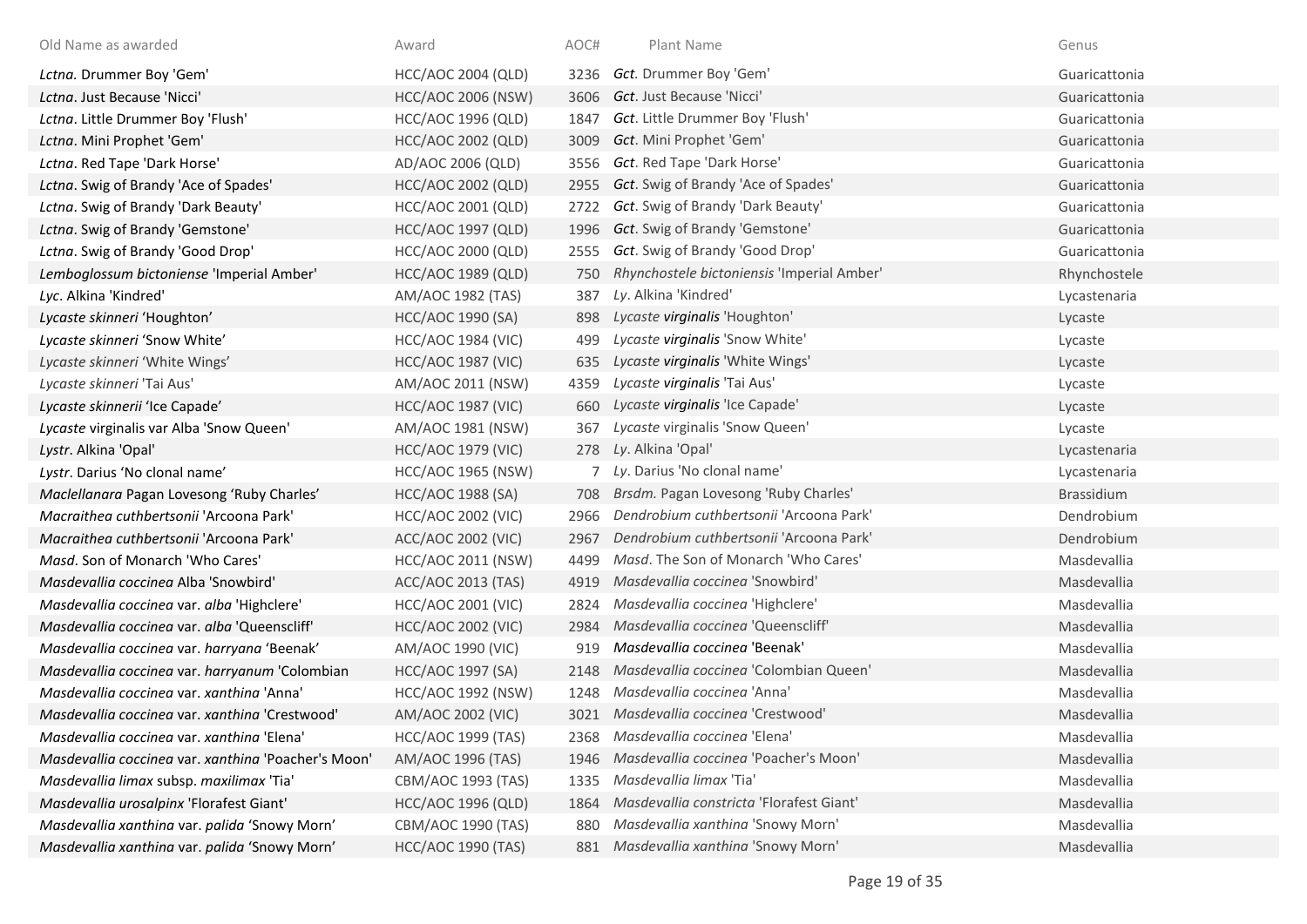| Old Name as awarded | Award | AOC# | Plant Name | Genus |
|---|---|---|---|---|
| *Lctna.* Drummer Boy 'Gem' | HCC/AOC 2004 (QLD) | 3236 | *Gct.* Drummer Boy 'Gem' | Guaricattonia |
| *Lctna*. Just Because 'Nicci' | HCC/AOC 2006 (NSW) | 3606 | *Gct*. Just Because 'Nicci' | Guaricattonia |
| *Lctna*. Little Drummer Boy 'Flush' | HCC/AOC 1996 (QLD) | 1847 | *Gct*. Little Drummer Boy 'Flush' | Guaricattonia |
| *Lctna*. Mini Prophet 'Gem' | HCC/AOC 2002 (QLD) | 3009 | *Gct*. Mini Prophet 'Gem' | Guaricattonia |
| *Lctna*. Red Tape 'Dark Horse' | AD/AOC 2006 (QLD) | 3556 | *Gct*. Red Tape 'Dark Horse' | Guaricattonia |
| *Lctna*. Swig of Brandy 'Ace of Spades' | HCC/AOC 2002 (QLD) | 2955 | *Gct*. Swig of Brandy 'Ace of Spades' | Guaricattonia |
| *Lctna*. Swig of Brandy 'Dark Beauty' | HCC/AOC 2001 (QLD) | 2722 | *Gct*. Swig of Brandy 'Dark Beauty' | Guaricattonia |
| *Lctna*. Swig of Brandy 'Gemstone' | HCC/AOC 1997 (QLD) | 1996 | *Gct*. Swig of Brandy 'Gemstone' | Guaricattonia |
| *Lctna*. Swig of Brandy 'Good Drop' | HCC/AOC 2000 (QLD) | 2555 | *Gct*. Swig of Brandy 'Good Drop' | Guaricattonia |
| *Lemboglossum bictoniense* 'Imperial Amber' | HCC/AOC 1989 (QLD) | 750 | *Rhynchostele bictoniensis* 'Imperial Amber' | Rhynchostele |
| *Lyc*. Alkina 'Kindred' | AM/AOC 1982 (TAS) | 387 | *Ly*. Alkina 'Kindred' | Lycastenaria |
| *Lycaste skinneri* 'Houghton' | HCC/AOC 1990 (SA) | 898 | *Lycaste **virginalis*** 'Houghton' | Lycaste |
| *Lycaste skinneri* 'Snow White' | HCC/AOC 1984 (VIC) | 499 | *Lycaste **virginalis*** 'Snow White' | Lycaste |
| *Lycaste skinneri* 'White Wings' | HCC/AOC 1987 (VIC) | 635 | *Lycaste **virginalis*** 'White Wings' | Lycaste |
| *Lycaste skinneri* 'Tai Aus' | AM/AOC 2011 (NSW) | 4359 | *Lycaste **virginalis*** 'Tai Aus' | Lycaste |
| *Lycaste skinnerii* 'Ice Capade' | HCC/AOC 1987 (VIC) | 660 | *Lycaste **virginalis*** 'Ice Capade' | Lycaste |
| *Lycaste* virginalis var Alba 'Snow Queen' | AM/AOC 1981 (NSW) | 367 | *Lycaste* virginalis 'Snow Queen' | Lycaste |
| *Lystr*. Alkina 'Opal' | HCC/AOC 1979 (VIC) | 278 | *Ly*. Alkina 'Opal' | Lycastenaria |
| *Lystr*. Darius 'No clonal name' | HCC/AOC 1965 (NSW) | 7 | *Ly*. Darius 'No clonal name' | Lycastenaria |
| *Maclellanara* Pagan Lovesong 'Ruby Charles' | HCC/AOC 1988 (SA) | 708 | *Brsdm.* Pagan Lovesong 'Ruby Charles' | Brassidium |
| *Macraithea cuthbertsonii* 'Arcoona Park' | HCC/AOC 2002 (VIC) | 2966 | *Dendrobium cuthbertsonii* 'Arcoona Park' | Dendrobium |
| *Macraithea cuthbertsonii* 'Arcoona Park' | ACC/AOC 2002 (VIC) | 2967 | *Dendrobium cuthbertsonii* 'Arcoona Park' | Dendrobium |
| *Masd*. Son of Monarch 'Who Cares' | HCC/AOC 2011 (NSW) | 4499 | *Masd*. The Son of Monarch 'Who Cares' | Masdevallia |
| *Masdevallia coccinea* Alba 'Snowbird' | ACC/AOC 2013 (TAS) | 4919 | *Masdevallia coccinea* 'Snowbird' | Masdevallia |
| *Masdevallia coccinea* var. *alba* 'Highclere' | HCC/AOC 2001 (VIC) | 2824 | *Masdevallia coccinea* 'Highclere' | Masdevallia |
| *Masdevallia coccinea* var. *alba* 'Queenscliff' | HCC/AOC 2002 (VIC) | 2984 | *Masdevallia coccinea* 'Queenscliff' | Masdevallia |
| *Masdevallia coccinea* var. *harryana* 'Beenak' | AM/AOC 1990 (VIC) | 919 | *Masdevallia coccinea* 'Beenak' | Masdevallia |
| *Masdevallia coccinea* var. *harryanum* 'Colombian | HCC/AOC 1997 (SA) | 2148 | *Masdevallia coccinea* 'Colombian Queen' | Masdevallia |
| *Masdevallia coccinea* var. *xanthina* 'Anna' | HCC/AOC 1992 (NSW) | 1248 | *Masdevallia coccinea* 'Anna' | Masdevallia |
| *Masdevallia coccinea* var. *xanthina* 'Crestwood' | AM/AOC 2002 (VIC) | 3021 | *Masdevallia coccinea* 'Crestwood' | Masdevallia |
| *Masdevallia coccinea* var. *xanthina* 'Elena' | HCC/AOC 1999 (TAS) | 2368 | *Masdevallia coccinea* 'Elena' | Masdevallia |
| *Masdevallia coccinea* var. *xanthina* 'Poacher's Moon' | AM/AOC 1996 (TAS) | 1946 | *Masdevallia coccinea* 'Poacher's Moon' | Masdevallia |
| *Masdevallia limax* subsp. *maxilimax* 'Tia' | CBM/AOC 1993 (TAS) | 1335 | *Masdevallia limax* 'Tia' | Masdevallia |
| *Masdevallia urosalpinx* 'Florafest Giant' | HCC/AOC 1996 (QLD) | 1864 | *Masdevallia constricta* 'Florafest Giant' | Masdevallia |
| *Masdevallia xanthina* var. *palida* 'Snowy Morn' | CBM/AOC 1990 (TAS) | 880 | *Masdevallia xanthina* 'Snowy Morn' | Masdevallia |
| *Masdevallia xanthina* var. *palida* 'Snowy Morn' | HCC/AOC 1990 (TAS) | 881 | *Masdevallia xanthina* 'Snowy Morn' | Masdevallia |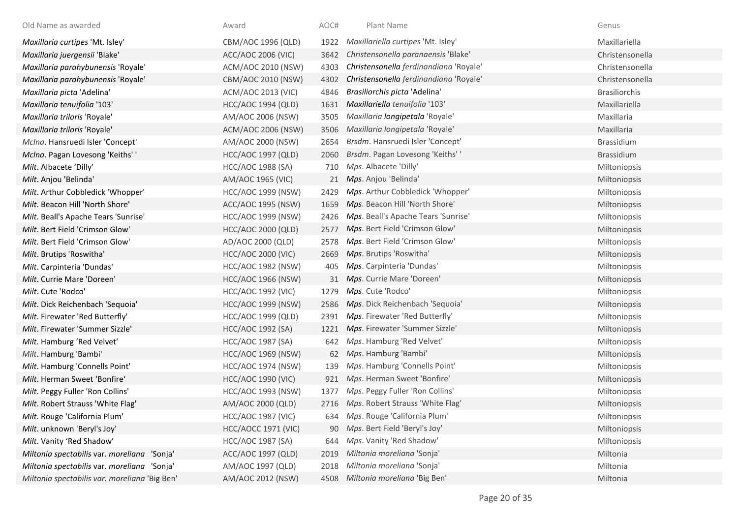| Old Name as awarded | Award | AOC# | Plant Name | Genus |
|---|---|---|---|---|
| *Maxillaria curtipes* 'Mt. Isley' | CBM/AOC 1996 (QLD) | 1922 | *Maxillariella curtipes* 'Mt. Isley' | Maxillariella |
| *Maxillaria juergensii* 'Blake' | ACC/AOC 2006 (VIC) | 3642 | *Christensonella paranaensis* 'Blake' | Christensonella |
| *Maxillaria parahybunensis* 'Royale' | ACM/AOC 2010 (NSW) | 4303 | ***Christensonella ferdinandiana*** 'Royale' | Christensonella |
| *Maxillaria parahybunensis* 'Royale' | CBM/AOC 2010 (NSW) | 4302 | ***Christensonella ferdinandiana*** 'Royale' | Christensonella |
| *Maxillaria picta* 'Adelina' | ACM/AOC 2013 (VIC) | 4846 | ***Brasiliorchis*** *picta* 'Adelina' | Brasiliorchis |
| *Maxillaria tenuifolia* '103' | HCC/AOC 1994 (QLD) | 1631 | ***Maxillariella*** *tenuifolia* '103' | Maxillariella |
| *Maxillaria triloris* 'Royale' | AM/AOC 2006 (NSW) | 3505 | *Maxillaria* ***longipetala*** 'Royale' | Maxillaria |
| *Maxillaria triloris* 'Royale' | ACM/AOC 2006 (NSW) | 3506 | *Maxillaria longipetala* 'Royale' | Maxillaria |
| *Mclna*. Hansruedi Isler 'Concept' | AM/AOC 2000 (NSW) | 2654 | *Brsdm*. Hansruedi Isler 'Concept' | Brassidium |
| *Mclna*. Pagan Lovesong 'Keiths' ' | HCC/AOC 1997 (QLD) | 2060 | *Brsdm*. Pagan Lovesong 'Keiths' ' | Brassidium |
| *Milt*. Albacete 'Dilly' | HCC/AOC 1988 (SA) | 710 | *Mps*. Albacete 'Dilly' | Miltoniopsis |
| *Milt*. Anjou 'Belinda' | AM/AOC 1965 (VIC) | 21 | ***Mps***. Anjou 'Belinda' | Miltoniopsis |
| *Milt*. Arthur Cobbledick 'Whopper' | HCC/AOC 1999 (NSW) | 2429 | ***Mps***. Arthur Cobbledick 'Whopper' | Miltoniopsis |
| *Milt*. Beacon Hill 'North Shore' | ACC/AOC 1995 (NSW) | 1659 | ***Mps***. Beacon Hill 'North Shore' | Miltoniopsis |
| *Milt*. Beall's Apache Tears 'Sunrise' | HCC/AOC 1999 (NSW) | 2426 | ***Mps***. Beall's Apache Tears 'Sunrise' | Miltoniopsis |
| *Milt*. Bert Field 'Crimson Glow' | HCC/AOC 2000 (QLD) | 2577 | ***Mps***. Bert Field 'Crimson Glow' | Miltoniopsis |
| *Milt*. Bert Field 'Crimson Glow' | AD/AOC 2000 (QLD) | 2578 | ***Mps***. Bert Field 'Crimson Glow' | Miltoniopsis |
| *Milt*. Brutips 'Roswitha' | HCC/AOC 2000 (VIC) | 2669 | ***Mps***. Brutips 'Roswitha' | Miltoniopsis |
| *Milt*. Carpinteria 'Dundas' | HCC/AOC 1982 (NSW) | 405 | ***Mps***. Carpinteria 'Dundas' | Miltoniopsis |
| *Milt*. Currie Mare 'Doreen' | HCC/AOC 1966 (NSW) | 31 | ***Mps***. Currie Mare 'Doreen' | Miltoniopsis |
| *Milt*. Cute 'Rodco' | HCC/AOC 1992 (VIC) | 1279 | ***Mps***. Cute 'Rodco' | Miltoniopsis |
| *Milt*. Dick Reichenbach 'Sequoia' | HCC/AOC 1999 (NSW) | 2586 | ***Mps***. Dick Reichenbach 'Sequoia' | Miltoniopsis |
| *Milt*. Firewater 'Red Butterfly' | HCC/AOC 1999 (QLD) | 2391 | ***Mps***. Firewater 'Red Butterfly' | Miltoniopsis |
| *Milt*. Firewater 'Summer Sizzle' | HCC/AOC 1992 (SA) | 1221 | ***Mps***. Firewater 'Summer Sizzle' | Miltoniopsis |
| *Milt*. Hamburg 'Red Velvet' | HCC/AOC 1987 (SA) | 642 | *Mps*. Hamburg 'Red Velvet' | Miltoniopsis |
| *Milt*. Hamburg 'Bambi' | HCC/AOC 1969 (NSW) | 62 | *Mps*. Hamburg 'Bambi' | Miltoniopsis |
| *Milt*. Hamburg 'Connells Point' | HCC/AOC 1974 (NSW) | 139 | *Mps*. Hamburg 'Connells Point' | Miltoniopsis |
| *Milt*. Herman Sweet 'Bonfire' | HCC/AOC 1990 (VIC) | 921 | *Mps*. Herman Sweet 'Bonfire' | Miltoniopsis |
| *Milt*. Peggy Fuller 'Ron Collins' | HCC/AOC 1993 (NSW) | 1377 | *Mps*. Peggy Fuller 'Ron Collins' | Miltoniopsis |
| *Milt*. Robert Strauss 'White Flag' | AM/AOC 2000 (QLD) | 2716 | *Mps*. Robert Strauss 'White Flag' | Miltoniopsis |
| *Milt*. Rouge 'California Plum' | HCC/AOC 1987 (VIC) | 634 | *Mps*. Rouge 'California Plum' | Miltoniopsis |
| *Milt*. unknown 'Beryl's Joy' | HCC/AOCC 1971 (VIC) | 90 | *Mps*. Bert Field 'Beryl's Joy' | Miltoniopsis |
| *Milt*. Vanity 'Red Shadow' | HCC/AOC 1987 (SA) | 644 | *Mps*. Vanity 'Red Shadow' | Miltoniopsis |
| *Miltonia spectabilis* var. *moreliana* 'Sonja' | ACC/AOC 1997 (QLD) | 2019 | *Miltonia moreliana* 'Sonja' | Miltonia |
| *Miltonia spectabilis* var. *moreliana* 'Sonja' | AM/AOC 1997 (QLD) | 2018 | *Miltonia moreliana* 'Sonja' | Miltonia |
| *Miltonia spectabilis var. moreliana* 'Big Ben' | AM/AOC 2012 (NSW) | 4508 | *Miltonia moreliana* 'Big Ben' | Miltonia |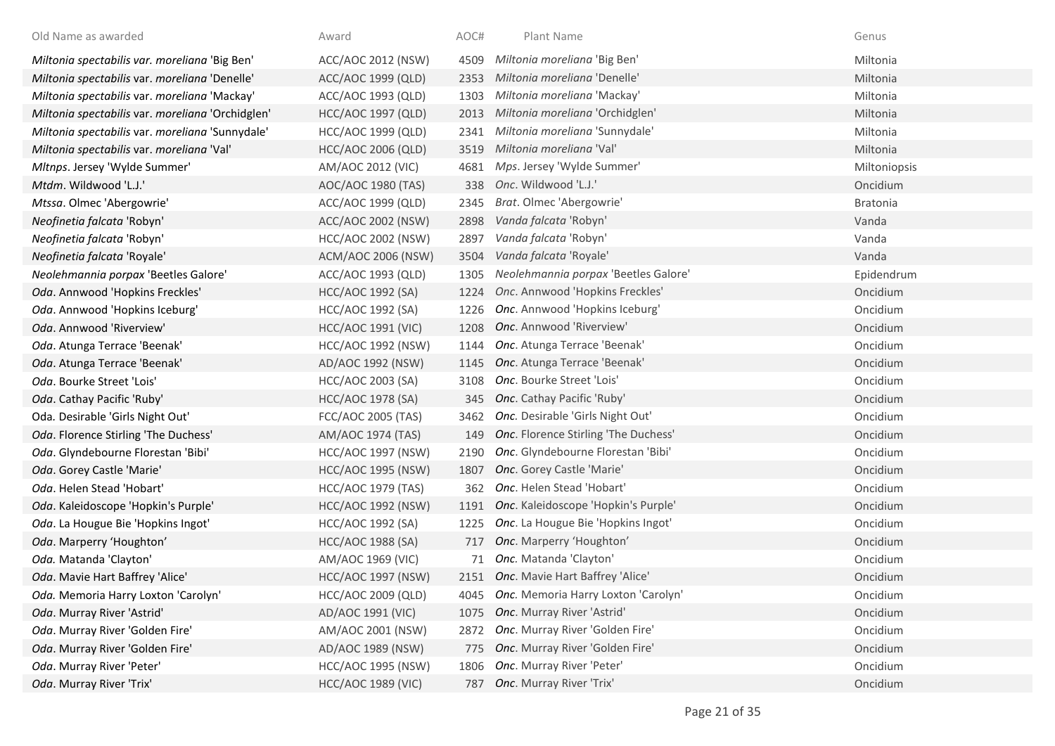| Old Name as awarded | Award | AOC# | Plant Name | Genus |
|---|---|---|---|---|
| *Miltonia spectabilis var. moreliana* 'Big Ben' | ACC/AOC 2012 (NSW) | 4509 | *Miltonia moreliana* 'Big Ben' | Miltonia |
| *Miltonia spectabilis* var. *moreliana* 'Denelle' | ACC/AOC 1999 (QLD) | 2353 | *Miltonia moreliana* 'Denelle' | Miltonia |
| *Miltonia spectabilis* var. *moreliana* 'Mackay' | ACC/AOC 1993 (QLD) | 1303 | *Miltonia moreliana* 'Mackay' | Miltonia |
| *Miltonia spectabilis* var. *moreliana* 'Orchidglen' | HCC/AOC 1997 (QLD) | 2013 | *Miltonia moreliana* 'Orchidglen' | Miltonia |
| *Miltonia spectabilis* var. *moreliana* 'Sunnydale' | HCC/AOC 1999 (QLD) | 2341 | *Miltonia moreliana* 'Sunnydale' | Miltonia |
| *Miltonia spectabilis* var. *moreliana* 'Val' | HCC/AOC 2006 (QLD) | 3519 | *Miltonia moreliana* 'Val' | Miltonia |
| *Mltnps*. Jersey 'Wylde Summer' | AM/AOC 2012 (VIC) | 4681 | *Mps*. Jersey 'Wylde Summer' | Miltoniopsis |
| *Mtdm*. Wildwood 'L.J.' | AOC/AOC 1980 (TAS) | 338 | *Onc*. Wildwood 'L.J.' | Oncidium |
| *Mtssa*. Olmec 'Abergowrie' | ACC/AOC 1999 (QLD) | 2345 | *Brat*. Olmec 'Abergowrie' | Bratonia |
| *Neofinetia falcata* 'Robyn' | ACC/AOC 2002 (NSW) | 2898 | *Vanda falcata* 'Robyn' | Vanda |
| *Neofinetia falcata* 'Robyn' | HCC/AOC 2002 (NSW) | 2897 | *Vanda falcata* 'Robyn' | Vanda |
| *Neofinetia falcata* 'Royale' | ACM/AOC 2006 (NSW) | 3504 | *Vanda falcata* 'Royale' | Vanda |
| *Neolehmannia porpax* 'Beetles Galore' | ACC/AOC 1993 (QLD) | 1305 | *Neolehmannia porpax* 'Beetles Galore' | Epidendrum |
| *Oda*. Annwood 'Hopkins Freckles' | HCC/AOC 1992 (SA) | 1224 | *Onc*. Annwood 'Hopkins Freckles' | Oncidium |
| *Oda*. Annwood 'Hopkins Iceburg' | HCC/AOC 1992 (SA) | 1226 | *Onc*. Annwood 'Hopkins Iceburg' | Oncidium |
| *Oda*. Annwood 'Riverview' | HCC/AOC 1991 (VIC) | 1208 | *Onc*. Annwood 'Riverview' | Oncidium |
| *Oda*. Atunga Terrace 'Beenak' | HCC/AOC 1992 (NSW) | 1144 | *Onc*. Atunga Terrace 'Beenak' | Oncidium |
| *Oda*. Atunga Terrace 'Beenak' | AD/AOC 1992 (NSW) | 1145 | *Onc*. Atunga Terrace 'Beenak' | Oncidium |
| *Oda*. Bourke Street 'Lois' | HCC/AOC 2003 (SA) | 3108 | *Onc*. Bourke Street 'Lois' | Oncidium |
| *Oda*. Cathay Pacific 'Ruby' | HCC/AOC 1978 (SA) | 345 | *Onc*. Cathay Pacific 'Ruby' | Oncidium |
| Oda. Desirable 'Girls Night Out' | FCC/AOC 2005 (TAS) | 3462 | *Onc.* Desirable 'Girls Night Out' | Oncidium |
| *Oda*. Florence Stirling 'The Duchess' | AM/AOC 1974 (TAS) | 149 | *Onc*. Florence Stirling 'The Duchess' | Oncidium |
| *Oda*. Glyndebourne Florestan 'Bibi' | HCC/AOC 1997 (NSW) | 2190 | *Onc*. Glyndebourne Florestan 'Bibi' | Oncidium |
| *Oda*. Gorey Castle 'Marie' | HCC/AOC 1995 (NSW) | 1807 | *Onc*. Gorey Castle 'Marie' | Oncidium |
| *Oda*. Helen Stead 'Hobart' | HCC/AOC 1979 (TAS) | 362 | *Onc*. Helen Stead 'Hobart' | Oncidium |
| *Oda*. Kaleidoscope 'Hopkin's Purple' | HCC/AOC 1992 (NSW) | 1191 | *Onc*. Kaleidoscope 'Hopkin's Purple' | Oncidium |
| *Oda*. La Hougue Bie 'Hopkins Ingot' | HCC/AOC 1992 (SA) | 1225 | *Onc*. La Hougue Bie 'Hopkins Ingot' | Oncidium |
| *Oda*. Marperry ‘Houghton’ | HCC/AOC 1988 (SA) | 717 | *Onc*. Marperry ‘Houghton’ | Oncidium |
| *Oda.* Matanda 'Clayton' | AM/AOC 1969 (VIC) | 71 | *Onc.* Matanda 'Clayton' | Oncidium |
| *Oda*. Mavie Hart Baffrey 'Alice' | HCC/AOC 1997 (NSW) | 2151 | *Onc*. Mavie Hart Baffrey 'Alice' | Oncidium |
| *Oda.* Memoria Harry Loxton 'Carolyn' | HCC/AOC 2009 (QLD) | 4045 | *Onc.* Memoria Harry Loxton 'Carolyn' | Oncidium |
| *Oda*. Murray River 'Astrid' | AD/AOC 1991 (VIC) | 1075 | *Onc*. Murray River 'Astrid' | Oncidium |
| *Oda*. Murray River 'Golden Fire' | AM/AOC 2001 (NSW) | 2872 | *Onc*. Murray River 'Golden Fire' | Oncidium |
| *Oda*. Murray River 'Golden Fire' | AD/AOC 1989 (NSW) | 775 | *Onc*. Murray River 'Golden Fire' | Oncidium |
| *Oda*. Murray River 'Peter' | HCC/AOC 1995 (NSW) | 1806 | *Onc*. Murray River 'Peter' | Oncidium |
| *Oda*. Murray River 'Trix' | HCC/AOC 1989 (VIC) | 787 | *Onc*. Murray River 'Trix' | Oncidium |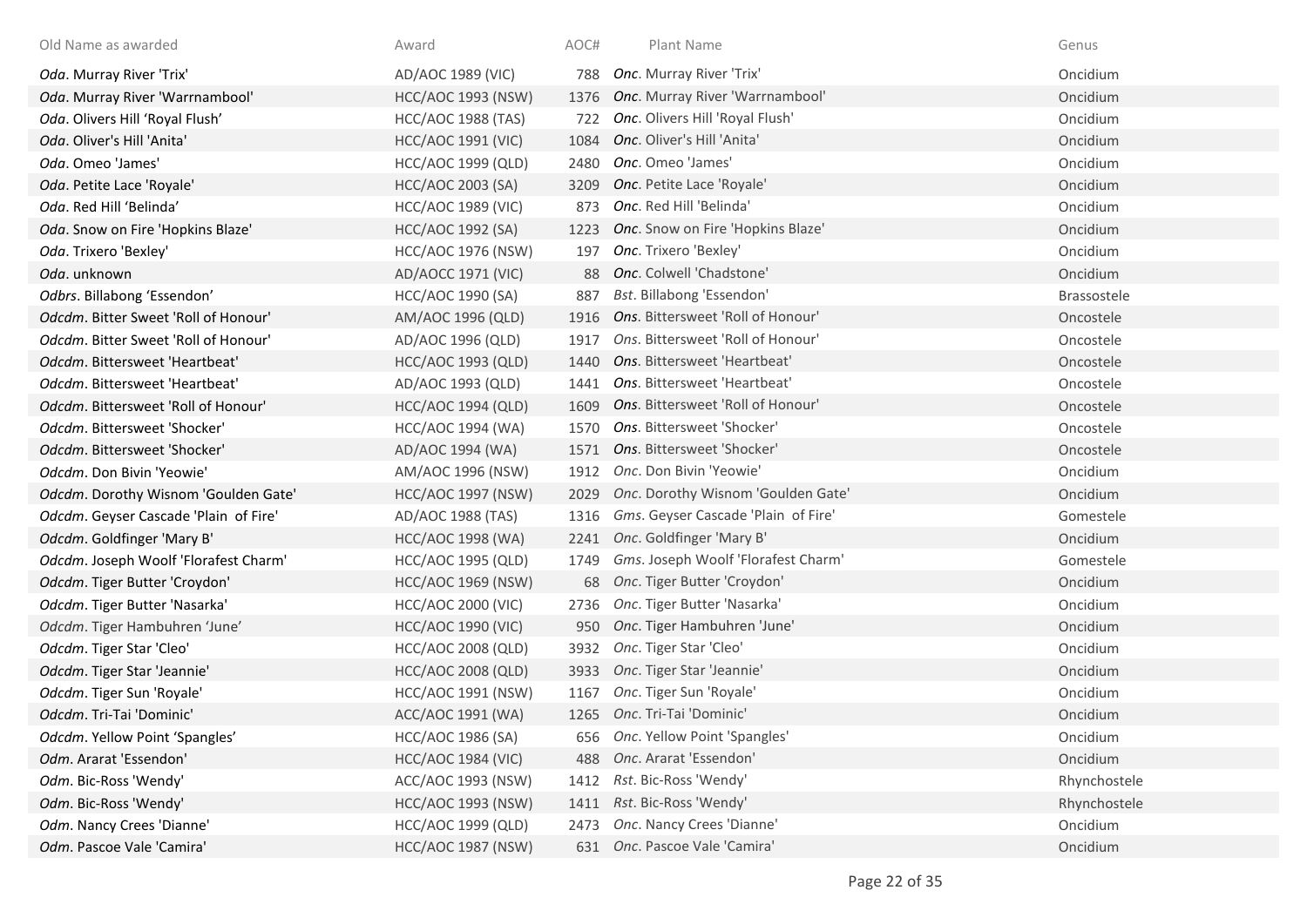| Old Name as awarded | Award | AOC# | Plant Name | Genus |
|---|---|---|---|---|
| *Oda*. Murray River 'Trix' | AD/AOC 1989 (VIC) | 788 | ***Onc***. Murray River 'Trix' | Oncidium |
| *Oda*. Murray River 'Warrnambool' | HCC/AOC 1993 (NSW) | 1376 | ***Onc***. Murray River 'Warrnambool' | Oncidium |
| *Oda*. Olivers Hill 'Royal Flush' | HCC/AOC 1988 (TAS) | 722 | ***Onc***. Olivers Hill 'Royal Flush' | Oncidium |
| *Oda*. Oliver's Hill 'Anita' | HCC/AOC 1991 (VIC) | 1084 | ***Onc***. Oliver's Hill 'Anita' | Oncidium |
| *Oda*. Omeo 'James' | HCC/AOC 1999 (QLD) | 2480 | *Onc*. Omeo 'James' | Oncidium |
| *Oda*. Petite Lace 'Royale' | HCC/AOC 2003 (SA) | 3209 | ***Onc***. Petite Lace 'Royale' | Oncidium |
| *Oda*. Red Hill 'Belinda' | HCC/AOC 1989 (VIC) | 873 | ***Onc***. Red Hill 'Belinda' | Oncidium |
| *Oda*. Snow on Fire 'Hopkins Blaze' | HCC/AOC 1992 (SA) | 1223 | ***Onc***. Snow on Fire 'Hopkins Blaze' | Oncidium |
| *Oda*. Trixero 'Bexley' | HCC/AOC 1976 (NSW) | 197 | ***Onc***. Trixero 'Bexley' | Oncidium |
| *Oda*. unknown | AD/AOCC 1971 (VIC) | 88 | ***Onc***. Colwell 'Chadstone' | Oncidium |
| *Odbrs*. Billabong 'Essendon' | HCC/AOC 1990 (SA) | 887 | *Bst*. Billabong 'Essendon' | Brassostele |
| *Odcdm*. Bitter Sweet 'Roll of Honour' | AM/AOC 1996 (QLD) | 1916 | ***Ons***. Bittersweet 'Roll of Honour' | Oncostele |
| *Odcdm*. Bitter Sweet 'Roll of Honour' | AD/AOC 1996 (QLD) | 1917 | *Ons*. Bittersweet 'Roll of Honour' | Oncostele |
| *Odcdm*. Bittersweet 'Heartbeat' | HCC/AOC 1993 (QLD) | 1440 | ***Ons***. Bittersweet 'Heartbeat' | Oncostele |
| *Odcdm*. Bittersweet 'Heartbeat' | AD/AOC 1993 (QLD) | 1441 | ***Ons***. Bittersweet 'Heartbeat' | Oncostele |
| *Odcdm*. Bittersweet 'Roll of Honour' | HCC/AOC 1994 (QLD) | 1609 | ***Ons***. Bittersweet 'Roll of Honour' | Oncostele |
| *Odcdm*. Bittersweet 'Shocker' | HCC/AOC 1994 (WA) | 1570 | ***Ons***. Bittersweet 'Shocker' | Oncostele |
| *Odcdm*. Bittersweet 'Shocker' | AD/AOC 1994 (WA) | 1571 | ***Ons***. Bittersweet 'Shocker' | Oncostele |
| *Odcdm*. Don Bivin 'Yeowie' | AM/AOC 1996 (NSW) | 1912 | *Onc*. Don Bivin 'Yeowie' | Oncidium |
| *Odcdm*. Dorothy Wisnom 'Goulden Gate' | HCC/AOC 1997 (NSW) | 2029 | *Onc*. Dorothy Wisnom 'Goulden Gate' | Oncidium |
| *Odcdm*. Geyser Cascade 'Plain  of Fire' | AD/AOC 1988 (TAS) | 1316 | *Gms*. Geyser Cascade 'Plain  of Fire' | Gomestele |
| *Odcdm*. Goldfinger 'Mary B' | HCC/AOC 1998 (WA) | 2241 | *Onc*. Goldfinger 'Mary B' | Oncidium |
| *Odcdm*. Joseph Woolf 'Florafest Charm' | HCC/AOC 1995 (QLD) | 1749 | *Gms*. Joseph Woolf 'Florafest Charm' | Gomestele |
| *Odcdm*. Tiger Butter 'Croydon' | HCC/AOC 1969 (NSW) | 68 | *Onc*. Tiger Butter 'Croydon' | Oncidium |
| *Odcdm*. Tiger Butter 'Nasarka' | HCC/AOC 2000 (VIC) | 2736 | *Onc*. Tiger Butter 'Nasarka' | Oncidium |
| *Odcdm*. Tiger Hambuhren 'June' | HCC/AOC 1990 (VIC) | 950 | *Onc*. Tiger Hambuhren 'June' | Oncidium |
| *Odcdm*. Tiger Star 'Cleo' | HCC/AOC 2008 (QLD) | 3932 | *Onc*. Tiger Star 'Cleo' | Oncidium |
| *Odcdm*. Tiger Star 'Jeannie' | HCC/AOC 2008 (QLD) | 3933 | *Onc*. Tiger Star 'Jeannie' | Oncidium |
| *Odcdm*. Tiger Sun 'Royale' | HCC/AOC 1991 (NSW) | 1167 | *Onc*. Tiger Sun 'Royale' | Oncidium |
| *Odcdm*. Tri-Tai 'Dominic' | ACC/AOC 1991 (WA) | 1265 | *Onc*. Tri-Tai 'Dominic' | Oncidium |
| *Odcdm*. Yellow Point 'Spangles' | HCC/AOC 1986 (SA) | 656 | *Onc*. Yellow Point 'Spangles' | Oncidium |
| *Odm*. Ararat 'Essendon' | HCC/AOC 1984 (VIC) | 488 | *Onc*. Ararat 'Essendon' | Oncidium |
| *Odm*. Bic-Ross 'Wendy' | ACC/AOC 1993 (NSW) | 1412 | *Rst*. Bic-Ross 'Wendy' | Rhynchostele |
| *Odm*. Bic-Ross 'Wendy' | HCC/AOC 1993 (NSW) | 1411 | *Rst*. Bic-Ross 'Wendy' | Rhynchostele |
| *Odm*. Nancy Crees 'Dianne' | HCC/AOC 1999 (QLD) | 2473 | *Onc*. Nancy Crees 'Dianne' | Oncidium |
| *Odm*. Pascoe Vale 'Camira' | HCC/AOC 1987 (NSW) | 631 | *Onc*. Pascoe Vale 'Camira' | Oncidium |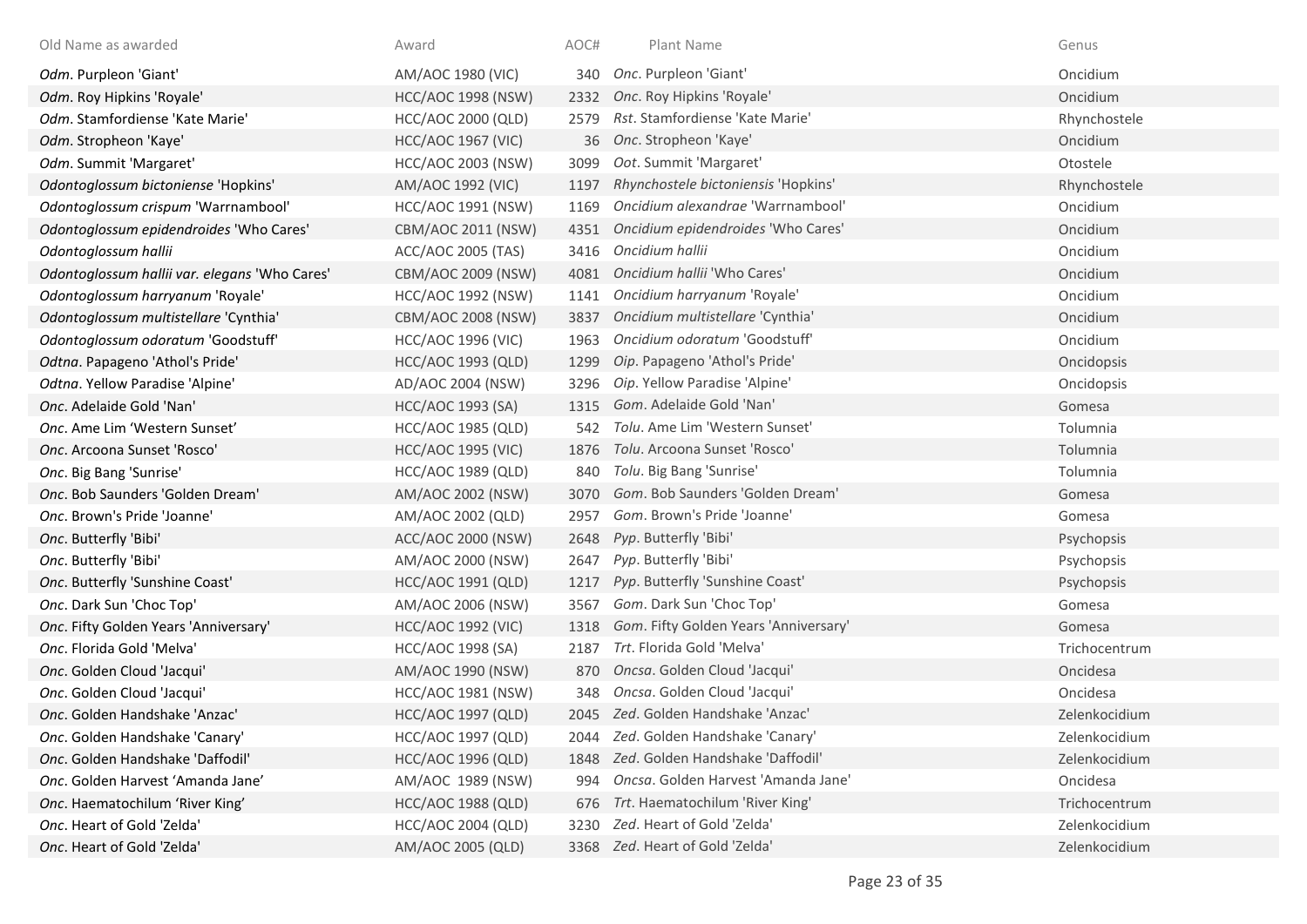| Old Name as awarded | Award | AOC# | Plant Name | Genus |
|---|---|---|---|---|
| *Odm*. Purpleon 'Giant' | AM/AOC 1980 (VIC) | 340 | *Onc*. Purpleon 'Giant' | Oncidium |
| *Odm*. Roy Hipkins 'Royale' | HCC/AOC 1998 (NSW) | 2332 | *Onc*. Roy Hipkins 'Royale' | Oncidium |
| *Odm*. Stamfordiense 'Kate Marie' | HCC/AOC 2000 (QLD) | 2579 | *Rst*. Stamfordiense 'Kate Marie' | Rhynchostele |
| *Odm*. Stropheon 'Kaye' | HCC/AOC 1967 (VIC) | 36 | *Onc*. Stropheon 'Kaye' | Oncidium |
| *Odm*. Summit 'Margaret' | HCC/AOC 2003 (NSW) | 3099 | *Oot*. Summit 'Margaret' | Otostele |
| *Odontoglossum bictoniense* 'Hopkins' | AM/AOC 1992 (VIC) | 1197 | *Rhynchostele bictoniensis* 'Hopkins' | Rhynchostele |
| *Odontoglossum crispum* 'Warrnambool' | HCC/AOC 1991 (NSW) | 1169 | *Oncidium alexandrae* 'Warrnambool' | Oncidium |
| *Odontoglossum epidendroides* 'Who Cares' | CBM/AOC 2011 (NSW) | 4351 | *Oncidium epidendroides* 'Who Cares' | Oncidium |
| *Odontoglossum hallii* | ACC/AOC 2005 (TAS) | 3416 | *Oncidium hallii* | Oncidium |
| *Odontoglossum hallii var. elegans* 'Who Cares' | CBM/AOC 2009 (NSW) | 4081 | *Oncidium hallii* 'Who Cares' | Oncidium |
| *Odontoglossum harryanum* 'Royale' | HCC/AOC 1992 (NSW) | 1141 | *Oncidium harryanum* 'Royale' | Oncidium |
| *Odontoglossum multistellare* 'Cynthia' | CBM/AOC 2008 (NSW) | 3837 | *Oncidium multistellare* 'Cynthia' | Oncidium |
| *Odontoglossum odoratum* 'Goodstuff' | HCC/AOC 1996 (VIC) | 1963 | *Oncidium odoratum* 'Goodstuff' | Oncidium |
| *Odtna*. Papageno 'Athol's Pride' | HCC/AOC 1993 (QLD) | 1299 | *Oip*. Papageno 'Athol's Pride' | Oncidopsis |
| *Odtna*. Yellow Paradise 'Alpine' | AD/AOC 2004 (NSW) | 3296 | *Oip*. Yellow Paradise 'Alpine' | Oncidopsis |
| *Onc*. Adelaide Gold 'Nan' | HCC/AOC 1993 (SA) | 1315 | *Gom*. Adelaide Gold 'Nan' | Gomesa |
| *Onc*. Ame Lim 'Western Sunset' | HCC/AOC 1985 (QLD) | 542 | *Tolu*. Ame Lim 'Western Sunset' | Tolumnia |
| *Onc*. Arcoona Sunset 'Rosco' | HCC/AOC 1995 (VIC) | 1876 | *Tolu*. Arcoona Sunset 'Rosco' | Tolumnia |
| *Onc*. Big Bang 'Sunrise' | HCC/AOC 1989 (QLD) | 840 | *Tolu*. Big Bang 'Sunrise' | Tolumnia |
| *Onc*. Bob Saunders 'Golden Dream' | AM/AOC 2002 (NSW) | 3070 | *Gom*. Bob Saunders 'Golden Dream' | Gomesa |
| *Onc*. Brown's Pride 'Joanne' | AM/AOC 2002 (QLD) | 2957 | *Gom*. Brown's Pride 'Joanne' | Gomesa |
| *Onc*. Butterfly 'Bibi' | ACC/AOC 2000 (NSW) | 2648 | *Pyp*. Butterfly 'Bibi' | Psychopsis |
| *Onc*. Butterfly 'Bibi' | AM/AOC 2000 (NSW) | 2647 | *Pyp*. Butterfly 'Bibi' | Psychopsis |
| *Onc*. Butterfly 'Sunshine Coast' | HCC/AOC 1991 (QLD) | 1217 | *Pyp*. Butterfly 'Sunshine Coast' | Psychopsis |
| *Onc*. Dark Sun 'Choc Top' | AM/AOC 2006 (NSW) | 3567 | *Gom*. Dark Sun 'Choc Top' | Gomesa |
| *Onc*. Fifty Golden Years 'Anniversary' | HCC/AOC 1992 (VIC) | 1318 | *Gom*. Fifty Golden Years 'Anniversary' | Gomesa |
| *Onc*. Florida Gold 'Melva' | HCC/AOC 1998 (SA) | 2187 | *Trt*. Florida Gold 'Melva' | Trichocentrum |
| *Onc*. Golden Cloud 'Jacqui' | AM/AOC 1990 (NSW) | 870 | *Oncsa*. Golden Cloud 'Jacqui' | Oncidesa |
| *Onc*. Golden Cloud 'Jacqui' | HCC/AOC 1981 (NSW) | 348 | *Oncsa*. Golden Cloud 'Jacqui' | Oncidesa |
| *Onc*. Golden Handshake 'Anzac' | HCC/AOC 1997 (QLD) | 2045 | *Zed*. Golden Handshake 'Anzac' | Zelenkocidium |
| *Onc*. Golden Handshake 'Canary' | HCC/AOC 1997 (QLD) | 2044 | *Zed*. Golden Handshake 'Canary' | Zelenkocidium |
| *Onc*. Golden Handshake 'Daffodil' | HCC/AOC 1996 (QLD) | 1848 | *Zed*. Golden Handshake 'Daffodil' | Zelenkocidium |
| *Onc*. Golden Harvest 'Amanda Jane' | AM/AOC 1989 (NSW) | 994 | *Oncsa*. Golden Harvest 'Amanda Jane' | Oncidesa |
| *Onc*. Haematochilum 'River King' | HCC/AOC 1988 (QLD) | 676 | *Trt*. Haematochilum 'River King' | Trichocentrum |
| *Onc*. Heart of Gold 'Zelda' | HCC/AOC 2004 (QLD) | 3230 | *Zed*. Heart of Gold 'Zelda' | Zelenkocidium |
| *Onc*. Heart of Gold 'Zelda' | AM/AOC 2005 (QLD) | 3368 | *Zed*. Heart of Gold 'Zelda' | Zelenkocidium |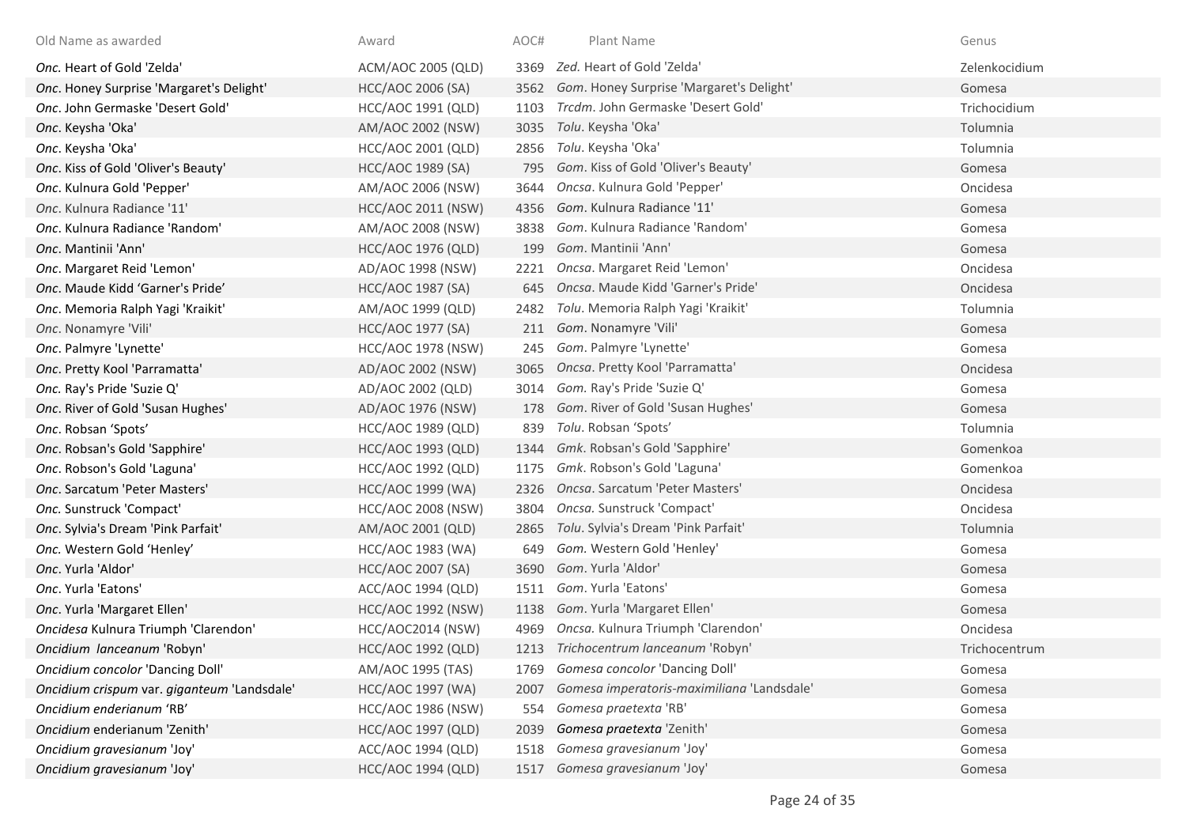| Old Name as awarded | Award | AOC# | Plant Name | Genus |
|---|---|---|---|---|
| *Onc.* Heart of Gold 'Zelda' | ACM/AOC 2005 (QLD) | 3369 | *Zed.* Heart of Gold 'Zelda' | Zelenkocidium |
| *Onc*. Honey Surprise 'Margaret's Delight' | HCC/AOC 2006 (SA) | 3562 | *Gom*. Honey Surprise 'Margaret's Delight' | Gomesa |
| *Onc*. John Germaske 'Desert Gold' | HCC/AOC 1991 (QLD) | 1103 | *Trcdm*. John Germaske 'Desert Gold' | Trichocidium |
| *Onc*. Keysha 'Oka' | AM/AOC 2002 (NSW) | 3035 | *Tolu*. Keysha 'Oka' | Tolumnia |
| *Onc*. Keysha 'Oka' | HCC/AOC 2001 (QLD) | 2856 | *Tolu*. Keysha 'Oka' | Tolumnia |
| *Onc*. Kiss of Gold 'Oliver's Beauty' | HCC/AOC 1989 (SA) | 795 | *Gom*. Kiss of Gold 'Oliver's Beauty' | Gomesa |
| *Onc*. Kulnura Gold 'Pepper' | AM/AOC 2006 (NSW) | 3644 | *Oncsa*. Kulnura Gold 'Pepper' | Oncidesa |
| *Onc*. Kulnura Radiance '11' | HCC/AOC 2011 (NSW) | 4356 | *Gom*. Kulnura Radiance '11' | Gomesa |
| *Onc*. Kulnura Radiance 'Random' | AM/AOC 2008 (NSW) | 3838 | *Gom*. Kulnura Radiance 'Random' | Gomesa |
| *Onc*. Mantinii 'Ann' | HCC/AOC 1976 (QLD) | 199 | *Gom*. Mantinii 'Ann' | Gomesa |
| *Onc*. Margaret Reid 'Lemon' | AD/AOC 1998 (NSW) | 2221 | *Oncsa*. Margaret Reid 'Lemon' | Oncidesa |
| *Onc*. Maude Kidd 'Garner's Pride' | HCC/AOC 1987 (SA) | 645 | *Oncsa*. Maude Kidd 'Garner's Pride' | Oncidesa |
| *Onc*. Memoria Ralph Yagi 'Kraikit' | AM/AOC 1999 (QLD) | 2482 | *Tolu*. Memoria Ralph Yagi 'Kraikit' | Tolumnia |
| *Onc*. Nonamyre 'Vili' | HCC/AOC 1977 (SA) | 211 | *Gom*. Nonamyre 'Vili' | Gomesa |
| *Onc*. Palmyre 'Lynette' | HCC/AOC 1978 (NSW) | 245 | *Gom*. Palmyre 'Lynette' | Gomesa |
| *Onc*. Pretty Kool 'Parramatta' | AD/AOC 2002 (NSW) | 3065 | *Oncsa*. Pretty Kool 'Parramatta' | Oncidesa |
| *Onc.* Ray's Pride 'Suzie Q' | AD/AOC 2002 (QLD) | 3014 | *Gom.* Ray's Pride 'Suzie Q' | Gomesa |
| *Onc*. River of Gold 'Susan Hughes' | AD/AOC 1976 (NSW) | 178 | *Gom*. River of Gold 'Susan Hughes' | Gomesa |
| *Onc*. Robsan 'Spots' | HCC/AOC 1989 (QLD) | 839 | *Tolu*. Robsan 'Spots' | Tolumnia |
| *Onc*. Robsan's Gold 'Sapphire' | HCC/AOC 1993 (QLD) | 1344 | *Gmk*. Robsan's Gold 'Sapphire' | Gomenkoa |
| *Onc*. Robson's Gold 'Laguna' | HCC/AOC 1992 (QLD) | 1175 | *Gmk*. Robson's Gold 'Laguna' | Gomenkoa |
| *Onc*. Sarcatum 'Peter Masters' | HCC/AOC 1999 (WA) | 2326 | *Oncsa*. Sarcatum 'Peter Masters' | Oncidesa |
| *Onc.* Sunstruck 'Compact' | HCC/AOC 2008 (NSW) | 3804 | *Oncsa.* Sunstruck 'Compact' | Oncidesa |
| *Onc*. Sylvia's Dream 'Pink Parfait' | AM/AOC 2001 (QLD) | 2865 | *Tolu*. Sylvia's Dream 'Pink Parfait' | Tolumnia |
| *Onc.* Western Gold 'Henley' | HCC/AOC 1983 (WA) | 649 | *Gom.* Western Gold 'Henley' | Gomesa |
| *Onc*. Yurla 'Aldor' | HCC/AOC 2007 (SA) | 3690 | *Gom*. Yurla 'Aldor' | Gomesa |
| *Onc*. Yurla 'Eatons' | ACC/AOC 1994 (QLD) | 1511 | *Gom*. Yurla 'Eatons' | Gomesa |
| *Onc*. Yurla 'Margaret Ellen' | HCC/AOC 1992 (NSW) | 1138 | *Gom*. Yurla 'Margaret Ellen' | Gomesa |
| *Oncidesa* Kulnura Triumph 'Clarendon' | HCC/AOC2014 (NSW) | 4969 | *Oncsa.* Kulnura Triumph 'Clarendon' | Oncidesa |
| *Oncidium lanceanum* 'Robyn' | HCC/AOC 1992 (QLD) | 1213 | *Trichocentrum lanceanum* 'Robyn' | Trichocentrum |
| *Oncidium concolor* 'Dancing Doll' | AM/AOC 1995 (TAS) | 1769 | *Gomesa concolor* 'Dancing Doll' | Gomesa |
| *Oncidium crispum* var. *giganteum* 'Landsdale' | HCC/AOC 1997 (WA) | 2007 | *Gomesa imperatoris-maximiliana* 'Landsdale' | Gomesa |
| *Oncidium enderianum* 'RB' | HCC/AOC 1986 (NSW) | 554 | *Gomesa praetexta* 'RB' | Gomesa |
| *Oncidium* enderianum 'Zenith' | HCC/AOC 1997 (QLD) | 2039 | ***Gomesa praetexta*** 'Zenith' | Gomesa |
| *Oncidium gravesianum* 'Joy' | ACC/AOC 1994 (QLD) | 1518 | *Gomesa gravesianum* 'Joy' | Gomesa |
| *Oncidium gravesianum* 'Joy' | HCC/AOC 1994 (QLD) | 1517 | *Gomesa gravesianum* 'Joy' | Gomesa |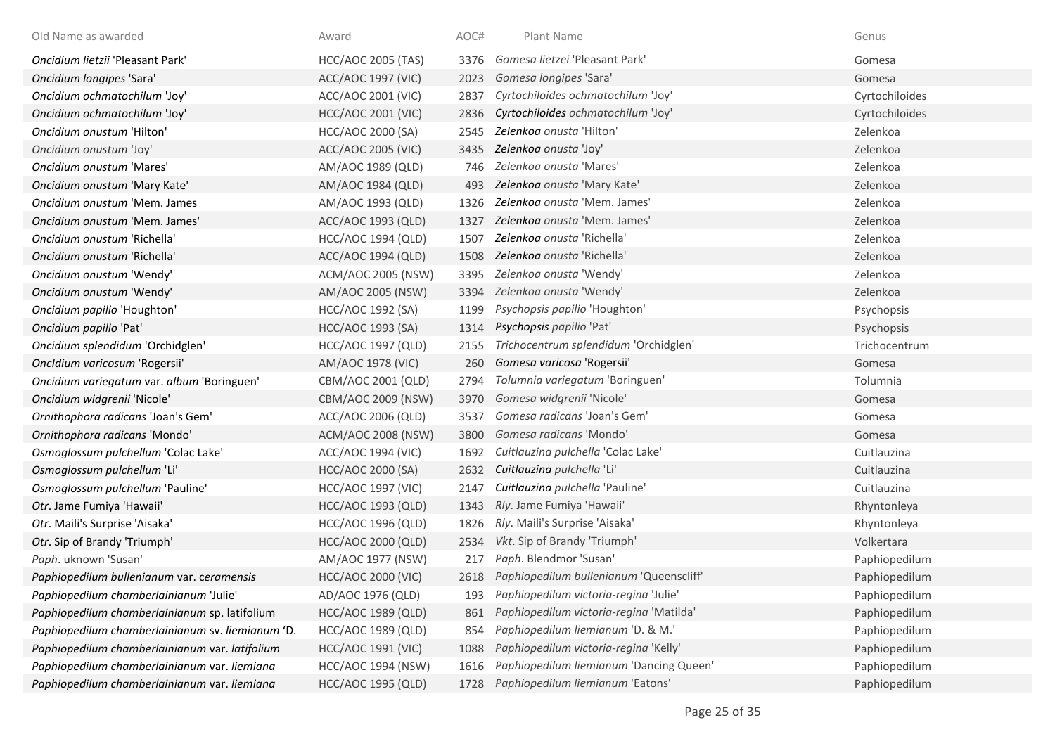| Old Name as awarded | Award | AOC# | Plant Name | Genus |
| --- | --- | --- | --- | --- |
| *Oncidium lietzii* 'Pleasant Park' | HCC/AOC 2005 (TAS) | 3376 | *Gomesa lietzei* 'Pleasant Park' | Gomesa |
| *Oncidium longipes* 'Sara' | ACC/AOC 1997 (VIC) | 2023 | *Gomesa longipes* 'Sara' | Gomesa |
| *Oncidium ochmatochilum* 'Joy' | ACC/AOC 2001 (VIC) | 2837 | *Cyrtochiloides ochmatochilum* 'Joy' | Cyrtochiloides |
| *Oncidium ochmatochilum* 'Joy' | HCC/AOC 2001 (VIC) | 2836 | ***Cyrtochiloides** ochmatochilum* 'Joy' | Cyrtochiloides |
| *Oncidium onustum* 'Hilton' | HCC/AOC 2000 (SA) | 2545 | ***Zelenkoa** onusta* 'Hilton' | Zelenkoa |
| *Oncidium onustum* 'Joy' | ACC/AOC 2005 (VIC) | 3435 | ***Zelenkoa** onusta* 'Joy' | Zelenkoa |
| *Oncidium onustum* 'Mares' | AM/AOC 1989 (QLD) | 746 | *Zelenkoa onusta* 'Mares' | Zelenkoa |
| *Oncidium onustum* 'Mary Kate' | AM/AOC 1984 (QLD) | 493 | ***Zelenkoa** onusta* 'Mary Kate' | Zelenkoa |
| *Oncidium onustum* 'Mem. James | AM/AOC 1993 (QLD) | 1326 | ***Zelenkoa** onusta* 'Mem. James' | Zelenkoa |
| *Oncidium onustum* 'Mem. James' | ACC/AOC 1993 (QLD) | 1327 | ***Zelenkoa** onusta* 'Mem. James' | Zelenkoa |
| *Oncidium onustum* 'Richella' | HCC/AOC 1994 (QLD) | 1507 | ***Zelenkoa** onusta* 'Richella' | Zelenkoa |
| *Oncidium onustum* 'Richella' | ACC/AOC 1994 (QLD) | 1508 | ***Zelenkoa** onusta* 'Richella' | Zelenkoa |
| *Oncidium onustum* 'Wendy' | ACM/AOC 2005 (NSW) | 3395 | *Zelenkoa onusta* 'Wendy' | Zelenkoa |
| *Oncidium onustum* 'Wendy' | AM/AOC 2005 (NSW) | 3394 | *Zelenkoa onusta* 'Wendy' | Zelenkoa |
| *Oncidium papilio* 'Houghton' | HCC/AOC 1992 (SA) | 1199 | *Psychopsis papilio* 'Houghton' | Psychopsis |
| *Oncidium papilio* 'Pat' | HCC/AOC 1993 (SA) | 1314 | ***Psychopsis** papilio* 'Pat' | Psychopsis |
| *Oncidium splendidum* 'Orchidglen' | HCC/AOC 1997 (QLD) | 2155 | *Trichocentrum splendidum* 'Orchidglen' | Trichocentrum |
| *OncIdium varicosum* 'Rogersii' | AM/AOC 1978 (VIC) | 260 | ***Gomesa varicosa*** **'Rogersii'** | Gomesa |
| *Oncidium variegatum* var. *album* 'Boringuen' | CBM/AOC 2001 (QLD) | 2794 | *Tolumnia variegatum* 'Boringuen' | Tolumnia |
| *Oncidium widgrenii* 'Nicole' | CBM/AOC 2009 (NSW) | 3970 | *Gomesa widgrenii* 'Nicole' | Gomesa |
| *Ornithophora radicans* 'Joan's Gem' | ACC/AOC 2006 (QLD) | 3537 | *Gomesa radicans* 'Joan's Gem' | Gomesa |
| *Ornithophora radicans* 'Mondo' | ACM/AOC 2008 (NSW) | 3800 | *Gomesa radicans* 'Mondo' | Gomesa |
| *Osmoglossum pulchellum* 'Colac Lake' | ACC/AOC 1994 (VIC) | 1692 | *Cuitlauzina pulchella* 'Colac Lake' | Cuitlauzina |
| *Osmoglossum pulchellum* 'Li' | HCC/AOC 2000 (SA) | 2632 | ***Cuitlauzina** pulchella* 'Li' | Cuitlauzina |
| *Osmoglossum pulchellum* 'Pauline' | HCC/AOC 1997 (VIC) | 2147 | ***Cuitlauzina** pulchella* 'Pauline' | Cuitlauzina |
| *Otr*. Jame Fumiya 'Hawaii' | HCC/AOC 1993 (QLD) | 1343 | *Rly*. Jame Fumiya 'Hawaii' | Rhyntonleya |
| *Otr*. Maili's Surprise 'Aisaka' | HCC/AOC 1996 (QLD) | 1826 | *Rly*. Maili's Surprise 'Aisaka' | Rhyntonleya |
| *Otr*. Sip of Brandy 'Triumph' | HCC/AOC 2000 (QLD) | 2534 | *Vkt*. Sip of Brandy 'Triumph' | Volkertara |
| *Paph*. uknown 'Susan' | AM/AOC 1977 (NSW) | 217 | *Paph*. Blendmor 'Susan' | Paphiopedilum |
| *Paphiopedilum bullenianum* var. *ceramensis* | HCC/AOC 2000 (VIC) | 2618 | *Paphiopedilum bullenianum* 'Queenscliff' | Paphiopedilum |
| *Paphiopedilum chamberlainianum* 'Julie' | AD/AOC 1976 (QLD) | 193 | *Paphiopedilum victoria-regina* 'Julie' | Paphiopedilum |
| *Paphiopedilum chamberlainianum* sp. latifolium | HCC/AOC 1989 (QLD) | 861 | *Paphiopedilum victoria-regina* 'Matilda' | Paphiopedilum |
| *Paphiopedilum chamberlainianum* sv. *liemianum* 'D. | HCC/AOC 1989 (QLD) | 854 | *Paphiopedilum liemianum* 'D. & M.' | Paphiopedilum |
| *Paphiopedilum chamberlainianum* var. *latifolium* | HCC/AOC 1991 (VIC) | 1088 | *Paphiopedilum victoria-regina* 'Kelly' | Paphiopedilum |
| *Paphiopedilum chamberlainianum* var. *liemiana* | HCC/AOC 1994 (NSW) | 1616 | *Paphiopedilum liemianum* 'Dancing Queen' | Paphiopedilum |
| *Paphiopedilum chamberlainianum* var. *liemiana* | HCC/AOC 1995 (QLD) | 1728 | *Paphiopedilum liemianum* 'Eatons' | Paphiopedilum |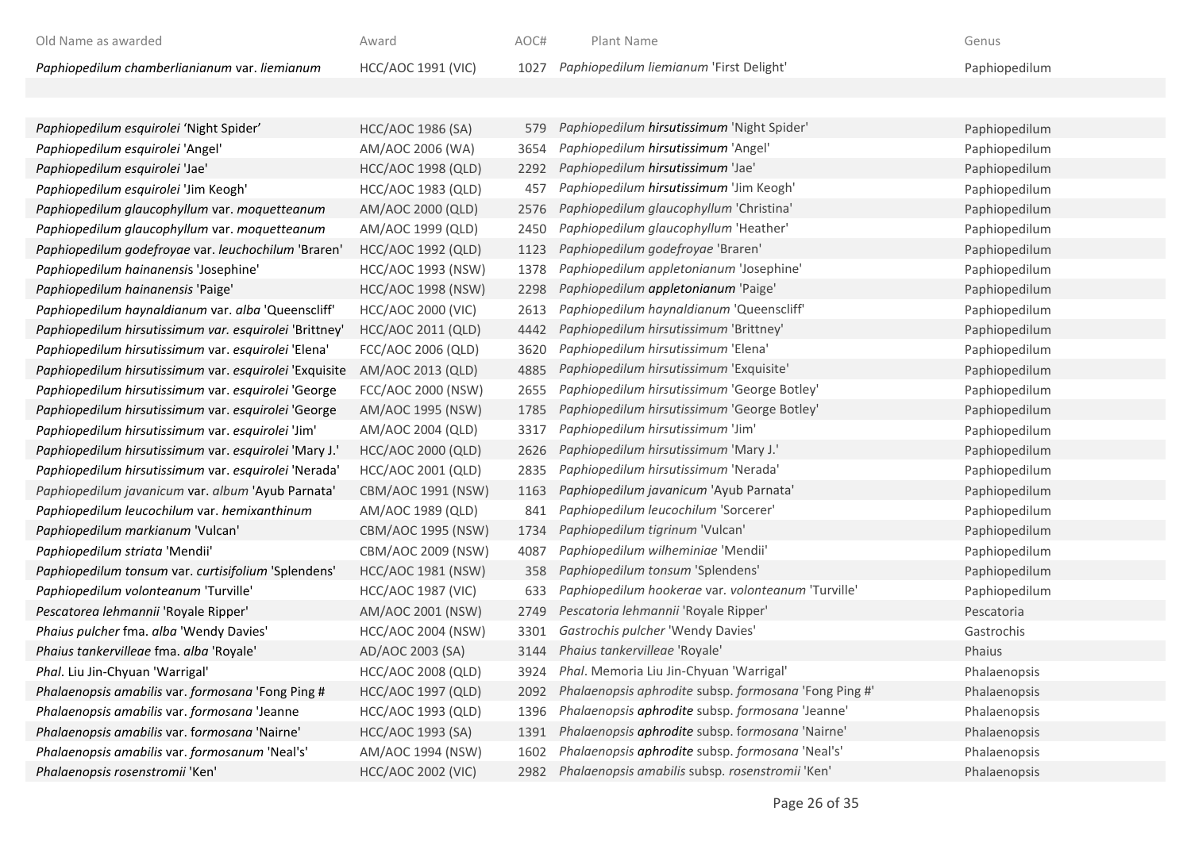| Old Name as awarded | Award | AOC# | Plant Name | Genus |
|---|---|---|---|---|
| *Paphiopedilum chamberlianianum* var. *liemianum* | HCC/AOC 1991 (VIC) | 1027 | *Paphiopedilum liemianum* 'First Delight' | Paphiopedilum |
| | | | | |
| *Paphiopedilum esquirolei* 'Night Spider' | HCC/AOC 1986 (SA) | 579 | *Paphiopedilum* ***hirsutissimum*** 'Night Spider' | Paphiopedilum |
| *Paphiopedilum esquirolei* 'Angel' | AM/AOC 2006 (WA) | 3654 | *Paphiopedilum* ***hirsutissimum*** 'Angel' | Paphiopedilum |
| *Paphiopedilum esquirolei* 'Jae' | HCC/AOC 1998 (QLD) | 2292 | *Paphiopedilum* ***hirsutissimum*** 'Jae' | Paphiopedilum |
| *Paphiopedilum esquirolei* 'Jim Keogh' | HCC/AOC 1983 (QLD) | 457 | *Paphiopedilum* ***hirsutissimum*** 'Jim Keogh' | Paphiopedilum |
| *Paphiopedilum glaucophyllum* var. *moquetteanum* | AM/AOC 2000 (QLD) | 2576 | *Paphiopedilum glaucophyllum* 'Christina' | Paphiopedilum |
| *Paphiopedilum glaucophyllum* var. *moquetteanum* | AM/AOC 1999 (QLD) | 2450 | *Paphiopedilum glaucophyllum* 'Heather' | Paphiopedilum |
| *Paphiopedilum godefroyae* var. *leuchochilum* 'Braren' | HCC/AOC 1992 (QLD) | 1123 | *Paphiopedilum godefroyae* 'Braren' | Paphiopedilum |
| *Paphiopedilum hainanensis* 'Josephine' | HCC/AOC 1993 (NSW) | 1378 | *Paphiopedilum appletonianum* 'Josephine' | Paphiopedilum |
| *Paphiopedilum hainanensis* 'Paige' | HCC/AOC 1998 (NSW) | 2298 | *Paphiopedilum* ***appletonianum*** 'Paige' | Paphiopedilum |
| *Paphiopedilum haynaldianum* var. *alba* 'Queenscliff' | HCC/AOC 2000 (VIC) | 2613 | *Paphiopedilum haynaldianum* 'Queenscliff' | Paphiopedilum |
| *Paphiopedilum hirsutissimum var. esquirolei* 'Brittney' | HCC/AOC 2011 (QLD) | 4442 | *Paphiopedilum hirsutissimum* 'Brittney' | Paphiopedilum |
| *Paphiopedilum hirsutissimum* var. *esquirolei* 'Elena' | FCC/AOC 2006 (QLD) | 3620 | *Paphiopedilum hirsutissimum* 'Elena' | Paphiopedilum |
| *Paphiopedilum hirsutissimum* var. *esquirolei* 'Exquisite | AM/AOC 2013 (QLD) | 4885 | *Paphiopedilum hirsutissimum* 'Exquisite' | Paphiopedilum |
| *Paphiopedilum hirsutissimum* var. *esquirolei* 'George | FCC/AOC 2000 (NSW) | 2655 | *Paphiopedilum hirsutissimum* 'George Botley' | Paphiopedilum |
| *Paphiopedilum hirsutissimum* var. *esquirolei* 'George | AM/AOC 1995 (NSW) | 1785 | *Paphiopedilum hirsutissimum* 'George Botley' | Paphiopedilum |
| *Paphiopedilum hirsutissimum* var. *esquirolei* 'Jim' | AM/AOC 2004 (QLD) | 3317 | *Paphiopedilum hirsutissimum* 'Jim' | Paphiopedilum |
| *Paphiopedilum hirsutissimum* var. *esquirolei* 'Mary J.' | HCC/AOC 2000 (QLD) | 2626 | *Paphiopedilum hirsutissimum* 'Mary J.' | Paphiopedilum |
| *Paphiopedilum hirsutissimum* var. *esquirolei* 'Nerada' | HCC/AOC 2001 (QLD) | 2835 | *Paphiopedilum hirsutissimum* 'Nerada' | Paphiopedilum |
| *Paphiopedilum javanicum* var. *album* 'Ayub Parnata' | CBM/AOC 1991 (NSW) | 1163 | *Paphiopedilum javanicum* 'Ayub Parnata' | Paphiopedilum |
| *Paphiopedilum leucochilum* var. *hemixanthinum* | AM/AOC 1989 (QLD) | 841 | *Paphiopedilum leucochilum* 'Sorcerer' | Paphiopedilum |
| *Paphiopedilum markianum* 'Vulcan' | CBM/AOC 1995 (NSW) | 1734 | *Paphiopedilum tigrinum* 'Vulcan' | Paphiopedilum |
| *Paphiopedilum striata* 'Mendii' | CBM/AOC 2009 (NSW) | 4087 | *Paphiopedilum wilheminiae* 'Mendii' | Paphiopedilum |
| *Paphiopedilum tonsum* var. *curtisifolium* 'Splendens' | HCC/AOC 1981 (NSW) | 358 | *Paphiopedilum tonsum* 'Splendens' | Paphiopedilum |
| *Paphiopedilum volonteanum* 'Turville' | HCC/AOC 1987 (VIC) | 633 | *Paphiopedilum hookerae* var. *volonteanum* 'Turville' | Paphiopedilum |
| *Pescatorea lehmannii* 'Royale Ripper' | AM/AOC 2001 (NSW) | 2749 | *Pescatoria lehmannii* 'Royale Ripper' | Pescatoria |
| *Phaius pulcher* fma. *alba* 'Wendy Davies' | HCC/AOC 2004 (NSW) | 3301 | *Gastrochis pulcher* 'Wendy Davies' | Gastrochis |
| *Phaius tankervilleae* fma. *alba* 'Royale' | AD/AOC 2003 (SA) | 3144 | *Phaius tankervilleae* 'Royale' | Phaius |
| *Phal*. Liu Jin-Chyuan 'Warrigal' | HCC/AOC 2008 (QLD) | 3924 | *Phal*. Memoria Liu Jin-Chyuan 'Warrigal' | Phalaenopsis |
| *Phalaenopsis amabilis* var. *formosana* 'Fong Ping # | HCC/AOC 1997 (QLD) | 2092 | *Phalaenopsis aphrodite* subsp. *formosana* 'Fong Ping #' | Phalaenopsis |
| *Phalaenopsis amabilis* var. *formosana* 'Jeanne | HCC/AOC 1993 (QLD) | 1396 | *Phalaenopsis* ***aphrodite*** subsp. *formosana* 'Jeanne' | Phalaenopsis |
| *Phalaenopsis amabilis* var. *formosana* 'Nairne' | HCC/AOC 1993 (SA) | 1391 | *Phalaenopsis* ***aphrodite*** subsp. *formosana* 'Nairne' | Phalaenopsis |
| *Phalaenopsis amabilis* var. *formosanum* 'Neal's' | AM/AOC 1994 (NSW) | 1602 | *Phalaenopsis* ***aphrodite*** subsp. *formosana* 'Neal's' | Phalaenopsis |
| *Phalaenopsis rosenstromii* 'Ken' | HCC/AOC 2002 (VIC) | 2982 | *Phalaenopsis amabilis* subsp. *rosenstromii* 'Ken' | Phalaenopsis |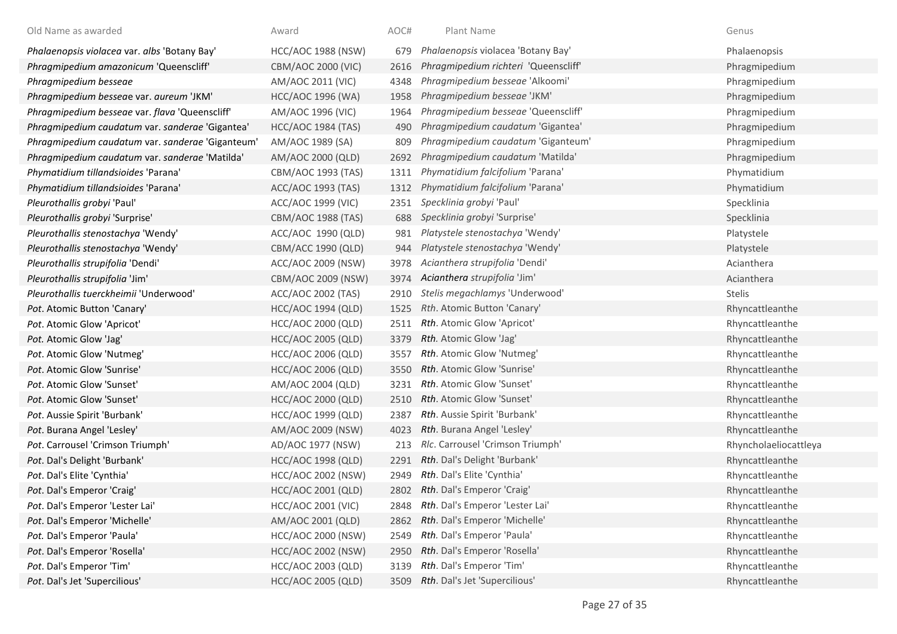| Old Name as awarded | Award | AOC# | Plant Name | Genus |
|---|---|---|---|---|
| *Phalaenopsis violacea* var. *albs* 'Botany Bay' | HCC/AOC 1988 (NSW) | 679 | *Phalaenopsis* violacea 'Botany Bay' | Phalaenopsis |
| *Phragmipedium amazonicum* 'Queenscliff' | CBM/AOC 2000 (VIC) | 2616 | *Phragmipedium richteri* 'Queenscliff' | Phragmipedium |
| *Phragmipedium besseae* | AM/AOC 2011 (VIC) | 4348 | *Phragmipedium besseae* 'Alkoomi' | Phragmipedium |
| *Phragmipedium besseae* var. *aureum* 'JKM' | HCC/AOC 1996 (WA) | 1958 | *Phragmipedium besseae* 'JKM' | Phragmipedium |
| *Phragmipedium besseae* var. *flava* 'Queenscliff' | AM/AOC 1996 (VIC) | 1964 | *Phragmipedium besseae* 'Queenscliff' | Phragmipedium |
| *Phragmipedium caudatum* var. *sanderae* 'Gigantea' | HCC/AOC 1984 (TAS) | 490 | *Phragmipedium caudatum* 'Gigantea' | Phragmipedium |
| *Phragmipedium caudatum* var. *sanderae* 'Giganteum' | AM/AOC 1989 (SA) | 809 | *Phragmipedium caudatum* 'Giganteum' | Phragmipedium |
| *Phragmipedium caudatum* var. *sanderae* 'Matilda' | AM/AOC 2000 (QLD) | 2692 | *Phragmipedium caudatum* 'Matilda' | Phragmipedium |
| *Phymatidium tillandsioides* 'Parana' | CBM/AOC 1993 (TAS) | 1311 | *Phymatidium falcifolium* 'Parana' | Phymatidium |
| *Phymatidium tillandsioides* 'Parana' | ACC/AOC 1993 (TAS) | 1312 | *Phymatidium falcifolium* 'Parana' | Phymatidium |
| *Pleurothallis grobyi* 'Paul' | ACC/AOC 1999 (VIC) | 2351 | *Specklinia grobyi* 'Paul' | Specklinia |
| *Pleurothallis grobyi* 'Surprise' | CBM/AOC 1988 (TAS) | 688 | *Specklinia grobyi* 'Surprise' | Specklinia |
| *Pleurothallis stenostachya* 'Wendy' | ACC/AOC 1990 (QLD) | 981 | *Platystele stenostachya* 'Wendy' | Platystele |
| *Pleurothallis stenostachya* 'Wendy' | CBM/ACC 1990 (QLD) | 944 | *Platystele stenostachya* 'Wendy' | Platystele |
| *Pleurothallis strupifolia* 'Dendi' | ACC/AOC 2009 (NSW) | 3978 | *Acianthera strupifolia* 'Dendi' | Acianthera |
| *Pleurothallis strupifolia* 'Jim' | CBM/AOC 2009 (NSW) | 3974 | ***Acianthera*** *strupifolia* 'Jim' | Acianthera |
| *Pleurothallis tuerckheimii* 'Underwood' | ACC/AOC 2002 (TAS) | 2910 | *Stelis megachlamys* 'Underwood' | Stelis |
| *Pot*. Atomic Button 'Canary' | HCC/AOC 1994 (QLD) | 1525 | *Rth*. Atomic Button 'Canary' | Rhyncattleanthe |
| *Pot*. Atomic Glow 'Apricot' | HCC/AOC 2000 (QLD) | 2511 | ***Rth***. Atomic Glow 'Apricot' | Rhyncattleanthe |
| *Pot.* Atomic Glow 'Jag' | HCC/AOC 2005 (QLD) | 3379 | ***Rth.*** Atomic Glow 'Jag' | Rhyncattleanthe |
| *Pot*. Atomic Glow 'Nutmeg' | HCC/AOC 2006 (QLD) | 3557 | ***Rth***. Atomic Glow 'Nutmeg' | Rhyncattleanthe |
| *Pot*. Atomic Glow 'Sunrise' | HCC/AOC 2006 (QLD) | 3550 | ***Rth***. Atomic Glow 'Sunrise' | Rhyncattleanthe |
| *Pot*. Atomic Glow 'Sunset' | AM/AOC 2004 (QLD) | 3231 | ***Rth***. Atomic Glow 'Sunset' | Rhyncattleanthe |
| *Pot*. Atomic Glow 'Sunset' | HCC/AOC 2000 (QLD) | 2510 | ***Rth***. Atomic Glow 'Sunset' | Rhyncattleanthe |
| *Pot*. Aussie Spirit 'Burbank' | HCC/AOC 1999 (QLD) | 2387 | ***Rth***. Aussie Spirit 'Burbank' | Rhyncattleanthe |
| *Pot*. Burana Angel 'Lesley' | AM/AOC 2009 (NSW) | 4023 | ***Rth***. Burana Angel 'Lesley' | Rhyncattleanthe |
| *Pot*. Carrousel 'Crimson Triumph' | AD/AOC 1977 (NSW) | 213 | *Rlc*. Carrousel 'Crimson Triumph' | Rhyncholaeliocattleya |
| *Pot*. Dal's Delight 'Burbank' | HCC/AOC 1998 (QLD) | 2291 | ***Rth***. Dal's Delight 'Burbank' | Rhyncattleanthe |
| *Pot*. Dal's Elite 'Cynthia' | HCC/AOC 2002 (NSW) | 2949 | ***Rth***. Dal's Elite 'Cynthia' | Rhyncattleanthe |
| *Pot*. Dal's Emperor 'Craig' | HCC/AOC 2001 (QLD) | 2802 | ***Rth***. Dal's Emperor 'Craig' | Rhyncattleanthe |
| *Pot*. Dal's Emperor 'Lester Lai' | HCC/AOC 2001 (VIC) | 2848 | ***Rth***. Dal's Emperor 'Lester Lai' | Rhyncattleanthe |
| *Pot*. Dal's Emperor 'Michelle' | AM/AOC 2001 (QLD) | 2862 | ***Rth***. Dal's Emperor 'Michelle' | Rhyncattleanthe |
| *Pot.* Dal's Emperor 'Paula' | HCC/AOC 2000 (NSW) | 2549 | ***Rth.*** Dal's Emperor 'Paula' | Rhyncattleanthe |
| *Pot*. Dal's Emperor 'Rosella' | HCC/AOC 2002 (NSW) | 2950 | ***Rth***. Dal's Emperor 'Rosella' | Rhyncattleanthe |
| *Pot*. Dal's Emperor 'Tim' | HCC/AOC 2003 (QLD) | 3139 | ***Rth***. Dal's Emperor 'Tim' | Rhyncattleanthe |
| *Pot*. Dal's Jet 'Supercilious' | HCC/AOC 2005 (QLD) | 3509 | ***Rth***. Dal's Jet 'Supercilious' | Rhyncattleanthe |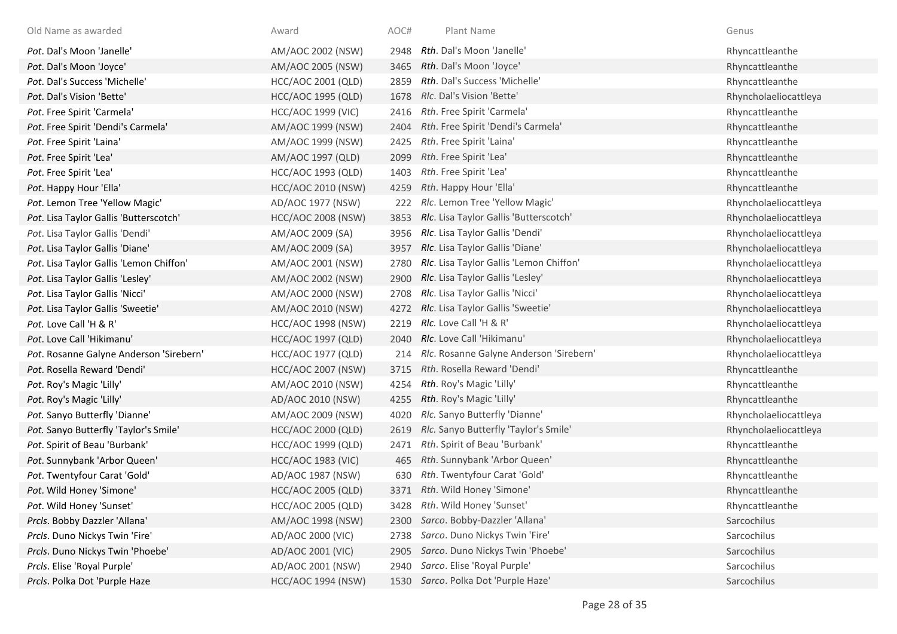| Old Name as awarded | Award | AOC# | Plant Name | Genus |
|---|---|---|---|---|
| *Pot*. Dal's Moon 'Janelle' | AM/AOC 2002 (NSW) | 2948 | ***Rth***. Dal's Moon 'Janelle' | Rhyncattleanthe |
| *Pot*. Dal's Moon 'Joyce' | AM/AOC 2005 (NSW) | 3465 | ***Rth***. Dal's Moon 'Joyce' | Rhyncattleanthe |
| *Pot*. Dal's Success 'Michelle' | HCC/AOC 2001 (QLD) | 2859 | ***Rth***. Dal's Success 'Michelle' | Rhyncattleanthe |
| *Pot*. Dal's Vision 'Bette' | HCC/AOC 1995 (QLD) | 1678 | *Rlc*. Dal's Vision 'Bette' | Rhyncholaeliocattleya |
| *Pot*. Free Spirit 'Carmela' | HCC/AOC 1999 (VIC) | 2416 | *Rth*. Free Spirit 'Carmela' | Rhyncattleanthe |
| *Pot*. Free Spirit 'Dendi's Carmela' | AM/AOC 1999 (NSW) | 2404 | *Rth*. Free Spirit 'Dendi's Carmela' | Rhyncattleanthe |
| *Pot*. Free Spirit 'Laina' | AM/AOC 1999 (NSW) | 2425 | *Rth*. Free Spirit 'Laina' | Rhyncattleanthe |
| *Pot*. Free Spirit 'Lea' | AM/AOC 1997 (QLD) | 2099 | *Rth*. Free Spirit 'Lea' | Rhyncattleanthe |
| *Pot*. Free Spirit 'Lea' | HCC/AOC 1993 (QLD) | 1403 | *Rth*. Free Spirit 'Lea' | Rhyncattleanthe |
| *Pot*. Happy Hour 'Ella' | HCC/AOC 2010 (NSW) | 4259 | *Rth*. Happy Hour 'Ella' | Rhyncattleanthe |
| *Pot*. Lemon Tree 'Yellow Magic' | AD/AOC 1977 (NSW) | 222 | *Rlc*. Lemon Tree 'Yellow Magic' | Rhyncholaeliocattleya |
| *Pot*. Lisa Taylor Gallis 'Butterscotch' | HCC/AOC 2008 (NSW) | 3853 | ***Rlc***. Lisa Taylor Gallis 'Butterscotch' | Rhyncholaeliocattleya |
| *Pot*. Lisa Taylor Gallis 'Dendi' | AM/AOC 2009 (SA) | 3956 | ***Rlc***. Lisa Taylor Gallis 'Dendi' | Rhyncholaeliocattleya |
| *Pot*. Lisa Taylor Gallis 'Diane' | AM/AOC 2009 (SA) | 3957 | ***Rlc***. Lisa Taylor Gallis 'Diane' | Rhyncholaeliocattleya |
| *Pot*. Lisa Taylor Gallis 'Lemon Chiffon' | AM/AOC 2001 (NSW) | 2780 | ***Rlc***. Lisa Taylor Gallis 'Lemon Chiffon' | Rhyncholaeliocattleya |
| *Pot*. Lisa Taylor Gallis 'Lesley' | AM/AOC 2002 (NSW) | 2900 | ***Rlc***. Lisa Taylor Gallis 'Lesley' | Rhyncholaeliocattleya |
| *Pot*. Lisa Taylor Gallis 'Nicci' | AM/AOC 2000 (NSW) | 2708 | ***Rlc***. Lisa Taylor Gallis 'Nicci' | Rhyncholaeliocattleya |
| *Pot*. Lisa Taylor Gallis 'Sweetie' | AM/AOC 2010 (NSW) | 4272 | ***Rlc***. Lisa Taylor Gallis 'Sweetie' | Rhyncholaeliocattleya |
| *Pot.* Love Call 'H & R' | HCC/AOC 1998 (NSW) | 2219 | ***Rlc.*** Love Call 'H & R' | Rhyncholaeliocattleya |
| *Pot*. Love Call 'Hikimanu' | HCC/AOC 1997 (QLD) | 2040 | ***Rlc***. Love Call 'Hikimanu' | Rhyncholaeliocattleya |
| *Pot*. Rosanne Galyne Anderson 'Sirebern' | HCC/AOC 1977 (QLD) | 214 | *Rlc*. Rosanne Galyne Anderson 'Sirebern' | Rhyncholaeliocattleya |
| *Pot*. Rosella Reward 'Dendi' | HCC/AOC 2007 (NSW) | 3715 | *Rth*. Rosella Reward 'Dendi' | Rhyncattleanthe |
| *Pot*. Roy's Magic 'Lilly' | AM/AOC 2010 (NSW) | 4254 | ***Rth***. Roy's Magic 'Lilly' | Rhyncattleanthe |
| *Pot*. Roy's Magic 'Lilly' | AD/AOC 2010 (NSW) | 4255 | ***Rth***. Roy's Magic 'Lilly' | Rhyncattleanthe |
| *Pot.* Sanyo Butterfly 'Dianne' | AM/AOC 2009 (NSW) | 4020 | *Rlc.* Sanyo Butterfly 'Dianne' | Rhyncholaeliocattleya |
| *Pot.* Sanyo Butterfly 'Taylor's Smile' | HCC/AOC 2000 (QLD) | 2619 | *Rlc.* Sanyo Butterfly 'Taylor's Smile' | Rhyncholaeliocattleya |
| *Pot*. Spirit of Beau 'Burbank' | HCC/AOC 1999 (QLD) | 2471 | *Rth*. Spirit of Beau 'Burbank' | Rhyncattleanthe |
| *Pot*. Sunnybank 'Arbor Queen' | HCC/AOC 1983 (VIC) | 465 | *Rth*. Sunnybank 'Arbor Queen' | Rhyncattleanthe |
| *Pot*. Twentyfour Carat 'Gold' | AD/AOC 1987 (NSW) | 630 | *Rth*. Twentyfour Carat 'Gold' | Rhyncattleanthe |
| *Pot*. Wild Honey 'Simone' | HCC/AOC 2005 (QLD) | 3371 | *Rth*. Wild Honey 'Simone' | Rhyncattleanthe |
| *Pot*. Wild Honey 'Sunset' | HCC/AOC 2005 (QLD) | 3428 | *Rth*. Wild Honey 'Sunset' | Rhyncattleanthe |
| *Prcls*. Bobby Dazzler 'Allana' | AM/AOC 1998 (NSW) | 2300 | *Sarco*. Bobby-Dazzler 'Allana' | Sarcochilus |
| *Prcls*. Duno Nickys Twin 'Fire' | AD/AOC 2000 (VIC) | 2738 | *Sarco*. Duno Nickys Twin 'Fire' | Sarcochilus |
| *Prcls*. Duno Nickys Twin 'Phoebe' | AD/AOC 2001 (VIC) | 2905 | *Sarco*. Duno Nickys Twin 'Phoebe' | Sarcochilus |
| *Prcls*. Elise 'Royal Purple' | AD/AOC 2001 (NSW) | 2940 | *Sarco*. Elise 'Royal Purple' | Sarcochilus |
| *Prcls*. Polka Dot 'Purple Haze | HCC/AOC 1994 (NSW) | 1530 | *Sarco*. Polka Dot 'Purple Haze' | Sarcochilus |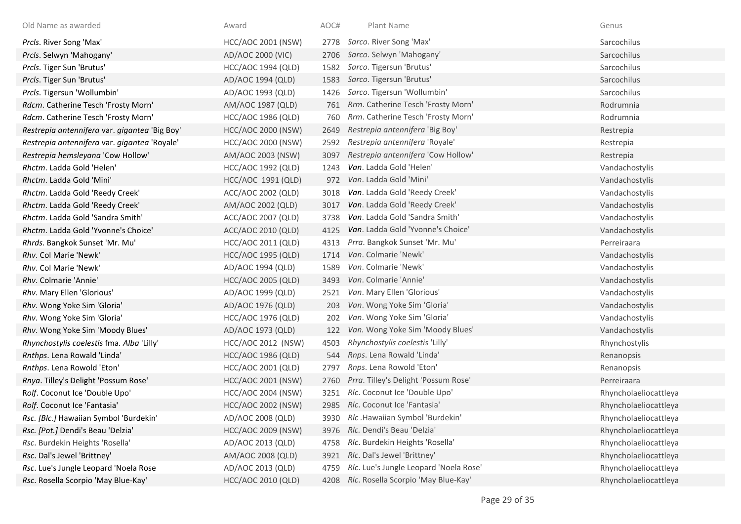| Old Name as awarded | Award | AOC# | Plant Name | Genus |
|---|---|---|---|---|
| *Prcls*. River Song 'Max' | HCC/AOC 2001 (NSW) | 2778 | *Sarco*. River Song 'Max' | Sarcochilus |
| *Prcls*. Selwyn 'Mahogany' | AD/AOC 2000 (VIC) | 2706 | *Sarco*. Selwyn 'Mahogany' | Sarcochilus |
| *Prcls*. Tiger Sun 'Brutus' | HCC/AOC 1994 (QLD) | 1582 | *Sarco*. Tigersun 'Brutus' | Sarcochilus |
| *Prcls*. Tiger Sun 'Brutus' | AD/AOC 1994 (QLD) | 1583 | *Sarco*. Tigersun 'Brutus' | Sarcochilus |
| *Prcls*. Tigersun 'Wollumbin' | AD/AOC 1993 (QLD) | 1426 | *Sarco*. Tigersun 'Wollumbin' | Sarcochilus |
| *Rdcm*. Catherine Tesch 'Frosty Morn' | AM/AOC 1987 (QLD) | 761 | *Rrm*. Catherine Tesch 'Frosty Morn' | Rodrumnia |
| *Rdcm*. Catherine Tesch 'Frosty Morn' | HCC/AOC 1986 (QLD) | 760 | *Rrm*. Catherine Tesch 'Frosty Morn' | Rodrumnia |
| *Restrepia antennifera* var. *gigantea* 'Big Boy' | HCC/AOC 2000 (NSW) | 2649 | *Restrepia antennifera* 'Big Boy' | Restrepia |
| *Restrepia antennifera* var. *gigantea* 'Royale' | HCC/AOC 2000 (NSW) | 2592 | *Restrepia antennifera* 'Royale' | Restrepia |
| *Restrepia hemsleyana* 'Cow Hollow' | AM/AOC 2003 (NSW) | 3097 | *Restrepia antennifera* 'Cow Hollow' | Restrepia |
| *Rhctm*. Ladda Gold 'Helen' | HCC/AOC 1992 (QLD) | 1243 | ***Van***. Ladda Gold 'Helen' | Vandachostylis |
| *Rhctm*. Ladda Gold 'Mini' | HCC/AOC 1991 (QLD) | 972 | *Van*. Ladda Gold 'Mini' | Vandachostylis |
| *Rhctm*. Ladda Gold 'Reedy Creek' | ACC/AOC 2002 (QLD) | 3018 | ***Van***. Ladda Gold 'Reedy Creek' | Vandachostylis |
| *Rhctm*. Ladda Gold 'Reedy Creek' | AM/AOC 2002 (QLD) | 3017 | ***Van***. Ladda Gold 'Reedy Creek' | Vandachostylis |
| *Rhctm*. Ladda Gold 'Sandra Smith' | ACC/AOC 2007 (QLD) | 3738 | ***Van***. Ladda Gold 'Sandra Smith' | Vandachostylis |
| *Rhctm*. Ladda Gold 'Yvonne's Choice' | ACC/AOC 2010 (QLD) | 4125 | ***Van***. Ladda Gold 'Yvonne's Choice' | Vandachostylis |
| *Rhrds*. Bangkok Sunset 'Mr. Mu' | HCC/AOC 2011 (QLD) | 4313 | *Prra*. Bangkok Sunset 'Mr. Mu' | Perreiraara |
| *Rhv*. Col Marie 'Newk' | HCC/AOC 1995 (QLD) | 1714 | *Van*. Colmarie 'Newk' | Vandachostylis |
| *Rhv*. Col Marie 'Newk' | AD/AOC 1994 (QLD) | 1589 | *Van*. Colmarie 'Newk' | Vandachostylis |
| *Rhv*. Colmarie 'Annie' | HCC/AOC 2005 (QLD) | 3493 | *Van*. Colmarie 'Annie' | Vandachostylis |
| *Rhv*. Mary Ellen 'Glorious' | AD/AOC 1999 (QLD) | 2521 | *Van*. Mary Ellen 'Glorious' | Vandachostylis |
| *Rhv*. Wong Yoke Sim 'Gloria' | AD/AOC 1976 (QLD) | 203 | *Van*. Wong Yoke Sim 'Gloria' | Vandachostylis |
| *Rhv*. Wong Yoke Sim 'Gloria' | HCC/AOC 1976 (QLD) | 202 | *Van*. Wong Yoke Sim 'Gloria' | Vandachostylis |
| *Rhv*. Wong Yoke Sim 'Moody Blues' | AD/AOC 1973 (QLD) | 122 | *Van.* Wong Yoke Sim 'Moody Blues' | Vandachostylis |
| *Rhynchostylis coelestis* fma. *Alba* 'Lilly' | HCC/AOC 2012 (NSW) | 4503 | *Rhynchostylis coelestis* 'Lilly' | Rhynchostylis |
| *Rnthps*. Lena Rowald 'Linda' | HCC/AOC 1986 (QLD) | 544 | *Rnps*. Lena Rowald 'Linda' | Renanopsis |
| *Rnthps*. Lena Rowold 'Eton' | HCC/AOC 2001 (QLD) | 2797 | *Rnps*. Lena Rowold 'Eton' | Renanopsis |
| *Rnya*. Tilley's Delight 'Possum Rose' | HCC/AOC 2001 (NSW) | 2760 | *Prra*. Tilley's Delight 'Possum Rose' | Perreiraara |
| R*olf*. Coconut Ice 'Double Upo' | HCC/AOC 2004 (NSW) | 3251 | *Rlc*. Coconut Ice 'Double Upo' | Rhyncholaeliocattleya |
| *Rolf*. Coconut Ice 'Fantasia' | HCC/AOC 2002 (NSW) | 2985 | *Rlc*. Coconut Ice 'Fantasia' | Rhyncholaeliocattleya |
| *Rsc. [Blc.]* Hawaiian Symbol 'Burdekin' | AD/AOC 2008 (QLD) | 3930 | *Rlc* .Hawaiian Symbol 'Burdekin' | Rhyncholaeliocattleya |
| *Rsc. [Pot.]* Dendi's Beau 'Delzia' | HCC/AOC 2009 (NSW) | 3976 | *Rlc.* Dendi's Beau 'Delzia' | Rhyncholaeliocattleya |
| *Rsc*. Burdekin Heights 'Rosella' | AD/AOC 2013 (QLD) | 4758 | *Rlc*. Burdekin Heights 'Rosella' | Rhyncholaeliocattleya |
| *Rsc*. Dal's Jewel 'Brittney' | AM/AOC 2008 (QLD) | 3921 | *Rlc*. Dal's Jewel 'Brittney' | Rhyncholaeliocattleya |
| *Rsc*. Lue's Jungle Leopard 'Noela Rose | AD/AOC 2013 (QLD) | 4759 | *Rlc*. Lue's Jungle Leopard 'Noela Rose' | Rhyncholaeliocattleya |
| *Rsc*. Rosella Scorpio 'May Blue-Kay' | HCC/AOC 2010 (QLD) | 4208 | *Rlc*. Rosella Scorpio 'May Blue-Kay' | Rhyncholaeliocattleya |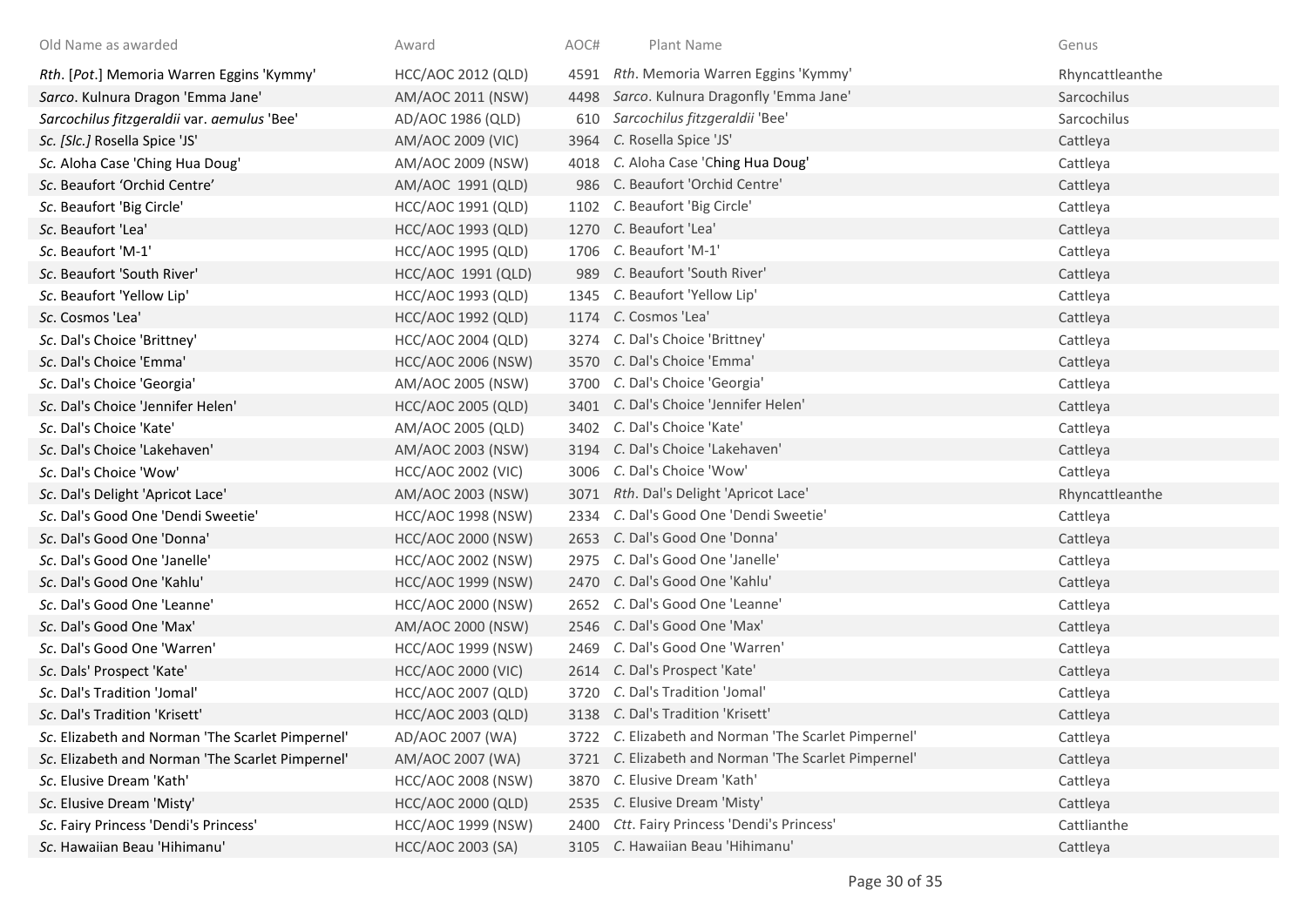| Old Name as awarded | Award | AOC# | Plant Name | Genus |
|---|---|---|---|---|
| *Rth*. [*Pot*.] Memoria Warren Eggins 'Kymmy' | HCC/AOC 2012 (QLD) | 4591 | *Rth*. Memoria Warren Eggins 'Kymmy' | Rhyncattleanthe |
| *Sarco*. Kulnura Dragon 'Emma Jane' | AM/AOC 2011 (NSW) | 4498 | *Sarco*. Kulnura Dragonfly 'Emma Jane' | Sarcochilus |
| *Sarcochilus fitzgeraldii* var. *aemulus* 'Bee' | AD/AOC 1986 (QLD) | 610 | *Sarcochilus fitzgeraldii* 'Bee' | Sarcochilus |
| *Sc. [Slc.]* Rosella Spice 'JS' | AM/AOC 2009 (VIC) | 3964 | *C.* Rosella Spice 'JS' | Cattleya |
| *Sc.* Aloha Case 'Ching Hua Doug' | AM/AOC 2009 (NSW) | 4018 | *C.* Aloha Case 'Ching Hua Doug' | Cattleya |
| *Sc*. Beaufort 'Orchid Centre' | AM/AOC 1991 (QLD) | 986 | C. Beaufort 'Orchid Centre' | Cattleya |
| *Sc*. Beaufort 'Big Circle' | HCC/AOC 1991 (QLD) | 1102 | *C*. Beaufort 'Big Circle' | Cattleya |
| *Sc*. Beaufort 'Lea' | HCC/AOC 1993 (QLD) | 1270 | *C*. Beaufort 'Lea' | Cattleya |
| *Sc*. Beaufort 'M-1' | HCC/AOC 1995 (QLD) | 1706 | *C*. Beaufort 'M-1' | Cattleya |
| *Sc*. Beaufort 'South River' | HCC/AOC 1991 (QLD) | 989 | *C*. Beaufort 'South River' | Cattleya |
| *Sc*. Beaufort 'Yellow Lip' | HCC/AOC 1993 (QLD) | 1345 | *C*. Beaufort 'Yellow Lip' | Cattleya |
| *Sc*. Cosmos 'Lea' | HCC/AOC 1992 (QLD) | 1174 | *C*. Cosmos 'Lea' | Cattleya |
| *Sc*. Dal's Choice 'Brittney' | HCC/AOC 2004 (QLD) | 3274 | *C*. Dal's Choice 'Brittney' | Cattleya |
| *Sc*. Dal's Choice 'Emma' | HCC/AOC 2006 (NSW) | 3570 | *C*. Dal's Choice 'Emma' | Cattleya |
| *Sc*. Dal's Choice 'Georgia' | AM/AOC 2005 (NSW) | 3700 | *C*. Dal's Choice 'Georgia' | Cattleya |
| *Sc*. Dal's Choice 'Jennifer Helen' | HCC/AOC 2005 (QLD) | 3401 | *C*. Dal's Choice 'Jennifer Helen' | Cattleya |
| *Sc*. Dal's Choice 'Kate' | AM/AOC 2005 (QLD) | 3402 | *C*. Dal's Choice 'Kate' | Cattleya |
| *Sc*. Dal's Choice 'Lakehaven' | AM/AOC 2003 (NSW) | 3194 | *C*. Dal's Choice 'Lakehaven' | Cattleya |
| *Sc*. Dal's Choice 'Wow' | HCC/AOC 2002 (VIC) | 3006 | *C*. Dal's Choice 'Wow' | Cattleya |
| *Sc*. Dal's Delight 'Apricot Lace' | AM/AOC 2003 (NSW) | 3071 | *Rth*. Dal's Delight 'Apricot Lace' | Rhyncattleanthe |
| *Sc*. Dal's Good One 'Dendi Sweetie' | HCC/AOC 1998 (NSW) | 2334 | *C*. Dal's Good One 'Dendi Sweetie' | Cattleya |
| *Sc*. Dal's Good One 'Donna' | HCC/AOC 2000 (NSW) | 2653 | *C*. Dal's Good One 'Donna' | Cattleya |
| *Sc*. Dal's Good One 'Janelle' | HCC/AOC 2002 (NSW) | 2975 | *C*. Dal's Good One 'Janelle' | Cattleya |
| *Sc*. Dal's Good One 'Kahlu' | HCC/AOC 1999 (NSW) | 2470 | *C*. Dal's Good One 'Kahlu' | Cattleya |
| *Sc*. Dal's Good One 'Leanne' | HCC/AOC 2000 (NSW) | 2652 | *C*. Dal's Good One 'Leanne' | Cattleya |
| *Sc*. Dal's Good One 'Max' | AM/AOC 2000 (NSW) | 2546 | *C*. Dal's Good One 'Max' | Cattleya |
| *Sc*. Dal's Good One 'Warren' | HCC/AOC 1999 (NSW) | 2469 | *C*. Dal's Good One 'Warren' | Cattleya |
| *Sc*. Dals' Prospect 'Kate' | HCC/AOC 2000 (VIC) | 2614 | *C*. Dal's Prospect 'Kate' | Cattleya |
| *Sc*. Dal's Tradition 'Jomal' | HCC/AOC 2007 (QLD) | 3720 | *C*. Dal's Tradition 'Jomal' | Cattleya |
| *Sc*. Dal's Tradition 'Krisett' | HCC/AOC 2003 (QLD) | 3138 | *C*. Dal's Tradition 'Krisett' | Cattleya |
| *Sc*. Elizabeth and Norman 'The Scarlet Pimpernel' | AD/AOC 2007 (WA) | 3722 | *C*. Elizabeth and Norman 'The Scarlet Pimpernel' | Cattleya |
| *Sc*. Elizabeth and Norman 'The Scarlet Pimpernel' | AM/AOC 2007 (WA) | 3721 | *C*. Elizabeth and Norman 'The Scarlet Pimpernel' | Cattleya |
| *Sc*. Elusive Dream 'Kath' | HCC/AOC 2008 (NSW) | 3870 | *C*. Elusive Dream 'Kath' | Cattleya |
| *Sc*. Elusive Dream 'Misty' | HCC/AOC 2000 (QLD) | 2535 | *C*. Elusive Dream 'Misty' | Cattleya |
| *Sc*. Fairy Princess 'Dendi's Princess' | HCC/AOC 1999 (NSW) | 2400 | *Ctt*. Fairy Princess 'Dendi's Princess' | Cattlianthe |
| *Sc*. Hawaiian Beau 'Hihimanu' | HCC/AOC 2003 (SA) | 3105 | *C*. Hawaiian Beau 'Hihimanu' | Cattleya |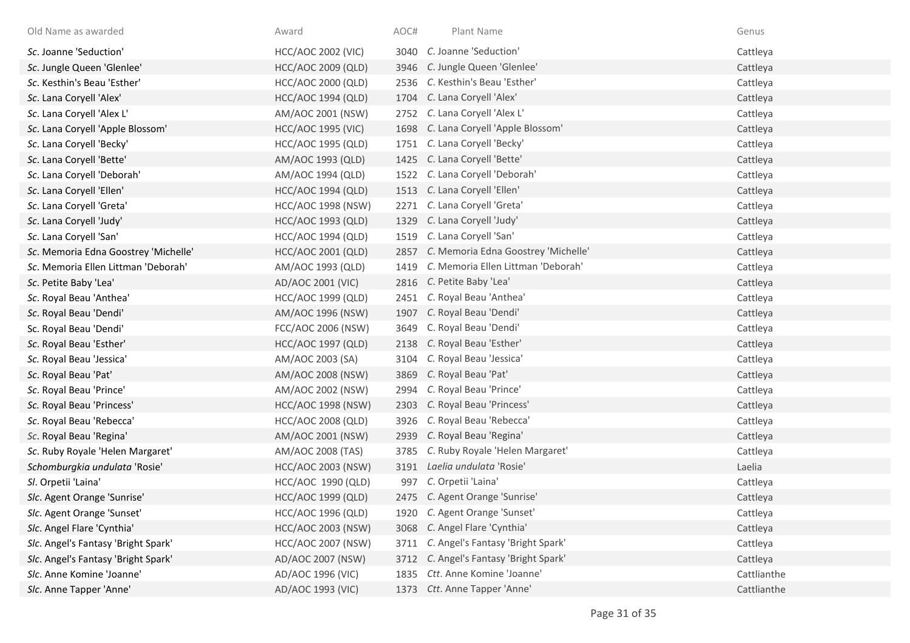| Old Name as awarded | Award | AOC# | Plant Name | Genus |
|---|---|---|---|---|
| *Sc*. Joanne 'Seduction' | HCC/AOC 2002 (VIC) | 3040 | *C*. Joanne 'Seduction' | Cattleya |
| *Sc*. Jungle Queen 'Glenlee' | HCC/AOC 2009 (QLD) | 3946 | *C*. Jungle Queen 'Glenlee' | Cattleya |
| *Sc*. Kesthin's Beau 'Esther' | HCC/AOC 2000 (QLD) | 2536 | *C*. Kesthin's Beau 'Esther' | Cattleya |
| *Sc*. Lana Coryell 'Alex' | HCC/AOC 1994 (QLD) | 1704 | *C*. Lana Coryell 'Alex' | Cattleya |
| *Sc*. Lana Coryell 'Alex L' | AM/AOC 2001 (NSW) | 2752 | *C*. Lana Coryell 'Alex L' | Cattleya |
| *Sc*. Lana Coryell 'Apple Blossom' | HCC/AOC 1995 (VIC) | 1698 | *C*. Lana Coryell 'Apple Blossom' | Cattleya |
| *Sc*. Lana Coryell 'Becky' | HCC/AOC 1995 (QLD) | 1751 | *C*. Lana Coryell 'Becky' | Cattleya |
| *Sc*. Lana Coryell 'Bette' | AM/AOC 1993 (QLD) | 1425 | *C*. Lana Coryell 'Bette' | Cattleya |
| *Sc*. Lana Coryell 'Deborah' | AM/AOC 1994 (QLD) | 1522 | *C*. Lana Coryell 'Deborah' | Cattleya |
| *Sc*. Lana Coryell 'Ellen' | HCC/AOC 1994 (QLD) | 1513 | *C*. Lana Coryell 'Ellen' | Cattleya |
| *Sc*. Lana Coryell 'Greta' | HCC/AOC 1998 (NSW) | 2271 | *C*. Lana Coryell 'Greta' | Cattleya |
| *Sc*. Lana Coryell 'Judy' | HCC/AOC 1993 (QLD) | 1329 | *C*. Lana Coryell 'Judy' | Cattleya |
| *Sc*. Lana Coryell 'San' | HCC/AOC 1994 (QLD) | 1519 | *C*. Lana Coryell 'San' | Cattleya |
| *Sc*. Memoria Edna Goostrey 'Michelle' | HCC/AOC 2001 (QLD) | 2857 | *C*. Memoria Edna Goostrey 'Michelle' | Cattleya |
| *Sc*. Memoria Ellen Littman 'Deborah' | AM/AOC 1993 (QLD) | 1419 | *C*. Memoria Ellen Littman 'Deborah' | Cattleya |
| *Sc*. Petite Baby 'Lea' | AD/AOC 2001 (VIC) | 2816 | *C*. Petite Baby 'Lea' | Cattleya |
| *Sc*. Royal Beau 'Anthea' | HCC/AOC 1999 (QLD) | 2451 | *C*. Royal Beau 'Anthea' | Cattleya |
| *Sc*. Royal Beau 'Dendi' | AM/AOC 1996 (NSW) | 1907 | *C*. Royal Beau 'Dendi' | Cattleya |
| Sc. Royal Beau 'Dendi' | FCC/AOC 2006 (NSW) | 3649 | C. Royal Beau 'Dendi' | Cattleya |
| *Sc*. Royal Beau 'Esther' | HCC/AOC 1997 (QLD) | 2138 | *C*. Royal Beau 'Esther' | Cattleya |
| *Sc*. Royal Beau 'Jessica' | AM/AOC 2003 (SA) | 3104 | *C*. Royal Beau 'Jessica' | Cattleya |
| *Sc*. Royal Beau 'Pat' | AM/AOC 2008 (NSW) | 3869 | *C*. Royal Beau 'Pat' | Cattleya |
| *Sc*. Royal Beau 'Prince' | AM/AOC 2002 (NSW) | 2994 | *C*. Royal Beau 'Prince' | Cattleya |
| *Sc*. Royal Beau 'Princess' | HCC/AOC 1998 (NSW) | 2303 | *C*. Royal Beau 'Princess' | Cattleya |
| *Sc*. Royal Beau 'Rebecca' | HCC/AOC 2008 (QLD) | 3926 | *C*. Royal Beau 'Rebecca' | Cattleya |
| *Sc*. Royal Beau 'Regina' | AM/AOC 2001 (NSW) | 2939 | *C*. Royal Beau 'Regina' | Cattleya |
| *Sc*. Ruby Royale 'Helen Margaret' | AM/AOC 2008 (TAS) | 3785 | *C*. Ruby Royale 'Helen Margaret' | Cattleya |
| *Schomburgkia undulata* 'Rosie' | HCC/AOC 2003 (NSW) | 3191 | *Laelia undulata* 'Rosie' | Laelia |
| *Sl*. Orpetii 'Laina' | HCC/AOC 1990 (QLD) | 997 | *C*. Orpetii 'Laina' | Cattleya |
| *Slc*. Agent Orange 'Sunrise' | HCC/AOC 1999 (QLD) | 2475 | *C*. Agent Orange 'Sunrise' | Cattleya |
| *Slc*. Agent Orange 'Sunset' | HCC/AOC 1996 (QLD) | 1920 | *C*. Agent Orange 'Sunset' | Cattleya |
| *Slc*. Angel Flare 'Cynthia' | HCC/AOC 2003 (NSW) | 3068 | *C*. Angel Flare 'Cynthia' | Cattleya |
| *Slc*. Angel's Fantasy 'Bright Spark' | HCC/AOC 2007 (NSW) | 3711 | *C*. Angel's Fantasy 'Bright Spark' | Cattleya |
| *Slc*. Angel's Fantasy 'Bright Spark' | AD/AOC 2007 (NSW) | 3712 | *C*. Angel's Fantasy 'Bright Spark' | Cattleya |
| *Slc*. Anne Komine 'Joanne' | AD/AOC 1996 (VIC) | 1835 | *Ctt*. Anne Komine 'Joanne' | Cattlianthe |
| *Slc*. Anne Tapper 'Anne' | AD/AOC 1993 (VIC) | 1373 | *Ctt*. Anne Tapper 'Anne' | Cattlianthe |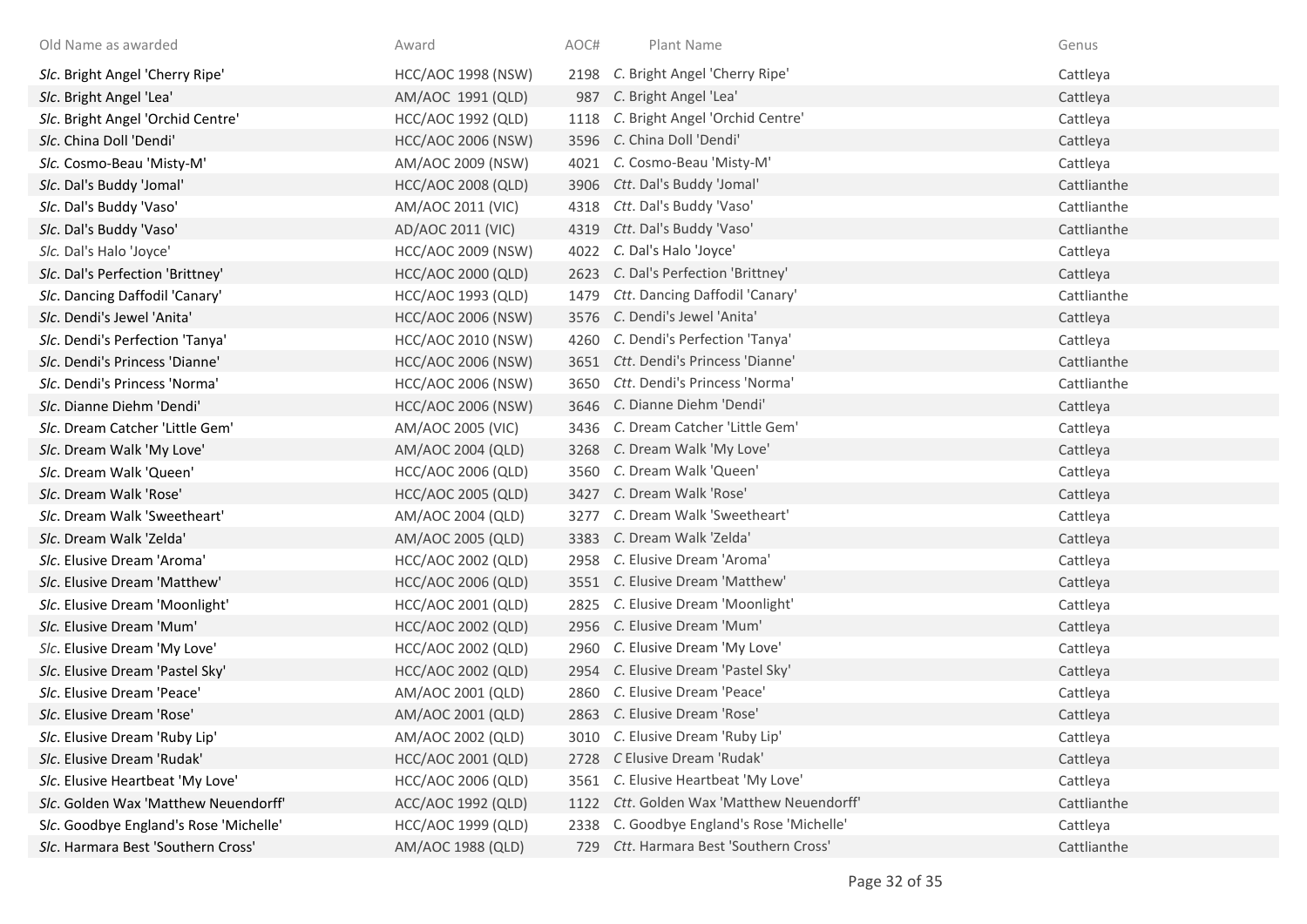| Old Name as awarded | Award | AOC# | Plant Name | Genus |
|---|---|---|---|---|
| *Slc*. Bright Angel 'Cherry Ripe' | HCC/AOC 1998 (NSW) | 2198 | *C*. Bright Angel 'Cherry Ripe' | Cattleya |
| *Slc*. Bright Angel 'Lea' | AM/AOC 1991 (QLD) | 987 | *C*. Bright Angel 'Lea' | Cattleya |
| *Slc*. Bright Angel 'Orchid Centre' | HCC/AOC 1992 (QLD) | 1118 | *C*. Bright Angel 'Orchid Centre' | Cattleya |
| *Slc*. China Doll 'Dendi' | HCC/AOC 2006 (NSW) | 3596 | *C*. China Doll 'Dendi' | Cattleya |
| *Slc.* Cosmo-Beau 'Misty-M' | AM/AOC 2009 (NSW) | 4021 | *C*. Cosmo-Beau 'Misty-M' | Cattleya |
| *Slc*. Dal's Buddy 'Jomal' | HCC/AOC 2008 (QLD) | 3906 | *Ctt*. Dal's Buddy 'Jomal' | Cattlianthe |
| *Slc*. Dal's Buddy 'Vaso' | AM/AOC 2011 (VIC) | 4318 | *Ctt*. Dal's Buddy 'Vaso' | Cattlianthe |
| *Slc*. Dal's Buddy 'Vaso' | AD/AOC 2011 (VIC) | 4319 | *Ctt*. Dal's Buddy 'Vaso' | Cattlianthe |
| *Slc.* Dal's Halo 'Joyce' | HCC/AOC 2009 (NSW) | 4022 | *C*. Dal's Halo 'Joyce' | Cattleya |
| *Slc*. Dal's Perfection 'Brittney' | HCC/AOC 2000 (QLD) | 2623 | *C*. Dal's Perfection 'Brittney' | Cattleya |
| *Slc*. Dancing Daffodil 'Canary' | HCC/AOC 1993 (QLD) | 1479 | *Ctt*. Dancing Daffodil 'Canary' | Cattlianthe |
| *Slc*. Dendi's Jewel 'Anita' | HCC/AOC 2006 (NSW) | 3576 | *C*. Dendi's Jewel 'Anita' | Cattleya |
| *Slc*. Dendi's Perfection 'Tanya' | HCC/AOC 2010 (NSW) | 4260 | *C*. Dendi's Perfection 'Tanya' | Cattleya |
| *Slc*. Dendi's Princess 'Dianne' | HCC/AOC 2006 (NSW) | 3651 | *Ctt*. Dendi's Princess 'Dianne' | Cattlianthe |
| *Slc*. Dendi's Princess 'Norma' | HCC/AOC 2006 (NSW) | 3650 | *Ctt*. Dendi's Princess 'Norma' | Cattlianthe |
| *Slc*. Dianne Diehm 'Dendi' | HCC/AOC 2006 (NSW) | 3646 | *C*. Dianne Diehm 'Dendi' | Cattleya |
| *Slc*. Dream Catcher 'Little Gem' | AM/AOC 2005 (VIC) | 3436 | *C*. Dream Catcher 'Little Gem' | Cattleya |
| *Slc*. Dream Walk 'My Love' | AM/AOC 2004 (QLD) | 3268 | *C*. Dream Walk 'My Love' | Cattleya |
| *Slc*. Dream Walk 'Queen' | HCC/AOC 2006 (QLD) | 3560 | *C*. Dream Walk 'Queen' | Cattleya |
| *Slc*. Dream Walk 'Rose' | HCC/AOC 2005 (QLD) | 3427 | *C*. Dream Walk 'Rose' | Cattleya |
| *Slc*. Dream Walk 'Sweetheart' | AM/AOC 2004 (QLD) | 3277 | *C*. Dream Walk 'Sweetheart' | Cattleya |
| *Slc*. Dream Walk 'Zelda' | AM/AOC 2005 (QLD) | 3383 | *C*. Dream Walk 'Zelda' | Cattleya |
| *Slc*. Elusive Dream 'Aroma' | HCC/AOC 2002 (QLD) | 2958 | *C*. Elusive Dream 'Aroma' | Cattleya |
| *Slc*. Elusive Dream 'Matthew' | HCC/AOC 2006 (QLD) | 3551 | *C*. Elusive Dream 'Matthew' | Cattleya |
| *Slc*. Elusive Dream 'Moonlight' | HCC/AOC 2001 (QLD) | 2825 | *C*. Elusive Dream 'Moonlight' | Cattleya |
| *Slc.* Elusive Dream 'Mum' | HCC/AOC 2002 (QLD) | 2956 | *C*. Elusive Dream 'Mum' | Cattleya |
| *Slc*. Elusive Dream 'My Love' | HCC/AOC 2002 (QLD) | 2960 | *C*. Elusive Dream 'My Love' | Cattleya |
| *Slc*. Elusive Dream 'Pastel Sky' | HCC/AOC 2002 (QLD) | 2954 | *C*. Elusive Dream 'Pastel Sky' | Cattleya |
| *Slc*. Elusive Dream 'Peace' | AM/AOC 2001 (QLD) | 2860 | *C*. Elusive Dream 'Peace' | Cattleya |
| *Slc*. Elusive Dream 'Rose' | AM/AOC 2001 (QLD) | 2863 | *C*. Elusive Dream 'Rose' | Cattleya |
| *Slc*. Elusive Dream 'Ruby Lip' | AM/AOC 2002 (QLD) | 3010 | *C*. Elusive Dream 'Ruby Lip' | Cattleya |
| *Slc*. Elusive Dream 'Rudak' | HCC/AOC 2001 (QLD) | 2728 | *C* Elusive Dream 'Rudak' | Cattleya |
| *Slc*. Elusive Heartbeat 'My Love' | HCC/AOC 2006 (QLD) | 3561 | *C*. Elusive Heartbeat 'My Love' | Cattleya |
| *Slc*. Golden Wax 'Matthew Neuendorff' | ACC/AOC 1992 (QLD) | 1122 | *Ctt*. Golden Wax 'Matthew Neuendorff' | Cattlianthe |
| Slc. Goodbye England's Rose 'Michelle' | HCC/AOC 1999 (QLD) | 2338 | C. Goodbye England's Rose 'Michelle' | Cattleya |
| *Slc*. Harmara Best 'Southern Cross' | AM/AOC 1988 (QLD) | 729 | *Ctt*. Harmara Best 'Southern Cross' | Cattlianthe |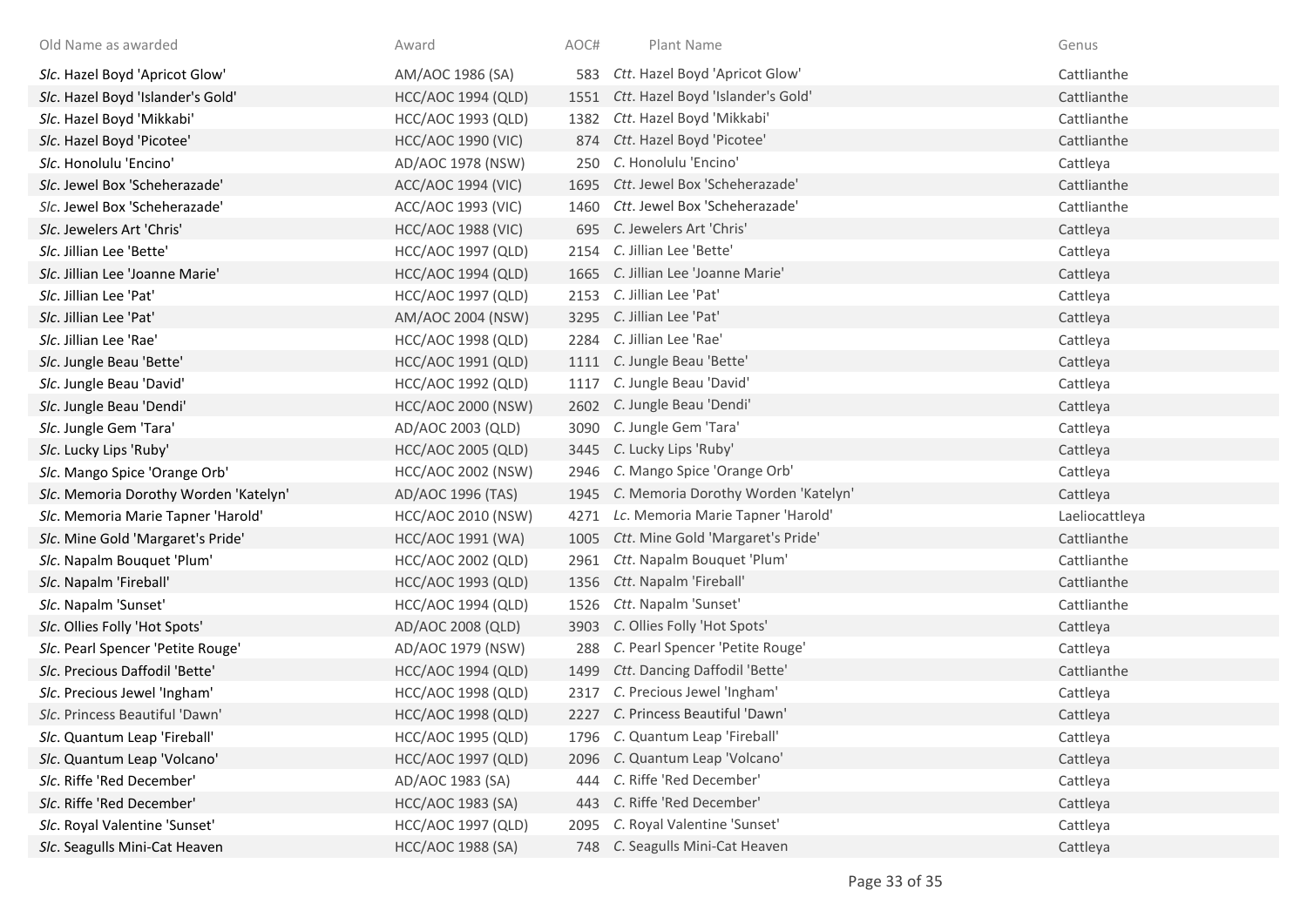| Old Name as awarded | Award | AOC# | Plant Name | Genus |
|---|---|---|---|---|
| *Slc*. Hazel Boyd 'Apricot Glow' | AM/AOC 1986 (SA) | 583 | *Ctt*. Hazel Boyd 'Apricot Glow' | Cattlianthe |
| *Slc*. Hazel Boyd 'Islander's Gold' | HCC/AOC 1994 (QLD) | 1551 | *Ctt*. Hazel Boyd 'Islander's Gold' | Cattlianthe |
| *Slc*. Hazel Boyd 'Mikkabi' | HCC/AOC 1993 (QLD) | 1382 | *Ctt*. Hazel Boyd 'Mikkabi' | Cattlianthe |
| *Slc*. Hazel Boyd 'Picotee' | HCC/AOC 1990 (VIC) | 874 | *Ctt*. Hazel Boyd 'Picotee' | Cattlianthe |
| *Slc*. Honolulu 'Encino' | AD/AOC 1978 (NSW) | 250 | *C*. Honolulu 'Encino' | Cattleya |
| *Slc*. Jewel Box 'Scheherazade' | ACC/AOC 1994 (VIC) | 1695 | *Ctt*. Jewel Box 'Scheherazade' | Cattlianthe |
| *Slc*. Jewel Box 'Scheherazade' | ACC/AOC 1993 (VIC) | 1460 | *Ctt*. Jewel Box 'Scheherazade' | Cattlianthe |
| *Slc*. Jewelers Art 'Chris' | HCC/AOC 1988 (VIC) | 695 | *C*. Jewelers Art 'Chris' | Cattleya |
| *Slc*. Jillian Lee 'Bette' | HCC/AOC 1997 (QLD) | 2154 | *C*. Jillian Lee 'Bette' | Cattleya |
| *Slc*. Jillian Lee 'Joanne Marie' | HCC/AOC 1994 (QLD) | 1665 | *C*. Jillian Lee 'Joanne Marie' | Cattleya |
| *Slc*. Jillian Lee 'Pat' | HCC/AOC 1997 (QLD) | 2153 | *C*. Jillian Lee 'Pat' | Cattleya |
| *Slc*. Jillian Lee 'Pat' | AM/AOC 2004 (NSW) | 3295 | *C*. Jillian Lee 'Pat' | Cattleya |
| *Slc*. Jillian Lee 'Rae' | HCC/AOC 1998 (QLD) | 2284 | *C*. Jillian Lee 'Rae' | Cattleya |
| *Slc*. Jungle Beau 'Bette' | HCC/AOC 1991 (QLD) | 1111 | *C*. Jungle Beau 'Bette' | Cattleya |
| *Slc*. Jungle Beau 'David' | HCC/AOC 1992 (QLD) | 1117 | *C*. Jungle Beau 'David' | Cattleya |
| *Slc*. Jungle Beau 'Dendi' | HCC/AOC 2000 (NSW) | 2602 | *C*. Jungle Beau 'Dendi' | Cattleya |
| *Slc*. Jungle Gem 'Tara' | AD/AOC 2003 (QLD) | 3090 | *C*. Jungle Gem 'Tara' | Cattleya |
| *Slc*. Lucky Lips 'Ruby' | HCC/AOC 2005 (QLD) | 3445 | *C*. Lucky Lips 'Ruby' | Cattleya |
| *Slc*. Mango Spice 'Orange Orb' | HCC/AOC 2002 (NSW) | 2946 | *C*. Mango Spice 'Orange Orb' | Cattleya |
| *Slc*. Memoria Dorothy Worden 'Katelyn' | AD/AOC 1996 (TAS) | 1945 | *C*. Memoria Dorothy Worden 'Katelyn' | Cattleya |
| *Slc*. Memoria Marie Tapner 'Harold' | HCC/AOC 2010 (NSW) | 4271 | *Lc*. Memoria Marie Tapner 'Harold' | Laeliocattleya |
| *Slc*. Mine Gold 'Margaret's Pride' | HCC/AOC 1991 (WA) | 1005 | *Ctt*. Mine Gold 'Margaret's Pride' | Cattlianthe |
| *Slc*. Napalm Bouquet 'Plum' | HCC/AOC 2002 (QLD) | 2961 | *Ctt*. Napalm Bouquet 'Plum' | Cattlianthe |
| *Slc*. Napalm 'Fireball' | HCC/AOC 1993 (QLD) | 1356 | *Ctt*. Napalm 'Fireball' | Cattlianthe |
| *Slc*. Napalm 'Sunset' | HCC/AOC 1994 (QLD) | 1526 | *Ctt*. Napalm 'Sunset' | Cattlianthe |
| *Slc*. Ollies Folly 'Hot Spots' | AD/AOC 2008 (QLD) | 3903 | *C*. Ollies Folly 'Hot Spots' | Cattleya |
| *Slc*. Pearl Spencer 'Petite Rouge' | AD/AOC 1979 (NSW) | 288 | *C*. Pearl Spencer 'Petite Rouge' | Cattleya |
| *Slc*. Precious Daffodil 'Bette' | HCC/AOC 1994 (QLD) | 1499 | *Ctt*. Dancing Daffodil 'Bette' | Cattlianthe |
| *Slc*. Precious Jewel 'Ingham' | HCC/AOC 1998 (QLD) | 2317 | *C*. Precious Jewel 'Ingham' | Cattleya |
| *Slc*. Princess Beautiful 'Dawn' | HCC/AOC 1998 (QLD) | 2227 | *C*. Princess Beautiful 'Dawn' | Cattleya |
| *Slc*. Quantum Leap 'Fireball' | HCC/AOC 1995 (QLD) | 1796 | *C*. Quantum Leap 'Fireball' | Cattleya |
| *Slc*. Quantum Leap 'Volcano' | HCC/AOC 1997 (QLD) | 2096 | *C*. Quantum Leap 'Volcano' | Cattleya |
| *Slc*. Riffe 'Red December' | AD/AOC 1983 (SA) | 444 | *C*. Riffe 'Red December' | Cattleya |
| *Slc*. Riffe 'Red December' | HCC/AOC 1983 (SA) | 443 | *C*. Riffe 'Red December' | Cattleya |
| *Slc*. Royal Valentine 'Sunset' | HCC/AOC 1997 (QLD) | 2095 | *C*. Royal Valentine 'Sunset' | Cattleya |
| *Slc*. Seagulls Mini-Cat Heaven | HCC/AOC 1988 (SA) | 748 | *C*. Seagulls Mini-Cat Heaven | Cattleya |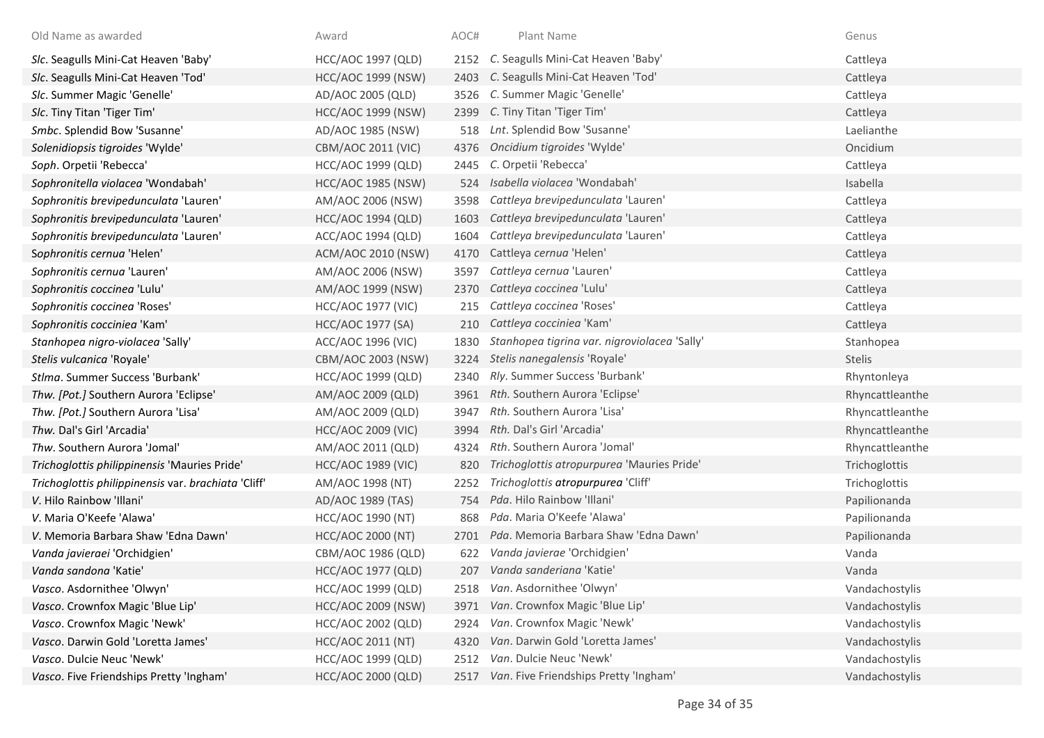| Old Name as awarded | Award | AOC# | Plant Name | Genus |
|---|---|---|---|---|
| *Slc*. Seagulls Mini-Cat Heaven 'Baby' | HCC/AOC 1997 (QLD) | 2152 | *C*. Seagulls Mini-Cat Heaven 'Baby' | Cattleya |
| *Slc*. Seagulls Mini-Cat Heaven 'Tod' | HCC/AOC 1999 (NSW) | 2403 | *C*. Seagulls Mini-Cat Heaven 'Tod' | Cattleya |
| *Slc*. Summer Magic 'Genelle' | AD/AOC 2005 (QLD) | 3526 | *C*. Summer Magic 'Genelle' | Cattleya |
| *Slc*. Tiny Titan 'Tiger Tim' | HCC/AOC 1999 (NSW) | 2399 | *C*. Tiny Titan 'Tiger Tim' | Cattleya |
| *Smbc*. Splendid Bow 'Susanne' | AD/AOC 1985 (NSW) | 518 | *Lnt*. Splendid Bow 'Susanne' | Laelianthe |
| *Solenidiopsis tigroides* 'Wylde' | CBM/AOC 2011 (VIC) | 4376 | *Oncidium tigroides* 'Wylde' | Oncidium |
| *Soph*. Orpetii 'Rebecca' | HCC/AOC 1999 (QLD) | 2445 | *C*. Orpetii 'Rebecca' | Cattleya |
| *Sophronitella violacea* 'Wondabah' | HCC/AOC 1985 (NSW) | 524 | *Isabella violacea* 'Wondabah' | Isabella |
| *Sophronitis brevipedunculata* 'Lauren' | AM/AOC 2006 (NSW) | 3598 | *Cattleya brevipedunculata* 'Lauren' | Cattleya |
| *Sophronitis brevipedunculata* 'Lauren' | HCC/AOC 1994 (QLD) | 1603 | *Cattleya brevipedunculata* 'Lauren' | Cattleya |
| *Sophronitis brevipedunculata* 'Lauren' | ACC/AOC 1994 (QLD) | 1604 | *Cattleya brevipedunculata* 'Lauren' | Cattleya |
| *Sophronitis cernua* 'Helen' | ACM/AOC 2010 (NSW) | 4170 | Cattleya *cernua* 'Helen' | Cattleya |
| *Sophronitis cernua* 'Lauren' | AM/AOC 2006 (NSW) | 3597 | *Cattleya cernua* 'Lauren' | Cattleya |
| *Sophronitis coccinea* 'Lulu' | AM/AOC 1999 (NSW) | 2370 | *Cattleya coccinea* 'Lulu' | Cattleya |
| *Sophronitis coccinea* 'Roses' | HCC/AOC 1977 (VIC) | 215 | *Cattleya coccinea* 'Roses' | Cattleya |
| *Sophronitis cocciniea* 'Kam' | HCC/AOC 1977 (SA) | 210 | *Cattleya cocciniea* 'Kam' | Cattleya |
| *Stanhopea nigro-violacea* 'Sally' | ACC/AOC 1996 (VIC) | 1830 | *Stanhopea tigrina var. nigroviolacea* 'Sally' | Stanhopea |
| *Stelis vulcanica* 'Royale' | CBM/AOC 2003 (NSW) | 3224 | *Stelis nanegalensis* 'Royale' | Stelis |
| *Stlma*. Summer Success 'Burbank' | HCC/AOC 1999 (QLD) | 2340 | *Rly*. Summer Success 'Burbank' | Rhyntonleya |
| *Thw. [Pot.]* Southern Aurora 'Eclipse' | AM/AOC 2009 (QLD) | 3961 | *Rth.* Southern Aurora 'Eclipse' | Rhyncattleanthe |
| *Thw. [Pot.]* Southern Aurora 'Lisa' | AM/AOC 2009 (QLD) | 3947 | *Rth.* Southern Aurora 'Lisa' | Rhyncattleanthe |
| *Thw.* Dal's Girl 'Arcadia' | HCC/AOC 2009 (VIC) | 3994 | *Rth.* Dal's Girl 'Arcadia' | Rhyncattleanthe |
| *Thw*. Southern Aurora 'Jomal' | AM/AOC 2011 (QLD) | 4324 | *Rth*. Southern Aurora 'Jomal' | Rhyncattleanthe |
| *Trichoglottis philippinensis* 'Mauries Pride' | HCC/AOC 1989 (VIC) | 820 | *Trichoglottis atropurpurea* 'Mauries Pride' | Trichoglottis |
| *Trichoglottis philippinensis* var. *brachiata* 'Cliff' | AM/AOC 1998 (NT) | 2252 | *Trichoglottis* ***atropurpurea*** 'Cliff' | Trichoglottis |
| *V*. Hilo Rainbow 'Illani' | AD/AOC 1989 (TAS) | 754 | *Pda*. Hilo Rainbow 'Illani' | Papilionanda |
| *V*. Maria O'Keefe 'Alawa' | HCC/AOC 1990 (NT) | 868 | *Pda*. Maria O'Keefe 'Alawa' | Papilionanda |
| *V*. Memoria Barbara Shaw 'Edna Dawn' | HCC/AOC 2000 (NT) | 2701 | *Pda*. Memoria Barbara Shaw 'Edna Dawn' | Papilionanda |
| *Vanda javieraei* 'Orchidgien' | CBM/AOC 1986 (QLD) | 622 | *Vanda javierae* 'Orchidgien' | Vanda |
| *Vanda sandona* 'Katie' | HCC/AOC 1977 (QLD) | 207 | *Vanda sanderiana* 'Katie' | Vanda |
| *Vasco*. Asdornithee 'Olwyn' | HCC/AOC 1999 (QLD) | 2518 | *Van*. Asdornithee 'Olwyn' | Vandachostylis |
| *Vasco*. Crownfox Magic 'Blue Lip' | HCC/AOC 2009 (NSW) | 3971 | *Van*. Crownfox Magic 'Blue Lip' | Vandachostylis |
| *Vasco*. Crownfox Magic 'Newk' | HCC/AOC 2002 (QLD) | 2924 | *Van*. Crownfox Magic 'Newk' | Vandachostylis |
| *Vasco*. Darwin Gold 'Loretta James' | HCC/AOC 2011 (NT) | 4320 | *Van*. Darwin Gold 'Loretta James' | Vandachostylis |
| *Vasco*. Dulcie Neuc 'Newk' | HCC/AOC 1999 (QLD) | 2512 | *Van*. Dulcie Neuc 'Newk' | Vandachostylis |
| *Vasco*. Five Friendships Pretty 'Ingham' | HCC/AOC 2000 (QLD) | 2517 | *Van*. Five Friendships Pretty 'Ingham' | Vandachostylis |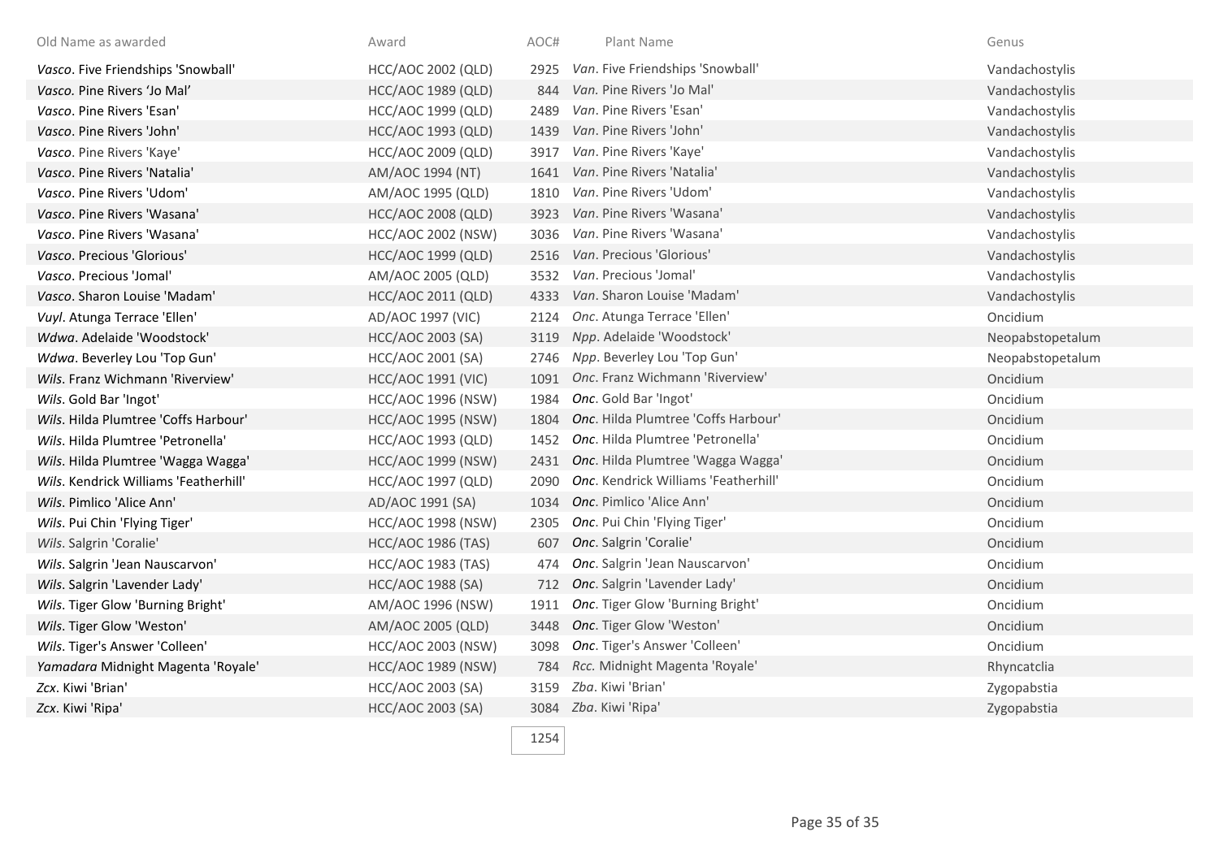| Old Name as awarded | Award | AOC# | Plant Name | Genus |
|---|---|---|---|---|
| *Vasco*. Five Friendships 'Snowball' | HCC/AOC 2002 (QLD) | 2925 | *Van*. Five Friendships 'Snowball' | Vandachostylis |
| *Vasco.* Pine Rivers 'Jo Mal' | HCC/AOC 1989 (QLD) | 844 | *Van.* Pine Rivers 'Jo Mal' | Vandachostylis |
| *Vasco*. Pine Rivers 'Esan' | HCC/AOC 1999 (QLD) | 2489 | *Van*. Pine Rivers 'Esan' | Vandachostylis |
| *Vasco*. Pine Rivers 'John' | HCC/AOC 1993 (QLD) | 1439 | *Van*. Pine Rivers 'John' | Vandachostylis |
| *Vasco*. Pine Rivers 'Kaye' | HCC/AOC 2009 (QLD) | 3917 | *Van*. Pine Rivers 'Kaye' | Vandachostylis |
| *Vasco*. Pine Rivers 'Natalia' | AM/AOC 1994 (NT) | 1641 | *Van*. Pine Rivers 'Natalia' | Vandachostylis |
| *Vasco*. Pine Rivers 'Udom' | AM/AOC 1995 (QLD) | 1810 | *Van*. Pine Rivers 'Udom' | Vandachostylis |
| *Vasco*. Pine Rivers 'Wasana' | HCC/AOC 2008 (QLD) | 3923 | *Van*. Pine Rivers 'Wasana' | Vandachostylis |
| *Vasco*. Pine Rivers 'Wasana' | HCC/AOC 2002 (NSW) | 3036 | *Van*. Pine Rivers 'Wasana' | Vandachostylis |
| *Vasco*. Precious 'Glorious' | HCC/AOC 1999 (QLD) | 2516 | *Van*. Precious 'Glorious' | Vandachostylis |
| *Vasco*. Precious 'Jomal' | AM/AOC 2005 (QLD) | 3532 | *Van*. Precious 'Jomal' | Vandachostylis |
| *Vasco*. Sharon Louise 'Madam' | HCC/AOC 2011 (QLD) | 4333 | *Van*. Sharon Louise 'Madam' | Vandachostylis |
| *Vuyl*. Atunga Terrace 'Ellen' | AD/AOC 1997 (VIC) | 2124 | *Onc*. Atunga Terrace 'Ellen' | Oncidium |
| *Wdwa*. Adelaide 'Woodstock' | HCC/AOC 2003 (SA) | 3119 | *Npp*. Adelaide 'Woodstock' | Neopabstopetalum |
| *Wdwa*. Beverley Lou 'Top Gun' | HCC/AOC 2001 (SA) | 2746 | *Npp*. Beverley Lou 'Top Gun' | Neopabstopetalum |
| *Wils*. Franz Wichmann 'Riverview' | HCC/AOC 1991 (VIC) | 1091 | *Onc*. Franz Wichmann 'Riverview' | Oncidium |
| *Wils*. Gold Bar 'Ingot' | HCC/AOC 1996 (NSW) | 1984 | ***Onc***. Gold Bar 'Ingot' | Oncidium |
| *Wils*. Hilda Plumtree 'Coffs Harbour' | HCC/AOC 1995 (NSW) | 1804 | ***Onc***. Hilda Plumtree 'Coffs Harbour' | Oncidium |
| *Wils*. Hilda Plumtree 'Petronella' | HCC/AOC 1993 (QLD) | 1452 | ***Onc***. Hilda Plumtree 'Petronella' | Oncidium |
| *Wils*. Hilda Plumtree 'Wagga Wagga' | HCC/AOC 1999 (NSW) | 2431 | ***Onc***. Hilda Plumtree 'Wagga Wagga' | Oncidium |
| *Wils*. Kendrick Williams 'Featherhill' | HCC/AOC 1997 (QLD) | 2090 | ***Onc***. Kendrick Williams 'Featherhill' | Oncidium |
| *Wils*. Pimlico 'Alice Ann' | AD/AOC 1991 (SA) | 1034 | ***Onc***. Pimlico 'Alice Ann' | Oncidium |
| *Wils*. Pui Chin 'Flying Tiger' | HCC/AOC 1998 (NSW) | 2305 | ***Onc***. Pui Chin 'Flying Tiger' | Oncidium |
| *Wils*. Salgrin 'Coralie' | HCC/AOC 1986 (TAS) | 607 | ***Onc***. Salgrin 'Coralie' | Oncidium |
| *Wils*. Salgrin 'Jean Nauscarvon' | HCC/AOC 1983 (TAS) | 474 | ***Onc***. Salgrin 'Jean Nauscarvon' | Oncidium |
| *Wils*. Salgrin 'Lavender Lady' | HCC/AOC 1988 (SA) | 712 | ***Onc***. Salgrin 'Lavender Lady' | Oncidium |
| *Wils*. Tiger Glow 'Burning Bright' | AM/AOC 1996 (NSW) | 1911 | ***Onc***. Tiger Glow 'Burning Bright' | Oncidium |
| *Wils*. Tiger Glow 'Weston' | AM/AOC 2005 (QLD) | 3448 | ***Onc***. Tiger Glow 'Weston' | Oncidium |
| *Wils*. Tiger's Answer 'Colleen' | HCC/AOC 2003 (NSW) | 3098 | ***Onc***. Tiger's Answer 'Colleen' | Oncidium |
| *Yamadara* Midnight Magenta 'Royale' | HCC/AOC 1989 (NSW) | 784 | *Rcc.* Midnight Magenta 'Royale' | Rhyncatclia |
| *Zcx*. Kiwi 'Brian' | HCC/AOC 2003 (SA) | 3159 | *Zba*. Kiwi 'Brian' | Zygopabstia |
| *Zcx*. Kiwi 'Ripa' | HCC/AOC 2003 (SA) | 3084 | *Zba*. Kiwi 'Ripa' | Zygopabstia |
| | | 1254 | | |